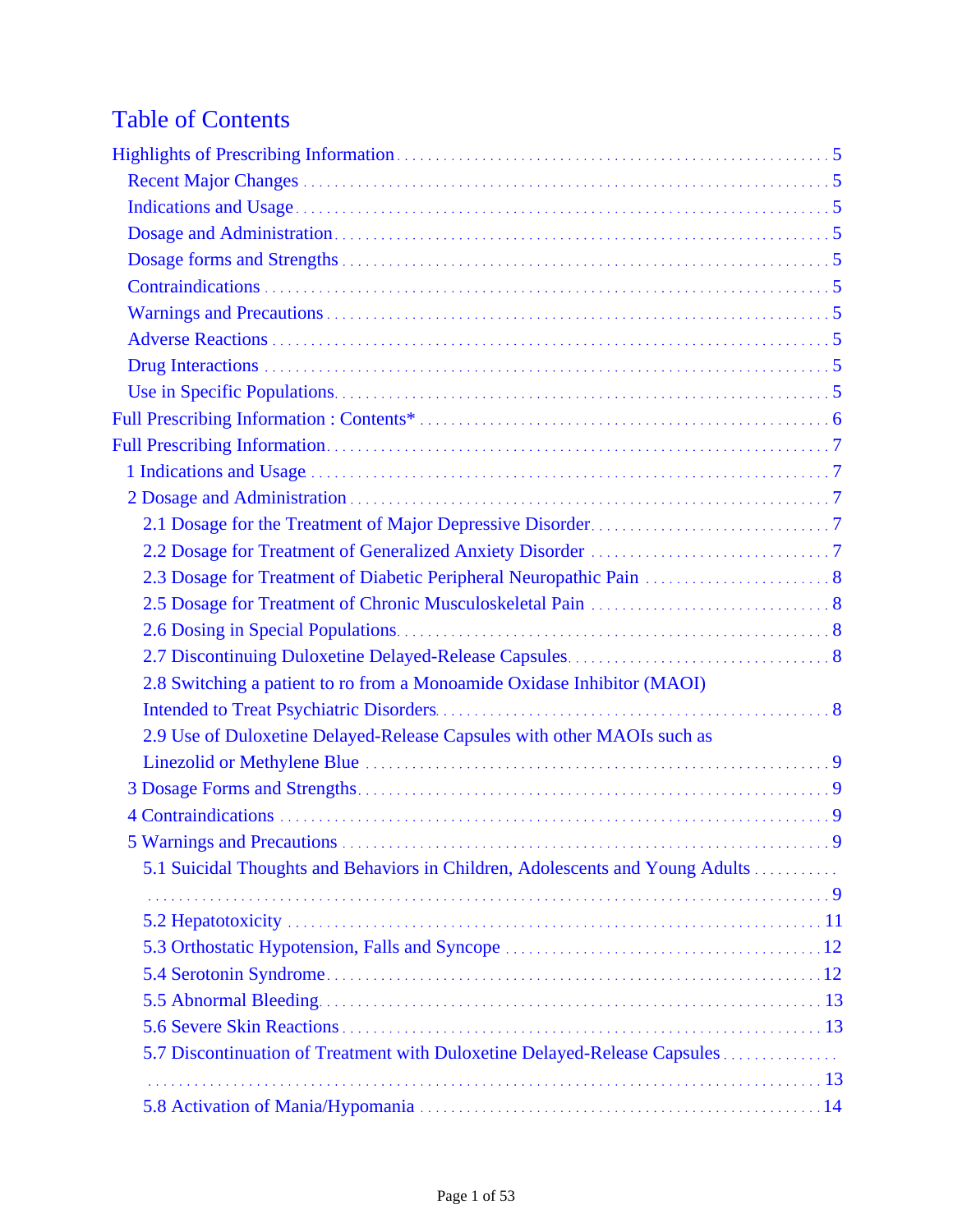# Table of Contents

- Highlights of Prescribing Information ... 5
  - Recent Major Changes ... 5
  - Indications and Usage ... 5
  - Dosage and Administration ... 5
  - Dosage forms and Strengths ... 5
  - Contraindications ... 5
  - Warnings and Precautions ... 5
  - Adverse Reactions ... 5
  - Drug Interactions ... 5
  - Use in Specific Populations ... 5
- Full Prescribing Information : Contents* ... 6
- Full Prescribing Information ... 7
  - 1 Indications and Usage ... 7
  - 2 Dosage and Administration ... 7
    - 2.1 Dosage for the Treatment of Major Depressive Disorder ... 7
    - 2.2 Dosage for Treatment of Generalized Anxiety Disorder ... 7
    - 2.3 Dosage for Treatment of Diabetic Peripheral Neuropathic Pain ... 8
    - 2.5 Dosage for Treatment of Chronic Musculoskeletal Pain ... 8
    - 2.6 Dosing in Special Populations ... 8
    - 2.7 Discontinuing Duloxetine Delayed-Release Capsules ... 8
    - 2.8 Switching a patient to ro from a Monoamide Oxidase Inhibitor (MAOI) Intended to Treat Psychiatric Disorders ... 8
    - 2.9 Use of Duloxetine Delayed-Release Capsules with other MAOIs such as Linezolid or Methylene Blue ... 9
  - 3 Dosage Forms and Strengths ... 9
  - 4 Contraindications ... 9
  - 5 Warnings and Precautions ... 9
    - 5.1 Suicidal Thoughts and Behaviors in Children, Adolescents and Young Adults ... 9
    - 5.2 Hepatotoxicity ... 11
    - 5.3 Orthostatic Hypotension, Falls and Syncope ... 12
    - 5.4 Serotonin Syndrome ... 12
    - 5.5 Abnormal Bleeding ... 13
    - 5.6 Severe Skin Reactions ... 13
    - 5.7 Discontinuation of Treatment with Duloxetine Delayed-Release Capsules ... 13
    - 5.8 Activation of Mania/Hypomania ... 14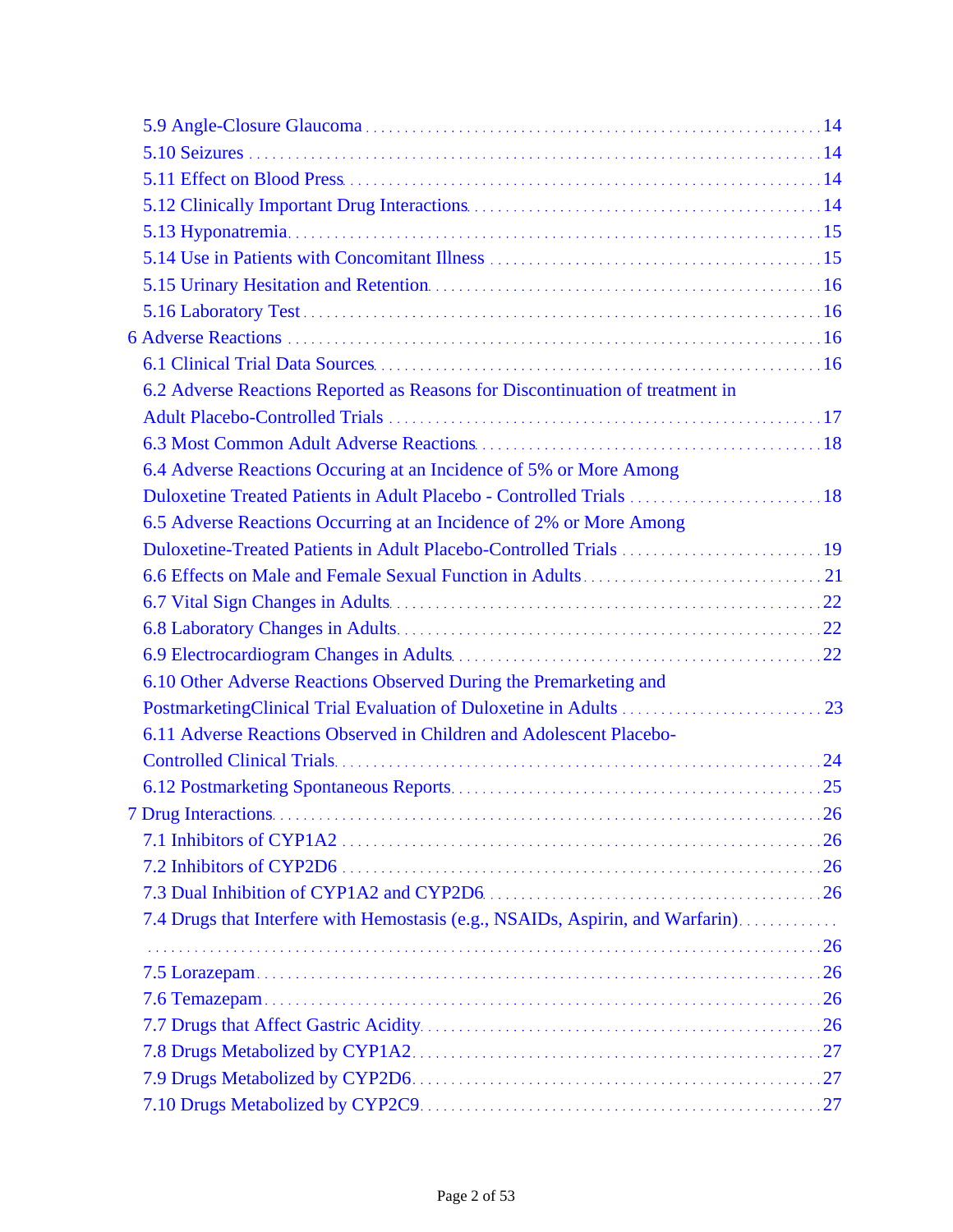- 5.9 Angle-Closure Glaucoma ... 14
- 5.10 Seizures ... 14
- 5.11 Effect on Blood Press ... 14
- 5.12 Clinically Important Drug Interactions ... 14
- 5.13 Hyponatremia ... 15
- 5.14 Use in Patients with Concomitant Illness ... 15
- 5.15 Urinary Hesitation and Retention ... 16
- 5.16 Laboratory Test ... 16

6 Adverse Reactions ... 16

- 6.1 Clinical Trial Data Sources ... 16
- 6.2 Adverse Reactions Reported as Reasons for Discontinuation of treatment in Adult Placebo-Controlled Trials ... 17
- 6.3 Most Common Adult Adverse Reactions ... 18
- 6.4 Adverse Reactions Occuring at an Incidence of 5% or More Among Duloxetine Treated Patients in Adult Placebo - Controlled Trials ... 18
- 6.5 Adverse Reactions Occurring at an Incidence of 2% or More Among Duloxetine-Treated Patients in Adult Placebo-Controlled Trials ... 19
- 6.6 Effects on Male and Female Sexual Function in Adults ... 21
- 6.7 Vital Sign Changes in Adults ... 22
- 6.8 Laboratory Changes in Adults ... 22
- 6.9 Electrocardiogram Changes in Adults ... 22
- 6.10 Other Adverse Reactions Observed During the Premarketing and PostmarketingClinical Trial Evaluation of Duloxetine in Adults ... 23
- 6.11 Adverse Reactions Observed in Children and Adolescent Placebo-Controlled Clinical Trials ... 24
- 6.12 Postmarketing Spontaneous Reports ... 25

7 Drug Interactions ... 26

- 7.1 Inhibitors of CYP1A2 ... 26
- 7.2 Inhibitors of CYP2D6 ... 26
- 7.3 Dual Inhibition of CYP1A2 and CYP2D6 ... 26
- 7.4 Drugs that Interfere with Hemostasis (e.g., NSAIDs, Aspirin, and Warfarin) ... 26
- 7.5 Lorazepam ... 26
- 7.6 Temazepam ... 26
- 7.7 Drugs that Affect Gastric Acidity ... 26
- 7.8 Drugs Metabolized by CYP1A2 ... 27
- 7.9 Drugs Metabolized by CYP2D6 ... 27
- 7.10 Drugs Metabolized by CYP2C9 ... 27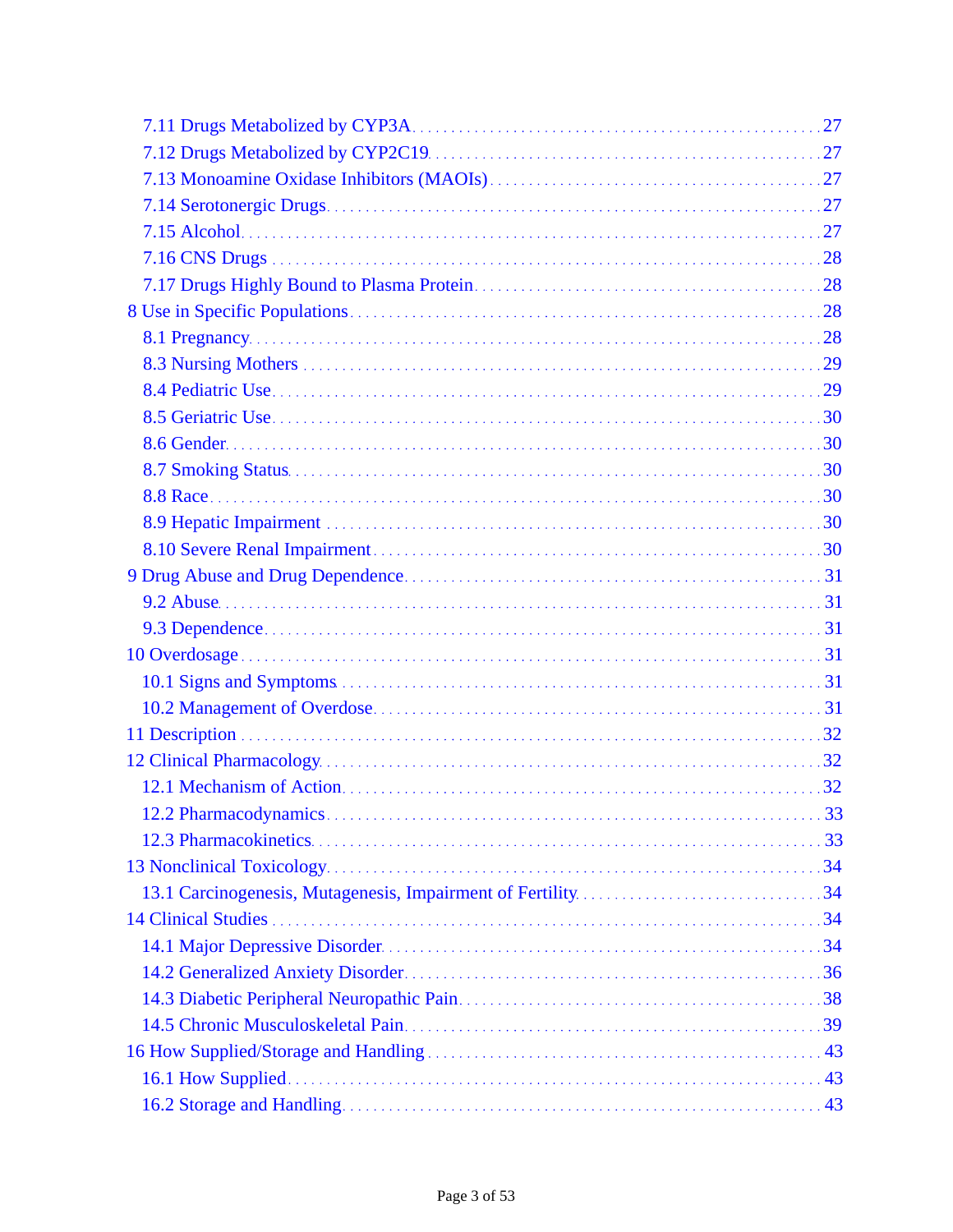7.11 Drugs Metabolized by CYP3A . . . . . 27
7.12 Drugs Metabolized by CYP2C19 . . . . . 27
7.13 Monoamine Oxidase Inhibitors (MAOIs) . . . . . 27
7.14 Serotonergic Drugs . . . . . 27
7.15 Alcohol . . . . . 27
7.16 CNS Drugs . . . . . 28
7.17 Drugs Highly Bound to Plasma Protein . . . . . 28
8 Use in Specific Populations . . . . . 28
8.1 Pregnancy . . . . . 28
8.3 Nursing Mothers . . . . . 29
8.4 Pediatric Use . . . . . 29
8.5 Geriatric Use . . . . . 30
8.6 Gender . . . . . 30
8.7 Smoking Status . . . . . 30
8.8 Race . . . . . 30
8.9 Hepatic Impairment . . . . . 30
8.10 Severe Renal Impairment . . . . . 30
9 Drug Abuse and Drug Dependence . . . . . 31
9.2 Abuse . . . . . 31
9.3 Dependence . . . . . 31
10 Overdosage . . . . . 31
10.1 Signs and Symptoms . . . . . 31
10.2 Management of Overdose . . . . . 31
11 Description . . . . . 32
12 Clinical Pharmacology . . . . . 32
12.1 Mechanism of Action . . . . . 32
12.2 Pharmacodynamics . . . . . 33
12.3 Pharmacokinetics . . . . . 33
13 Nonclinical Toxicology . . . . . 34
13.1 Carcinogenesis, Mutagenesis, Impairment of Fertility . . . . . 34
14 Clinical Studies . . . . . 34
14.1 Major Depressive Disorder . . . . . 34
14.2 Generalized Anxiety Disorder . . . . . 36
14.3 Diabetic Peripheral Neuropathic Pain . . . . . 38
14.5 Chronic Musculoskeletal Pain . . . . . 39
16 How Supplied/Storage and Handling . . . . . 43
16.1 How Supplied . . . . . 43
16.2 Storage and Handling . . . . . 43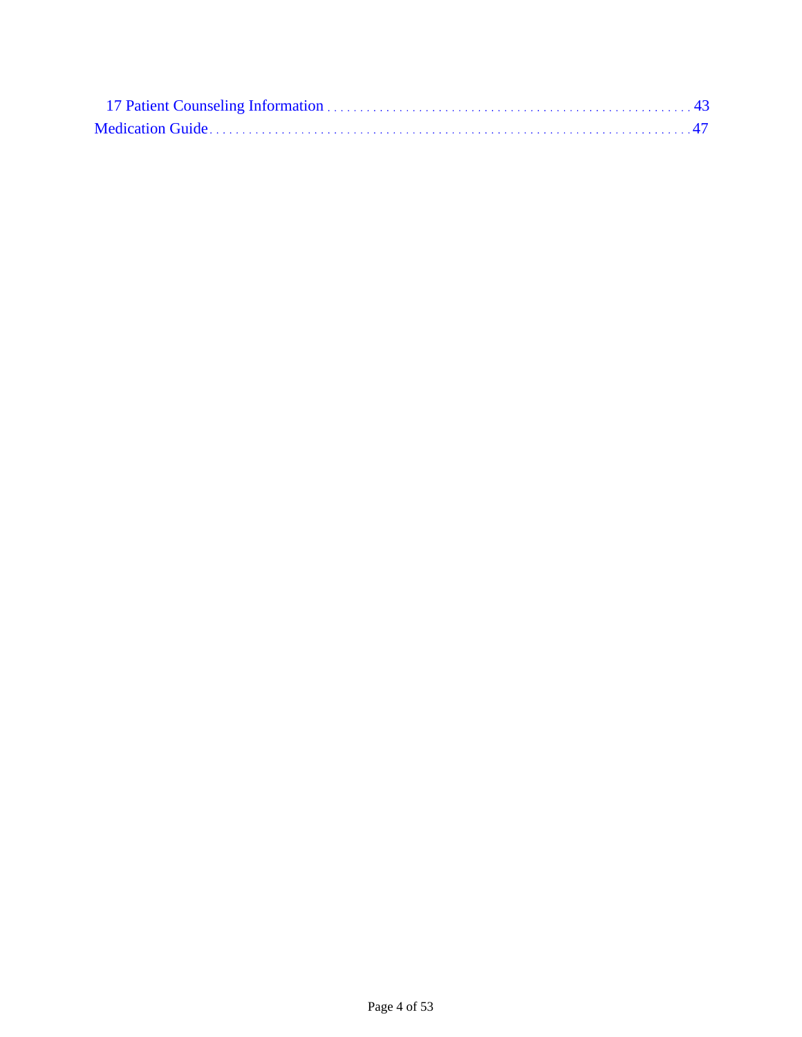17 Patient Counseling Information ........................................................ 43

Medication Guide ........................................................................ 47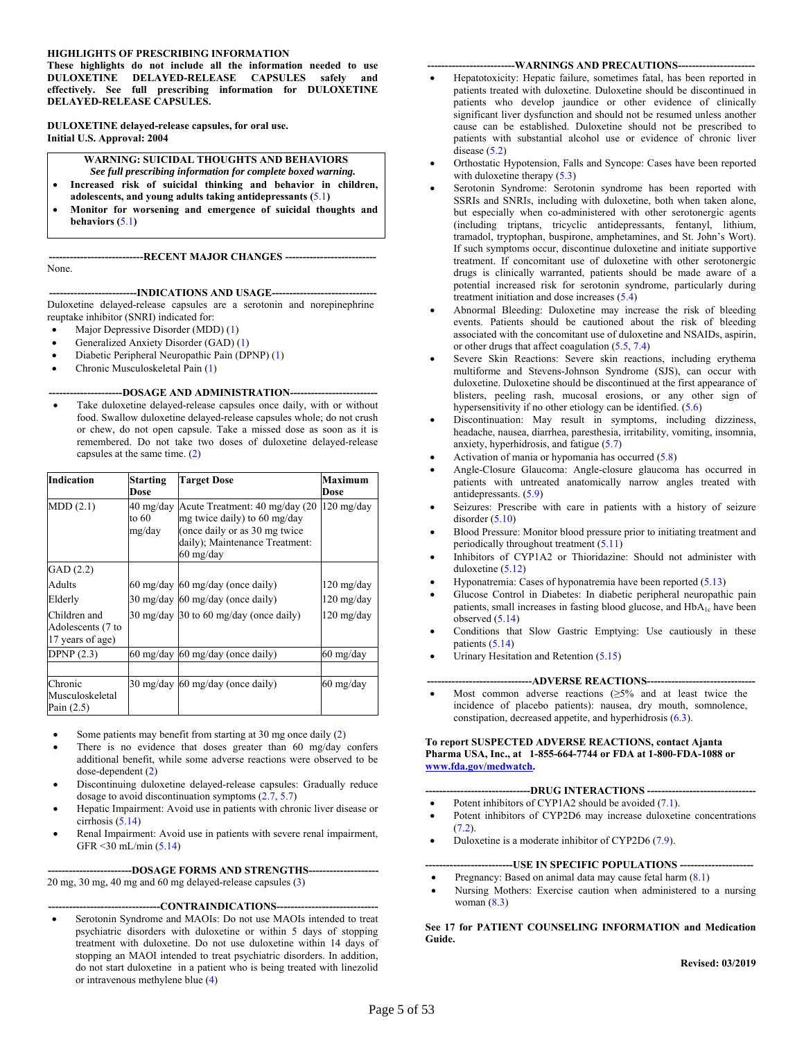**HIGHLIGHTS OF PRESCRIBING INFORMATION**

**These highlights do not include all the information needed to use DULOXETINE DELAYED-RELEASE CAPSULES safely and effectively. See full prescribing information for DULOXETINE DELAYED-RELEASE CAPSULES.**

**DULOXETINE delayed-release capsules, for oral use.**
**Initial U.S. Approval: 2004**

> **WARNING: SUICIDAL THOUGHTS AND BEHAVIORS**
> ***See full prescribing information for complete boxed warning.***
> - **Increased risk of suicidal thinking and behavior in children, adolescents, and young adults taking antidepressants (5.1)**
> - **Monitor for worsening and emergence of suicidal thoughts and behaviors (5.1)**

**---RECENT MAJOR CHANGES---**

None.

**---INDICATIONS AND USAGE---**

Duloxetine delayed-release capsules are a serotonin and norepinephrine reuptake inhibitor (SNRI) indicated for:

- Major Depressive Disorder (MDD) (1)
- Generalized Anxiety Disorder (GAD) (1)
- Diabetic Peripheral Neuropathic Pain (DPNP) (1)
- Chronic Musculoskeletal Pain (1)

**---DOSAGE AND ADMINISTRATION---**

- Take duloxetine delayed-release capsules once daily, with or without food. Swallow duloxetine delayed-release capsules whole; do not crush or chew, do not open capsule. Take a missed dose as soon as it is remembered. Do not take two doses of duloxetine delayed-release capsules at the same time. (2)

| Indication | Starting Dose | Target Dose | Maximum Dose |
|---|---|---|---|
| MDD (2.1) | 40 mg/day to 60 mg/day | Acute Treatment: 40 mg/day (20 mg twice daily) to 60 mg/day (once daily or as 30 mg twice daily); Maintenance Treatment: 60 mg/day | 120 mg/day |
| GAD (2.2) | | | |
| Adults | 60 mg/day | 60 mg/day (once daily) | 120 mg/day |
| Elderly | 30 mg/day | 60 mg/day (once daily) | 120 mg/day |
| Children and Adolescents (7 to 17 years of age) | 30 mg/day | 30 to 60 mg/day (once daily) | 120 mg/day |
| DPNP (2.3) | 60 mg/day | 60 mg/day (once daily) | 60 mg/day |
| | | | |
| Chronic Musculoskeletal Pain (2.5) | 30 mg/day | 60 mg/day (once daily) | 60 mg/day |

- Some patients may benefit from starting at 30 mg once daily (2)
- There is no evidence that doses greater than 60 mg/day confers additional benefit, while some adverse reactions were observed to be dose-dependent (2)
- Discontinuing duloxetine delayed-release capsules: Gradually reduce dosage to avoid discontinuation symptoms (2.7, 5.7)
- Hepatic Impairment: Avoid use in patients with chronic liver disease or cirrhosis (5.14)
- Renal Impairment: Avoid use in patients with severe renal impairment, GFR <30 mL/min (5.14)

**---DOSAGE FORMS AND STRENGTHS---**

20 mg, 30 mg, 40 mg and 60 mg delayed-release capsules (3)

**---CONTRAINDICATIONS---**

- Serotonin Syndrome and MAOIs: Do not use MAOIs intended to treat psychiatric disorders with duloxetine or within 5 days of stopping treatment with duloxetine. Do not use duloxetine within 14 days of stopping an MAOI intended to treat psychiatric disorders. In addition, do not start duloxetine in a patient who is being treated with linezolid or intravenous methylene blue (4)

**---WARNINGS AND PRECAUTIONS---**

- Hepatotoxicity: Hepatic failure, sometimes fatal, has been reported in patients treated with duloxetine. Duloxetine should be discontinued in patients who develop jaundice or other evidence of clinically significant liver dysfunction and should not be resumed unless another cause can be established. Duloxetine should not be prescribed to patients with substantial alcohol use or evidence of chronic liver disease (5.2)
- Orthostatic Hypotension, Falls and Syncope: Cases have been reported with duloxetine therapy (5.3)
- Serotonin Syndrome: Serotonin syndrome has been reported with SSRIs and SNRIs, including with duloxetine, both when taken alone, but especially when co-administered with other serotonergic agents (including triptans, tricyclic antidepressants, fentanyl, lithium, tramadol, tryptophan, buspirone, amphetamines, and St. John's Wort). If such symptoms occur, discontinue duloxetine and initiate supportive treatment. If concomitant use of duloxetine with other serotonergic drugs is clinically warranted, patients should be made aware of a potential increased risk for serotonin syndrome, particularly during treatment initiation and dose increases (5.4)
- Abnormal Bleeding: Duloxetine may increase the risk of bleeding events. Patients should be cautioned about the risk of bleeding associated with the concomitant use of duloxetine and NSAIDs, aspirin, or other drugs that affect coagulation (5.5, 7.4)
- Severe Skin Reactions: Severe skin reactions, including erythema multiforme and Stevens-Johnson Syndrome (SJS), can occur with duloxetine. Duloxetine should be discontinued at the first appearance of blisters, peeling rash, mucosal erosions, or any other sign of hypersensitivity if no other etiology can be identified. (5.6)
- Discontinuation: May result in symptoms, including dizziness, headache, nausea, diarrhea, paresthesia, irritability, vomiting, insomnia, anxiety, hyperhidrosis, and fatigue (5.7)
- Activation of mania or hypomania has occurred (5.8)
- Angle-Closure Glaucoma: Angle-closure glaucoma has occurred in patients with untreated anatomically narrow angles treated with antidepressants. (5.9)
- Seizures: Prescribe with care in patients with a history of seizure disorder (5.10)
- Blood Pressure: Monitor blood pressure prior to initiating treatment and periodically throughout treatment (5.11)
- Inhibitors of CYP1A2 or Thioridazine: Should not administer with duloxetine (5.12)
- Hyponatremia: Cases of hyponatremia have been reported (5.13)
- Glucose Control in Diabetes: In diabetic peripheral neuropathic pain patients, small increases in fasting blood glucose, and $HbA_{1c}$ have been observed (5.14)
- Conditions that Slow Gastric Emptying: Use cautiously in these patients (5.14)
- Urinary Hesitation and Retention (5.15)

**---ADVERSE REACTIONS---**

- Most common adverse reactions (≥5% and at least twice the incidence of placebo patients): nausea, dry mouth, somnolence, constipation, decreased appetite, and hyperhidrosis (6.3).

**To report SUSPECTED ADVERSE REACTIONS, contact Ajanta Pharma USA, Inc., at 1-855-664-7744 or FDA at 1-800-FDA-1088 or www.fda.gov/medwatch.**

**---DRUG INTERACTIONS---**

- Potent inhibitors of CYP1A2 should be avoided (7.1).
- Potent inhibitors of CYP2D6 may increase duloxetine concentrations (7.2).
- Duloxetine is a moderate inhibitor of CYP2D6 (7.9).

**---USE IN SPECIFIC POPULATIONS---**

- Pregnancy: Based on animal data may cause fetal harm (8.1)
- Nursing Mothers: Exercise caution when administered to a nursing woman (8.3)

**See 17 for PATIENT COUNSELING INFORMATION and Medication Guide.**

**Revised: 03/2019**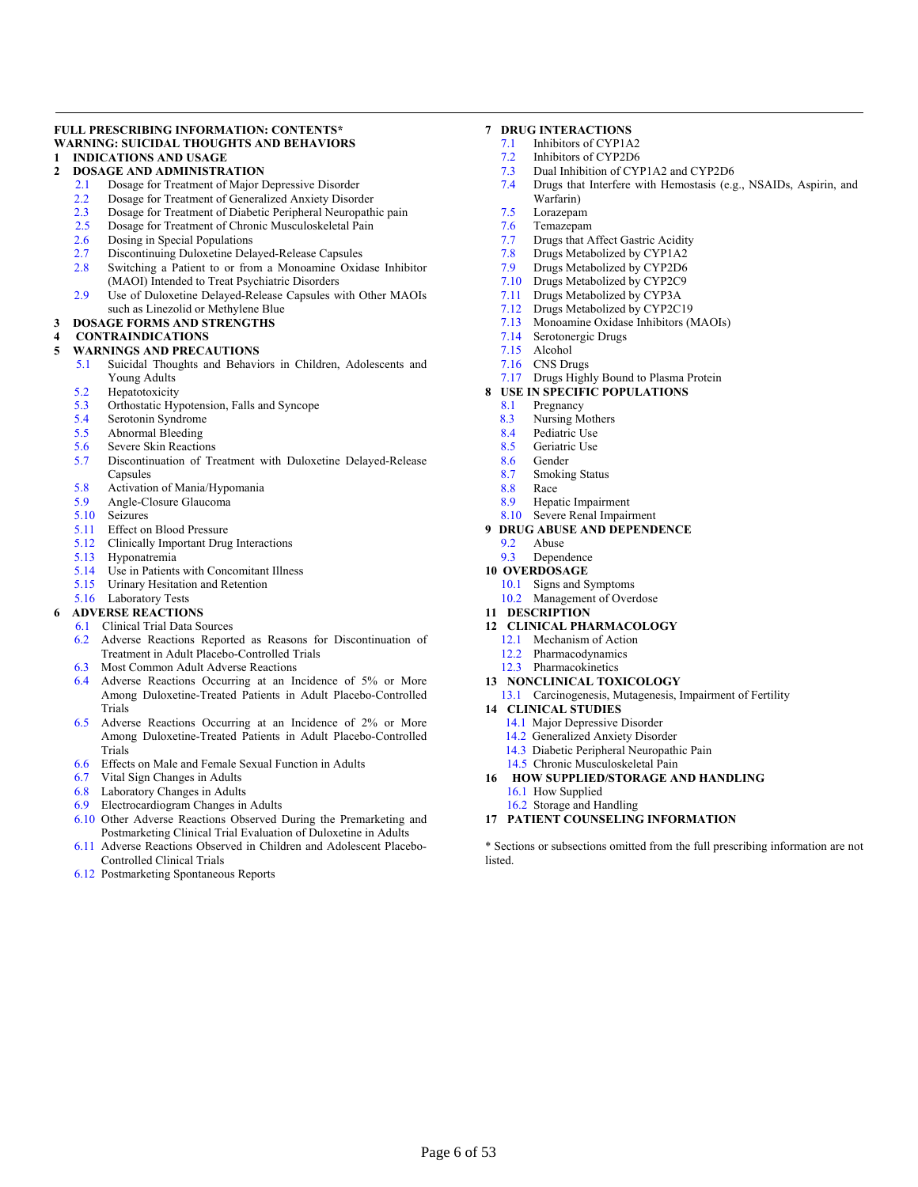**FULL PRESCRIBING INFORMATION: CONTENTS***

**WARNING: SUICIDAL THOUGHTS AND BEHAVIORS**

**1 INDICATIONS AND USAGE**

**2 DOSAGE AND ADMINISTRATION**

- 2.1 Dosage for Treatment of Major Depressive Disorder
- 2.2 Dosage for Treatment of Generalized Anxiety Disorder
- 2.3 Dosage for Treatment of Diabetic Peripheral Neuropathic pain
- 2.5 Dosage for Treatment of Chronic Musculoskeletal Pain
- 2.6 Dosing in Special Populations
- 2.7 Discontinuing Duloxetine Delayed-Release Capsules
- 2.8 Switching a Patient to or from a Monoamine Oxidase Inhibitor (MAOI) Intended to Treat Psychiatric Disorders
- 2.9 Use of Duloxetine Delayed-Release Capsules with Other MAOIs such as Linezolid or Methylene Blue

**3 DOSAGE FORMS AND STRENGTHS**

**4 CONTRAINDICATIONS**

**5 WARNINGS AND PRECAUTIONS**

- 5.1 Suicidal Thoughts and Behaviors in Children, Adolescents and Young Adults
- 5.2 Hepatotoxicity
- 5.3 Orthostatic Hypotension, Falls and Syncope
- 5.4 Serotonin Syndrome
- 5.5 Abnormal Bleeding
- 5.6 Severe Skin Reactions
- 5.7 Discontinuation of Treatment with Duloxetine Delayed-Release Capsules
- 5.8 Activation of Mania/Hypomania
- 5.9 Angle-Closure Glaucoma
- 5.10 Seizures
- 5.11 Effect on Blood Pressure
- 5.12 Clinically Important Drug Interactions
- 5.13 Hyponatremia
- 5.14 Use in Patients with Concomitant Illness
- 5.15 Urinary Hesitation and Retention
- 5.16 Laboratory Tests

**6 ADVERSE REACTIONS**

- 6.1 Clinical Trial Data Sources
- 6.2 Adverse Reactions Reported as Reasons for Discontinuation of Treatment in Adult Placebo-Controlled Trials
- 6.3 Most Common Adult Adverse Reactions
- 6.4 Adverse Reactions Occurring at an Incidence of 5% or More Among Duloxetine-Treated Patients in Adult Placebo-Controlled Trials
- 6.5 Adverse Reactions Occurring at an Incidence of 2% or More Among Duloxetine-Treated Patients in Adult Placebo-Controlled Trials
- 6.6 Effects on Male and Female Sexual Function in Adults
- 6.7 Vital Sign Changes in Adults
- 6.8 Laboratory Changes in Adults
- 6.9 Electrocardiogram Changes in Adults
- 6.10 Other Adverse Reactions Observed During the Premarketing and Postmarketing Clinical Trial Evaluation of Duloxetine in Adults
- 6.11 Adverse Reactions Observed in Children and Adolescent Placebo-Controlled Clinical Trials
- 6.12 Postmarketing Spontaneous Reports

**7 DRUG INTERACTIONS**

- 7.1 Inhibitors of CYP1A2
- 7.2 Inhibitors of CYP2D6
- 7.3 Dual Inhibition of CYP1A2 and CYP2D6
- 7.4 Drugs that Interfere with Hemostasis (e.g., NSAIDs, Aspirin, and Warfarin)
- 7.5 Lorazepam
- 7.6 Temazepam
- 7.7 Drugs that Affect Gastric Acidity
- 7.8 Drugs Metabolized by CYP1A2
- 7.9 Drugs Metabolized by CYP2D6
- 7.10 Drugs Metabolized by CYP2C9
- 7.11 Drugs Metabolized by CYP3A
- 7.12 Drugs Metabolized by CYP2C19
- 7.13 Monoamine Oxidase Inhibitors (MAOIs)
- 7.14 Serotonergic Drugs
- 7.15 Alcohol
- 7.16 CNS Drugs
- 7.17 Drugs Highly Bound to Plasma Protein

**8 USE IN SPECIFIC POPULATIONS**

- 8.1 Pregnancy
- 8.3 Nursing Mothers
- 8.4 Pediatric Use
- 8.5 Geriatric Use
- 8.6 Gender
- 8.7 Smoking Status
- 8.8 Race
- 8.9 Hepatic Impairment
- 8.10 Severe Renal Impairment

**9 DRUG ABUSE AND DEPENDENCE**

- 9.2 Abuse
- 9.3 Dependence

**10 OVERDOSAGE**

- 10.1 Signs and Symptoms
- 10.2 Management of Overdose

**11 DESCRIPTION**

**12 CLINICAL PHARMACOLOGY**

- 12.1 Mechanism of Action
- 12.2 Pharmacodynamics
- 12.3 Pharmacokinetics

**13 NONCLINICAL TOXICOLOGY**

- 13.1 Carcinogenesis, Mutagenesis, Impairment of Fertility

**14 CLINICAL STUDIES**

- 14.1 Major Depressive Disorder
- 14.2 Generalized Anxiety Disorder
- 14.3 Diabetic Peripheral Neuropathic Pain
- 14.5 Chronic Musculoskeletal Pain

**16 HOW SUPPLIED/STORAGE AND HANDLING**

- 16.1 How Supplied
- 16.2 Storage and Handling

**17 PATIENT COUNSELING INFORMATION**

* Sections or subsections omitted from the full prescribing information are not listed.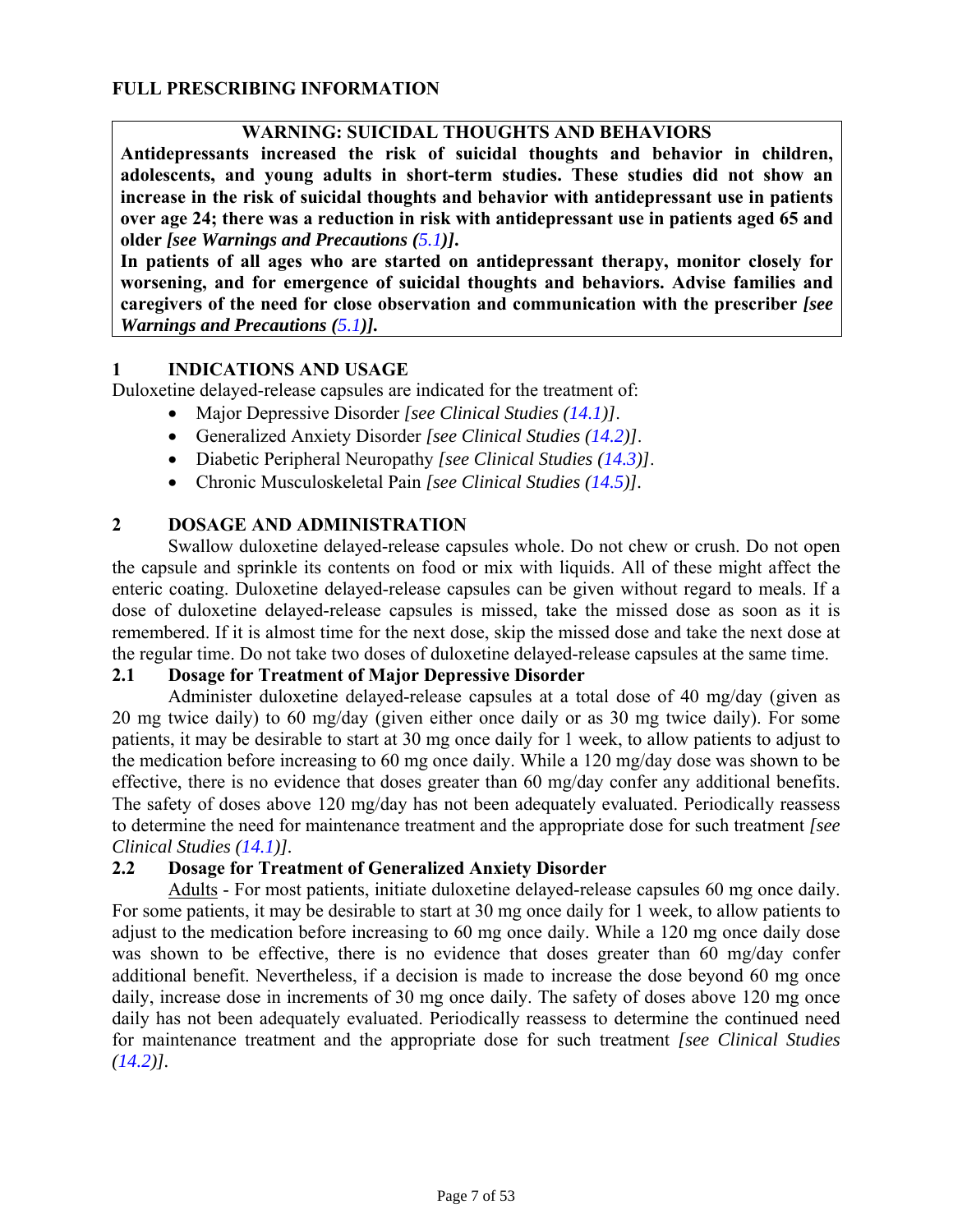# FULL PRESCRIBING INFORMATION

**WARNING: SUICIDAL THOUGHTS AND BEHAVIORS**

**Antidepressants increased the risk of suicidal thoughts and behavior in children, adolescents, and young adults in short-term studies. These studies did not show an increase in the risk of suicidal thoughts and behavior with antidepressant use in patients over age 24; there was a reduction in risk with antidepressant use in patients aged 65 and older *[see Warnings and Precautions (5.1)]*.**

**In patients of all ages who are started on antidepressant therapy, monitor closely for worsening, and for emergence of suicidal thoughts and behaviors. Advise families and caregivers of the need for close observation and communication with the prescriber *[see Warnings and Precautions (5.1)]*.**

## 1 INDICATIONS AND USAGE

Duloxetine delayed-release capsules are indicated for the treatment of:

- Major Depressive Disorder *[see Clinical Studies (14.1)]*.
- Generalized Anxiety Disorder *[see Clinical Studies (14.2)]*.
- Diabetic Peripheral Neuropathy *[see Clinical Studies (14.3)]*.
- Chronic Musculoskeletal Pain *[see Clinical Studies (14.5)]*.

## 2 DOSAGE AND ADMINISTRATION

Swallow duloxetine delayed-release capsules whole. Do not chew or crush. Do not open the capsule and sprinkle its contents on food or mix with liquids. All of these might affect the enteric coating. Duloxetine delayed-release capsules can be given without regard to meals. If a dose of duloxetine delayed-release capsules is missed, take the missed dose as soon as it is remembered. If it is almost time for the next dose, skip the missed dose and take the next dose at the regular time. Do not take two doses of duloxetine delayed-release capsules at the same time.

### 2.1 Dosage for Treatment of Major Depressive Disorder

Administer duloxetine delayed-release capsules at a total dose of 40 mg/day (given as 20 mg twice daily) to 60 mg/day (given either once daily or as 30 mg twice daily). For some patients, it may be desirable to start at 30 mg once daily for 1 week, to allow patients to adjust to the medication before increasing to 60 mg once daily. While a 120 mg/day dose was shown to be effective, there is no evidence that doses greater than 60 mg/day confer any additional benefits. The safety of doses above 120 mg/day has not been adequately evaluated. Periodically reassess to determine the need for maintenance treatment and the appropriate dose for such treatment *[see Clinical Studies (14.1)]*.

### 2.2 Dosage for Treatment of Generalized Anxiety Disorder

Adults - For most patients, initiate duloxetine delayed-release capsules 60 mg once daily. For some patients, it may be desirable to start at 30 mg once daily for 1 week, to allow patients to adjust to the medication before increasing to 60 mg once daily. While a 120 mg once daily dose was shown to be effective, there is no evidence that doses greater than 60 mg/day confer additional benefit. Nevertheless, if a decision is made to increase the dose beyond 60 mg once daily, increase dose in increments of 30 mg once daily. The safety of doses above 120 mg once daily has not been adequately evaluated. Periodically reassess to determine the continued need for maintenance treatment and the appropriate dose for such treatment *[see Clinical Studies (14.2)]*.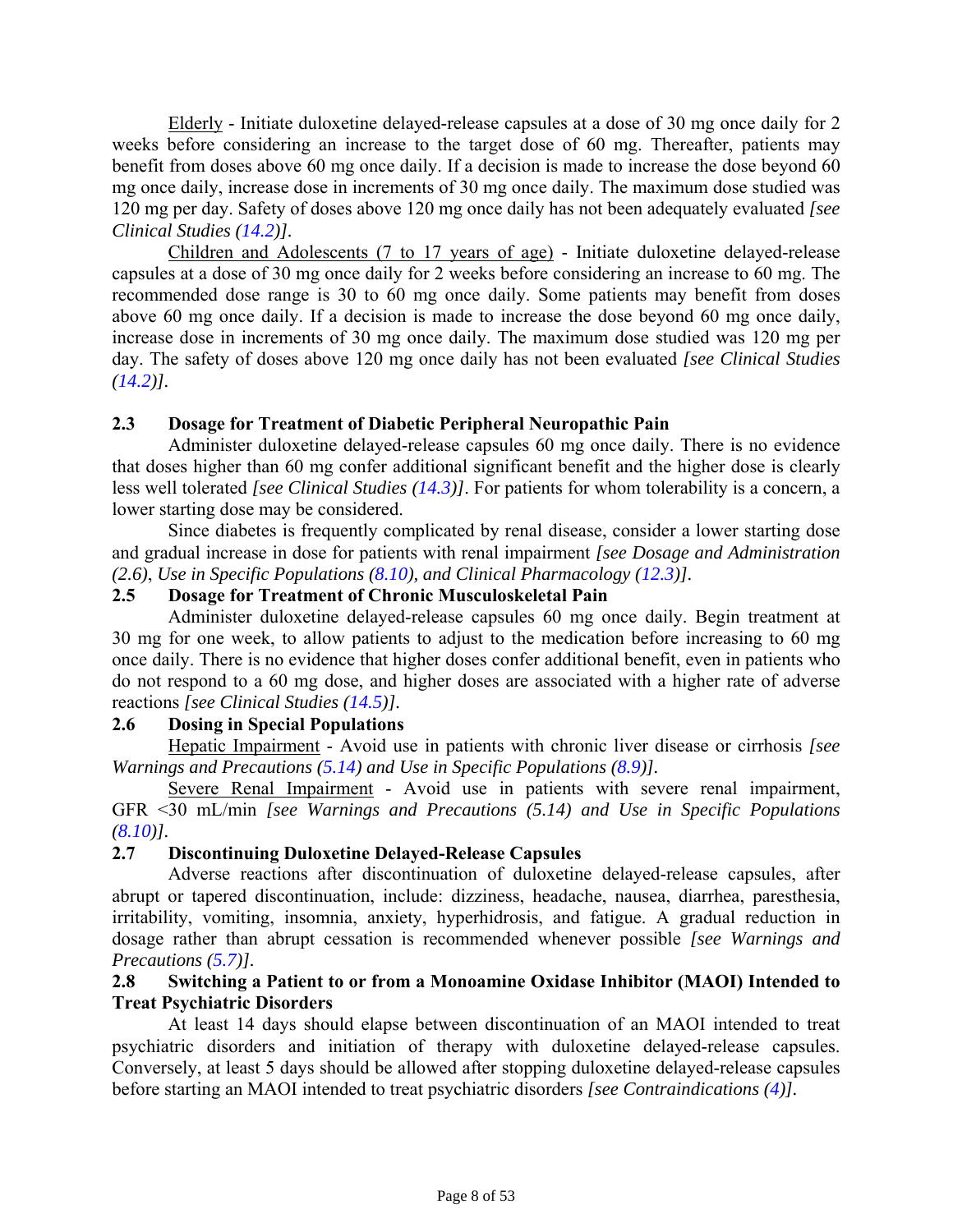Elderly - Initiate duloxetine delayed-release capsules at a dose of 30 mg once daily for 2 weeks before considering an increase to the target dose of 60 mg. Thereafter, patients may benefit from doses above 60 mg once daily. If a decision is made to increase the dose beyond 60 mg once daily, increase dose in increments of 30 mg once daily. The maximum dose studied was 120 mg per day. Safety of doses above 120 mg once daily has not been adequately evaluated *[see Clinical Studies (14.2)]*.

Children and Adolescents (7 to 17 years of age) - Initiate duloxetine delayed-release capsules at a dose of 30 mg once daily for 2 weeks before considering an increase to 60 mg. The recommended dose range is 30 to 60 mg once daily. Some patients may benefit from doses above 60 mg once daily. If a decision is made to increase the dose beyond 60 mg once daily, increase dose in increments of 30 mg once daily. The maximum dose studied was 120 mg per day. The safety of doses above 120 mg once daily has not been evaluated *[see Clinical Studies (14.2)]*.

### 2.3 Dosage for Treatment of Diabetic Peripheral Neuropathic Pain

Administer duloxetine delayed-release capsules 60 mg once daily. There is no evidence that doses higher than 60 mg confer additional significant benefit and the higher dose is clearly less well tolerated *[see Clinical Studies (14.3)]*. For patients for whom tolerability is a concern, a lower starting dose may be considered.

Since diabetes is frequently complicated by renal disease, consider a lower starting dose and gradual increase in dose for patients with renal impairment *[see Dosage and Administration (2.6), Use in Specific Populations (8.10), and Clinical Pharmacology (12.3)]*.

### 2.5 Dosage for Treatment of Chronic Musculoskeletal Pain

Administer duloxetine delayed-release capsules 60 mg once daily. Begin treatment at 30 mg for one week, to allow patients to adjust to the medication before increasing to 60 mg once daily. There is no evidence that higher doses confer additional benefit, even in patients who do not respond to a 60 mg dose, and higher doses are associated with a higher rate of adverse reactions *[see Clinical Studies (14.5)]*.

### 2.6 Dosing in Special Populations

Hepatic Impairment - Avoid use in patients with chronic liver disease or cirrhosis *[see Warnings and Precautions (5.14) and Use in Specific Populations (8.9)]*.

Severe Renal Impairment - Avoid use in patients with severe renal impairment, GFR <30 mL/min *[see Warnings and Precautions (5.14) and Use in Specific Populations (8.10)]*.

### 2.7 Discontinuing Duloxetine Delayed-Release Capsules

Adverse reactions after discontinuation of duloxetine delayed-release capsules, after abrupt or tapered discontinuation, include: dizziness, headache, nausea, diarrhea, paresthesia, irritability, vomiting, insomnia, anxiety, hyperhidrosis, and fatigue. A gradual reduction in dosage rather than abrupt cessation is recommended whenever possible *[see Warnings and Precautions (5.7)]*.

### 2.8 Switching a Patient to or from a Monoamine Oxidase Inhibitor (MAOI) Intended to Treat Psychiatric Disorders

At least 14 days should elapse between discontinuation of an MAOI intended to treat psychiatric disorders and initiation of therapy with duloxetine delayed-release capsules. Conversely, at least 5 days should be allowed after stopping duloxetine delayed-release capsules before starting an MAOI intended to treat psychiatric disorders *[see Contraindications (4)]*.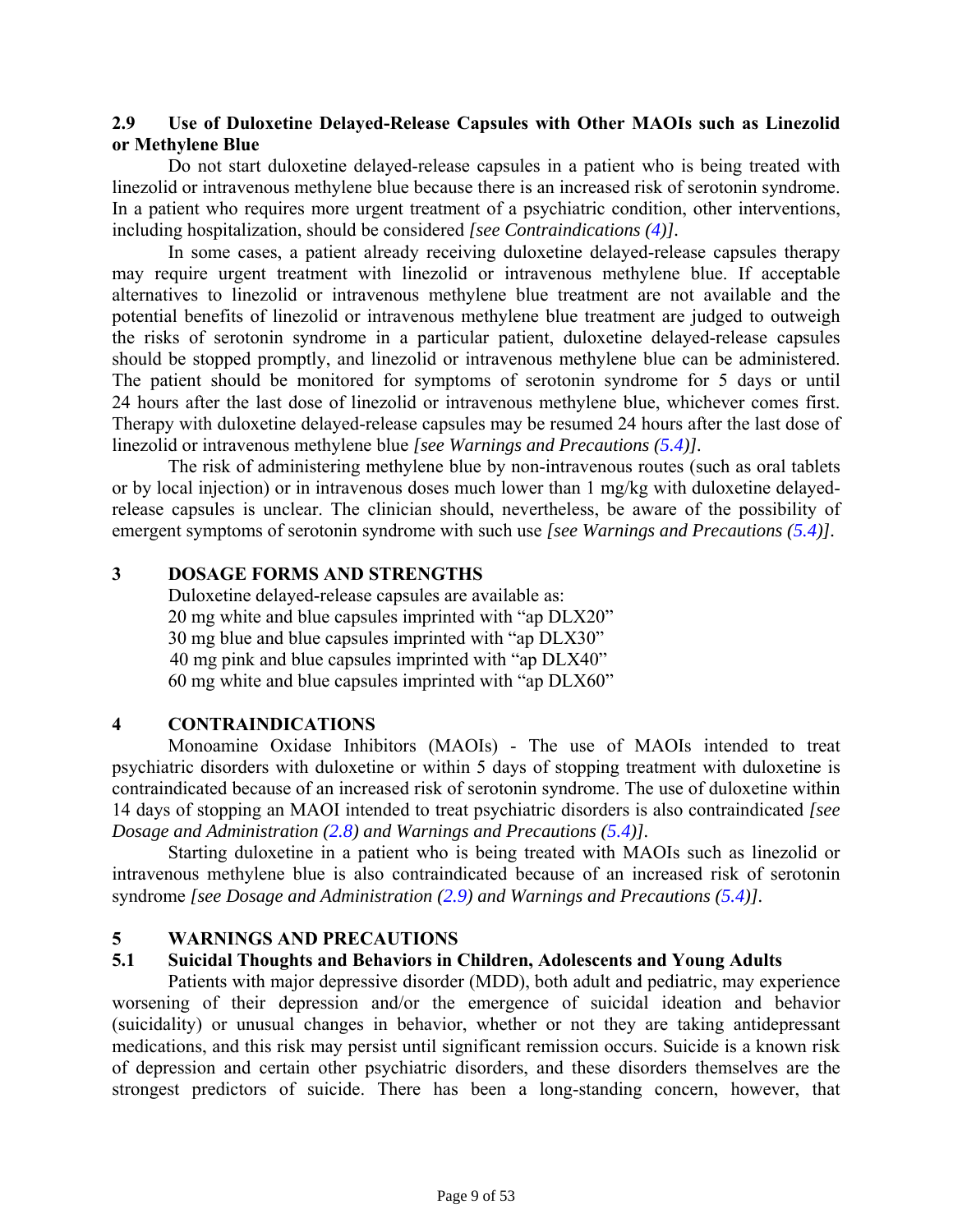### 2.9 Use of Duloxetine Delayed-Release Capsules with Other MAOIs such as Linezolid or Methylene Blue

Do not start duloxetine delayed-release capsules in a patient who is being treated with linezolid or intravenous methylene blue because there is an increased risk of serotonin syndrome. In a patient who requires more urgent treatment of a psychiatric condition, other interventions, including hospitalization, should be considered *[see Contraindications (4)]*.

In some cases, a patient already receiving duloxetine delayed-release capsules therapy may require urgent treatment with linezolid or intravenous methylene blue. If acceptable alternatives to linezolid or intravenous methylene blue treatment are not available and the potential benefits of linezolid or intravenous methylene blue treatment are judged to outweigh the risks of serotonin syndrome in a particular patient, duloxetine delayed-release capsules should be stopped promptly, and linezolid or intravenous methylene blue can be administered. The patient should be monitored for symptoms of serotonin syndrome for 5 days or until 24 hours after the last dose of linezolid or intravenous methylene blue, whichever comes first. Therapy with duloxetine delayed-release capsules may be resumed 24 hours after the last dose of linezolid or intravenous methylene blue *[see Warnings and Precautions (5.4)]*.

The risk of administering methylene blue by non-intravenous routes (such as oral tablets or by local injection) or in intravenous doses much lower than 1 mg/kg with duloxetine delayed-release capsules is unclear. The clinician should, nevertheless, be aware of the possibility of emergent symptoms of serotonin syndrome with such use *[see Warnings and Precautions (5.4)]*.

## 3 DOSAGE FORMS AND STRENGTHS

Duloxetine delayed-release capsules are available as:

20 mg white and blue capsules imprinted with "ap DLX20"
30 mg blue and blue capsules imprinted with "ap DLX30"
40 mg pink and blue capsules imprinted with "ap DLX40"
60 mg white and blue capsules imprinted with "ap DLX60"

## 4 CONTRAINDICATIONS

Monoamine Oxidase Inhibitors (MAOIs) - The use of MAOIs intended to treat psychiatric disorders with duloxetine or within 5 days of stopping treatment with duloxetine is contraindicated because of an increased risk of serotonin syndrome. The use of duloxetine within 14 days of stopping an MAOI intended to treat psychiatric disorders is also contraindicated *[see Dosage and Administration (2.8) and Warnings and Precautions (5.4)]*.

Starting duloxetine in a patient who is being treated with MAOIs such as linezolid or intravenous methylene blue is also contraindicated because of an increased risk of serotonin syndrome *[see Dosage and Administration (2.9) and Warnings and Precautions (5.4)]*.

## 5 WARNINGS AND PRECAUTIONS

### 5.1 Suicidal Thoughts and Behaviors in Children, Adolescents and Young Adults

Patients with major depressive disorder (MDD), both adult and pediatric, may experience worsening of their depression and/or the emergence of suicidal ideation and behavior (suicidality) or unusual changes in behavior, whether or not they are taking antidepressant medications, and this risk may persist until significant remission occurs. Suicide is a known risk of depression and certain other psychiatric disorders, and these disorders themselves are the strongest predictors of suicide. There has been a long-standing concern, however, that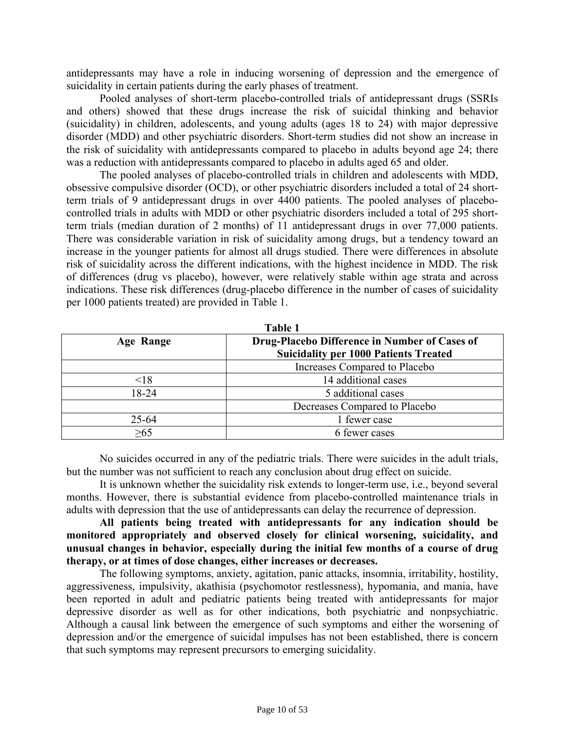antidepressants may have a role in inducing worsening of depression and the emergence of suicidality in certain patients during the early phases of treatment.

Pooled analyses of short-term placebo-controlled trials of antidepressant drugs (SSRIs and others) showed that these drugs increase the risk of suicidal thinking and behavior (suicidality) in children, adolescents, and young adults (ages 18 to 24) with major depressive disorder (MDD) and other psychiatric disorders. Short-term studies did not show an increase in the risk of suicidality with antidepressants compared to placebo in adults beyond age 24; there was a reduction with antidepressants compared to placebo in adults aged 65 and older.

The pooled analyses of placebo-controlled trials in children and adolescents with MDD, obsessive compulsive disorder (OCD), or other psychiatric disorders included a total of 24 short-term trials of 9 antidepressant drugs in over 4400 patients. The pooled analyses of placebo-controlled trials in adults with MDD or other psychiatric disorders included a total of 295 short-term trials (median duration of 2 months) of 11 antidepressant drugs in over 77,000 patients. There was considerable variation in risk of suicidality among drugs, but a tendency toward an increase in the younger patients for almost all drugs studied. There were differences in absolute risk of suicidality across the different indications, with the highest incidence in MDD. The risk of differences (drug vs placebo), however, were relatively stable within age strata and across indications. These risk differences (drug-placebo difference in the number of cases of suicidality per 1000 patients treated) are provided in Table 1.

**Table 1**

| Age Range | Drug-Placebo Difference in Number of Cases of Suicidality per 1000 Patients Treated |
|---|---|
| | Increases Compared to Placebo |
| <18 | 14 additional cases |
| 18-24 | 5 additional cases |
| | Decreases Compared to Placebo |
| 25-64 | 1 fewer case |
| ≥65 | 6 fewer cases |

No suicides occurred in any of the pediatric trials. There were suicides in the adult trials, but the number was not sufficient to reach any conclusion about drug effect on suicide.

It is unknown whether the suicidality risk extends to longer-term use, i.e., beyond several months. However, there is substantial evidence from placebo-controlled maintenance trials in adults with depression that the use of antidepressants can delay the recurrence of depression.

**All patients being treated with antidepressants for any indication should be monitored appropriately and observed closely for clinical worsening, suicidality, and unusual changes in behavior, especially during the initial few months of a course of drug therapy, or at times of dose changes, either increases or decreases.**

The following symptoms, anxiety, agitation, panic attacks, insomnia, irritability, hostility, aggressiveness, impulsivity, akathisia (psychomotor restlessness), hypomania, and mania, have been reported in adult and pediatric patients being treated with antidepressants for major depressive disorder as well as for other indications, both psychiatric and nonpsychiatric. Although a causal link between the emergence of such symptoms and either the worsening of depression and/or the emergence of suicidal impulses has not been established, there is concern that such symptoms may represent precursors to emerging suicidality.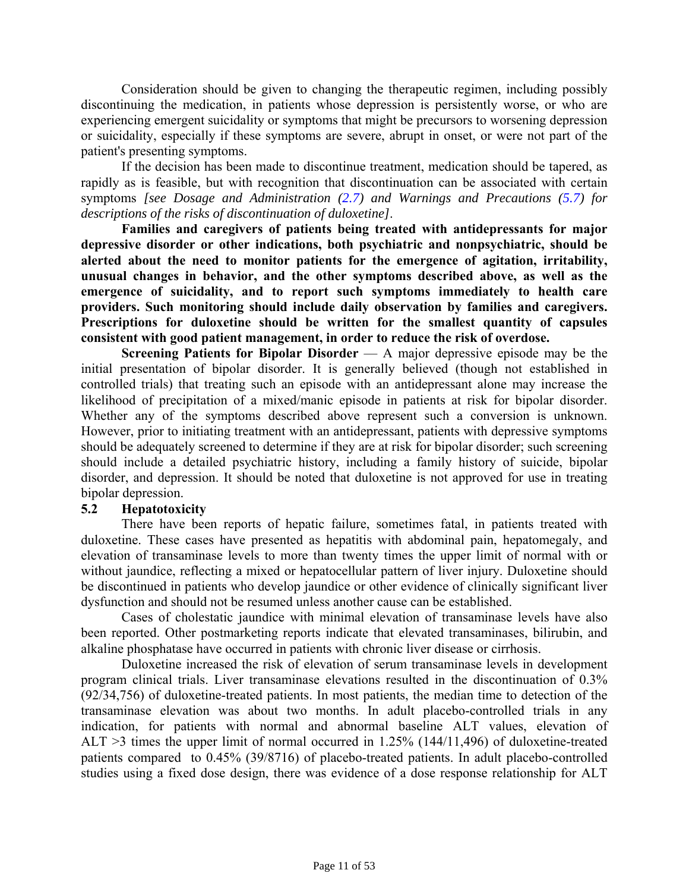Consideration should be given to changing the therapeutic regimen, including possibly discontinuing the medication, in patients whose depression is persistently worse, or who are experiencing emergent suicidality or symptoms that might be precursors to worsening depression or suicidality, especially if these symptoms are severe, abrupt in onset, or were not part of the patient's presenting symptoms.

If the decision has been made to discontinue treatment, medication should be tapered, as rapidly as is feasible, but with recognition that discontinuation can be associated with certain symptoms *[see Dosage and Administration (2.7) and Warnings and Precautions (5.7) for descriptions of the risks of discontinuation of duloxetine]*.

**Families and caregivers of patients being treated with antidepressants for major depressive disorder or other indications, both psychiatric and nonpsychiatric, should be alerted about the need to monitor patients for the emergence of agitation, irritability, unusual changes in behavior, and the other symptoms described above, as well as the emergence of suicidality, and to report such symptoms immediately to health care providers. Such monitoring should include daily observation by families and caregivers. Prescriptions for duloxetine should be written for the smallest quantity of capsules consistent with good patient management, in order to reduce the risk of overdose.**

**Screening Patients for Bipolar Disorder** — A major depressive episode may be the initial presentation of bipolar disorder. It is generally believed (though not established in controlled trials) that treating such an episode with an antidepressant alone may increase the likelihood of precipitation of a mixed/manic episode in patients at risk for bipolar disorder. Whether any of the symptoms described above represent such a conversion is unknown. However, prior to initiating treatment with an antidepressant, patients with depressive symptoms should be adequately screened to determine if they are at risk for bipolar disorder; such screening should include a detailed psychiatric history, including a family history of suicide, bipolar disorder, and depression. It should be noted that duloxetine is not approved for use in treating bipolar depression.

### 5.2 Hepatotoxicity

There have been reports of hepatic failure, sometimes fatal, in patients treated with duloxetine. These cases have presented as hepatitis with abdominal pain, hepatomegaly, and elevation of transaminase levels to more than twenty times the upper limit of normal with or without jaundice, reflecting a mixed or hepatocellular pattern of liver injury. Duloxetine should be discontinued in patients who develop jaundice or other evidence of clinically significant liver dysfunction and should not be resumed unless another cause can be established.

Cases of cholestatic jaundice with minimal elevation of transaminase levels have also been reported. Other postmarketing reports indicate that elevated transaminases, bilirubin, and alkaline phosphatase have occurred in patients with chronic liver disease or cirrhosis.

Duloxetine increased the risk of elevation of serum transaminase levels in development program clinical trials. Liver transaminase elevations resulted in the discontinuation of 0.3% (92/34,756) of duloxetine-treated patients. In most patients, the median time to detection of the transaminase elevation was about two months. In adult placebo-controlled trials in any indication, for patients with normal and abnormal baseline ALT values, elevation of ALT >3 times the upper limit of normal occurred in 1.25% (144/11,496) of duloxetine-treated patients compared to 0.45% (39/8716) of placebo-treated patients. In adult placebo-controlled studies using a fixed dose design, there was evidence of a dose response relationship for ALT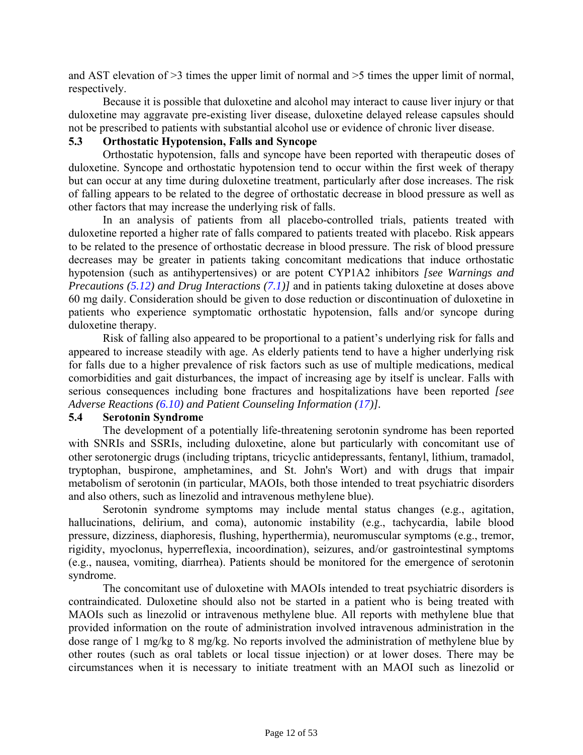and AST elevation of >3 times the upper limit of normal and >5 times the upper limit of normal, respectively.

Because it is possible that duloxetine and alcohol may interact to cause liver injury or that duloxetine may aggravate pre-existing liver disease, duloxetine delayed release capsules should not be prescribed to patients with substantial alcohol use or evidence of chronic liver disease.

### 5.3 Orthostatic Hypotension, Falls and Syncope

Orthostatic hypotension, falls and syncope have been reported with therapeutic doses of duloxetine. Syncope and orthostatic hypotension tend to occur within the first week of therapy but can occur at any time during duloxetine treatment, particularly after dose increases. The risk of falling appears to be related to the degree of orthostatic decrease in blood pressure as well as other factors that may increase the underlying risk of falls.

In an analysis of patients from all placebo-controlled trials, patients treated with duloxetine reported a higher rate of falls compared to patients treated with placebo. Risk appears to be related to the presence of orthostatic decrease in blood pressure. The risk of blood pressure decreases may be greater in patients taking concomitant medications that induce orthostatic hypotension (such as antihypertensives) or are potent CYP1A2 inhibitors *[see Warnings and Precautions (5.12) and Drug Interactions (7.1)]* and in patients taking duloxetine at doses above 60 mg daily. Consideration should be given to dose reduction or discontinuation of duloxetine in patients who experience symptomatic orthostatic hypotension, falls and/or syncope during duloxetine therapy.

Risk of falling also appeared to be proportional to a patient's underlying risk for falls and appeared to increase steadily with age. As elderly patients tend to have a higher underlying risk for falls due to a higher prevalence of risk factors such as use of multiple medications, medical comorbidities and gait disturbances, the impact of increasing age by itself is unclear. Falls with serious consequences including bone fractures and hospitalizations have been reported *[see Adverse Reactions (6.10) and Patient Counseling Information (17)]*.

### 5.4 Serotonin Syndrome

The development of a potentially life-threatening serotonin syndrome has been reported with SNRIs and SSRIs, including duloxetine, alone but particularly with concomitant use of other serotonergic drugs (including triptans, tricyclic antidepressants, fentanyl, lithium, tramadol, tryptophan, buspirone, amphetamines, and St. John's Wort) and with drugs that impair metabolism of serotonin (in particular, MAOIs, both those intended to treat psychiatric disorders and also others, such as linezolid and intravenous methylene blue).

Serotonin syndrome symptoms may include mental status changes (e.g., agitation, hallucinations, delirium, and coma), autonomic instability (e.g., tachycardia, labile blood pressure, dizziness, diaphoresis, flushing, hyperthermia), neuromuscular symptoms (e.g., tremor, rigidity, myoclonus, hyperreflexia, incoordination), seizures, and/or gastrointestinal symptoms (e.g., nausea, vomiting, diarrhea). Patients should be monitored for the emergence of serotonin syndrome.

The concomitant use of duloxetine with MAOIs intended to treat psychiatric disorders is contraindicated. Duloxetine should also not be started in a patient who is being treated with MAOIs such as linezolid or intravenous methylene blue. All reports with methylene blue that provided information on the route of administration involved intravenous administration in the dose range of 1 mg/kg to 8 mg/kg. No reports involved the administration of methylene blue by other routes (such as oral tablets or local tissue injection) or at lower doses. There may be circumstances when it is necessary to initiate treatment with an MAOI such as linezolid or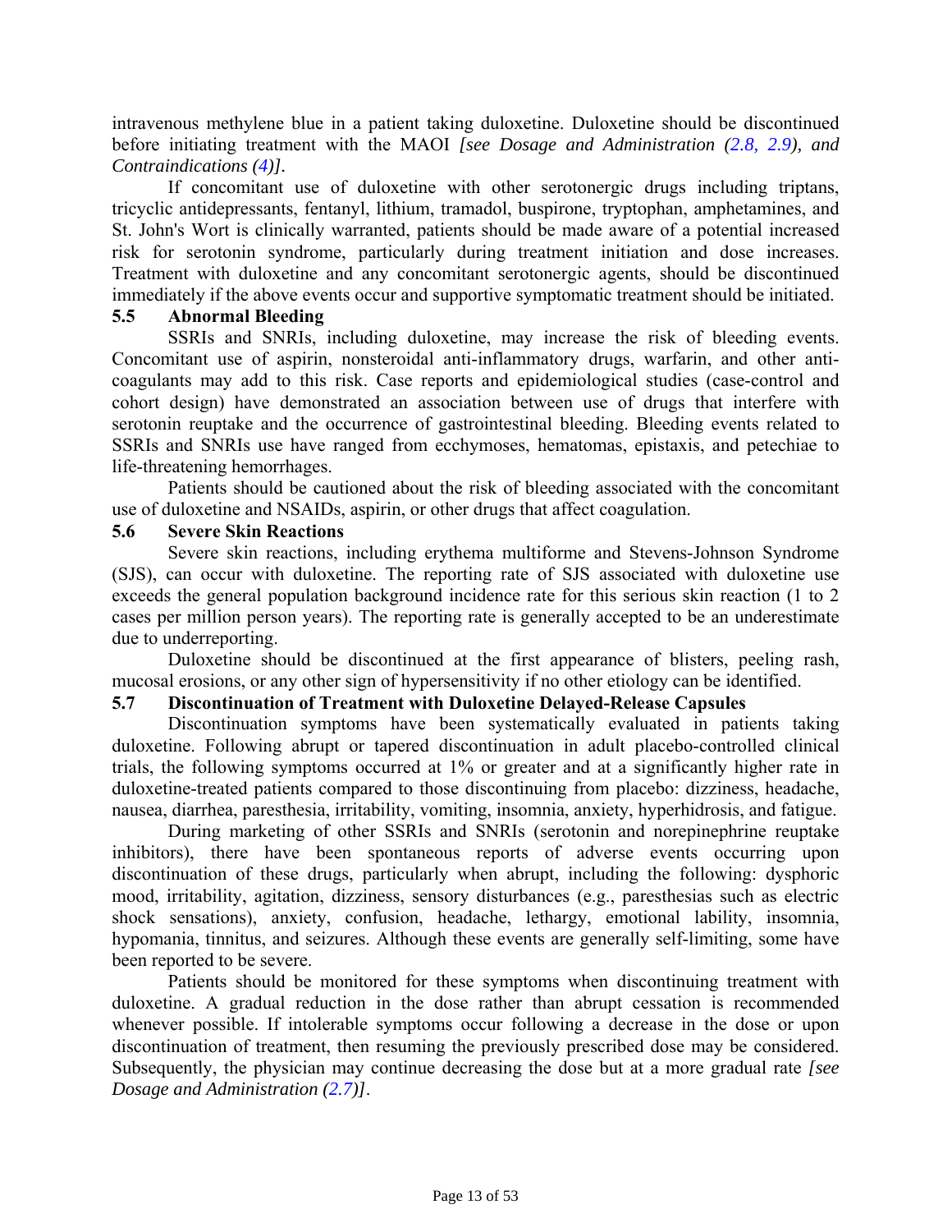intravenous methylene blue in a patient taking duloxetine. Duloxetine should be discontinued before initiating treatment with the MAOI *[see Dosage and Administration (2.8, 2.9), and Contraindications (4)]*.

If concomitant use of duloxetine with other serotonergic drugs including triptans, tricyclic antidepressants, fentanyl, lithium, tramadol, buspirone, tryptophan, amphetamines, and St. John's Wort is clinically warranted, patients should be made aware of a potential increased risk for serotonin syndrome, particularly during treatment initiation and dose increases. Treatment with duloxetine and any concomitant serotonergic agents, should be discontinued immediately if the above events occur and supportive symptomatic treatment should be initiated.

### 5.5 Abnormal Bleeding

SSRIs and SNRIs, including duloxetine, may increase the risk of bleeding events. Concomitant use of aspirin, nonsteroidal anti-inflammatory drugs, warfarin, and other anti-coagulants may add to this risk. Case reports and epidemiological studies (case-control and cohort design) have demonstrated an association between use of drugs that interfere with serotonin reuptake and the occurrence of gastrointestinal bleeding. Bleeding events related to SSRIs and SNRIs use have ranged from ecchymoses, hematomas, epistaxis, and petechiae to life-threatening hemorrhages.

Patients should be cautioned about the risk of bleeding associated with the concomitant use of duloxetine and NSAIDs, aspirin, or other drugs that affect coagulation.

### 5.6 Severe Skin Reactions

Severe skin reactions, including erythema multiforme and Stevens-Johnson Syndrome (SJS), can occur with duloxetine. The reporting rate of SJS associated with duloxetine use exceeds the general population background incidence rate for this serious skin reaction (1 to 2 cases per million person years). The reporting rate is generally accepted to be an underestimate due to underreporting.

Duloxetine should be discontinued at the first appearance of blisters, peeling rash, mucosal erosions, or any other sign of hypersensitivity if no other etiology can be identified.

### 5.7 Discontinuation of Treatment with Duloxetine Delayed-Release Capsules

Discontinuation symptoms have been systematically evaluated in patients taking duloxetine. Following abrupt or tapered discontinuation in adult placebo-controlled clinical trials, the following symptoms occurred at 1% or greater and at a significantly higher rate in duloxetine-treated patients compared to those discontinuing from placebo: dizziness, headache, nausea, diarrhea, paresthesia, irritability, vomiting, insomnia, anxiety, hyperhidrosis, and fatigue.

During marketing of other SSRIs and SNRIs (serotonin and norepinephrine reuptake inhibitors), there have been spontaneous reports of adverse events occurring upon discontinuation of these drugs, particularly when abrupt, including the following: dysphoric mood, irritability, agitation, dizziness, sensory disturbances (e.g., paresthesias such as electric shock sensations), anxiety, confusion, headache, lethargy, emotional lability, insomnia, hypomania, tinnitus, and seizures. Although these events are generally self-limiting, some have been reported to be severe.

Patients should be monitored for these symptoms when discontinuing treatment with duloxetine. A gradual reduction in the dose rather than abrupt cessation is recommended whenever possible. If intolerable symptoms occur following a decrease in the dose or upon discontinuation of treatment, then resuming the previously prescribed dose may be considered. Subsequently, the physician may continue decreasing the dose but at a more gradual rate *[see Dosage and Administration (2.7)]*.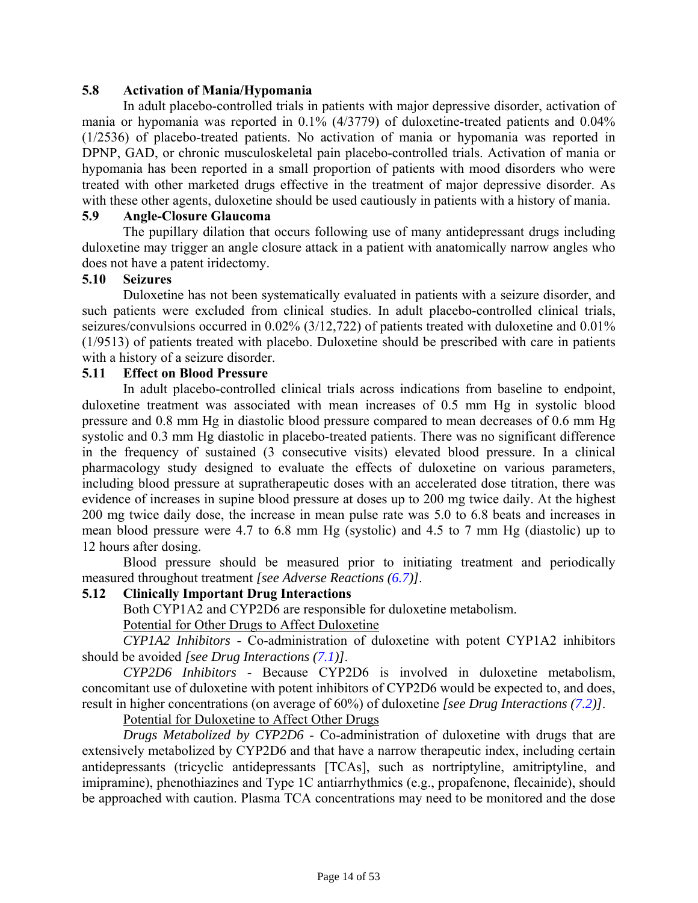### 5.8 Activation of Mania/Hypomania

In adult placebo-controlled trials in patients with major depressive disorder, activation of mania or hypomania was reported in 0.1% (4/3779) of duloxetine-treated patients and 0.04% (1/2536) of placebo-treated patients. No activation of mania or hypomania was reported in DPNP, GAD, or chronic musculoskeletal pain placebo-controlled trials. Activation of mania or hypomania has been reported in a small proportion of patients with mood disorders who were treated with other marketed drugs effective in the treatment of major depressive disorder. As with these other agents, duloxetine should be used cautiously in patients with a history of mania.

### 5.9 Angle-Closure Glaucoma

The pupillary dilation that occurs following use of many antidepressant drugs including duloxetine may trigger an angle closure attack in a patient with anatomically narrow angles who does not have a patent iridectomy.

### 5.10 Seizures

Duloxetine has not been systematically evaluated in patients with a seizure disorder, and such patients were excluded from clinical studies. In adult placebo-controlled clinical trials, seizures/convulsions occurred in 0.02% (3/12,722) of patients treated with duloxetine and 0.01% (1/9513) of patients treated with placebo. Duloxetine should be prescribed with care in patients with a history of a seizure disorder.

### 5.11 Effect on Blood Pressure

In adult placebo-controlled clinical trials across indications from baseline to endpoint, duloxetine treatment was associated with mean increases of 0.5 mm Hg in systolic blood pressure and 0.8 mm Hg in diastolic blood pressure compared to mean decreases of 0.6 mm Hg systolic and 0.3 mm Hg diastolic in placebo-treated patients. There was no significant difference in the frequency of sustained (3 consecutive visits) elevated blood pressure. In a clinical pharmacology study designed to evaluate the effects of duloxetine on various parameters, including blood pressure at supratherapeutic doses with an accelerated dose titration, there was evidence of increases in supine blood pressure at doses up to 200 mg twice daily. At the highest 200 mg twice daily dose, the increase in mean pulse rate was 5.0 to 6.8 beats and increases in mean blood pressure were 4.7 to 6.8 mm Hg (systolic) and 4.5 to 7 mm Hg (diastolic) up to 12 hours after dosing.

Blood pressure should be measured prior to initiating treatment and periodically measured throughout treatment *[see Adverse Reactions (6.7)]*.

### 5.12 Clinically Important Drug Interactions

Both CYP1A2 and CYP2D6 are responsible for duloxetine metabolism.

<u>Potential for Other Drugs to Affect Duloxetine</u>

*CYP1A2 Inhibitors* - Co-administration of duloxetine with potent CYP1A2 inhibitors should be avoided *[see Drug Interactions (7.1)]*.

*CYP2D6 Inhibitors* - Because CYP2D6 is involved in duloxetine metabolism, concomitant use of duloxetine with potent inhibitors of CYP2D6 would be expected to, and does, result in higher concentrations (on average of 60%) of duloxetine *[see Drug Interactions (7.2)]*.

<u>Potential for Duloxetine to Affect Other Drugs</u>

*Drugs Metabolized by CYP2D6* - Co-administration of duloxetine with drugs that are extensively metabolized by CYP2D6 and that have a narrow therapeutic index, including certain antidepressants (tricyclic antidepressants [TCAs], such as nortriptyline, amitriptyline, and imipramine), phenothiazines and Type 1C antiarrhythmics (e.g., propafenone, flecainide), should be approached with caution. Plasma TCA concentrations may need to be monitored and the dose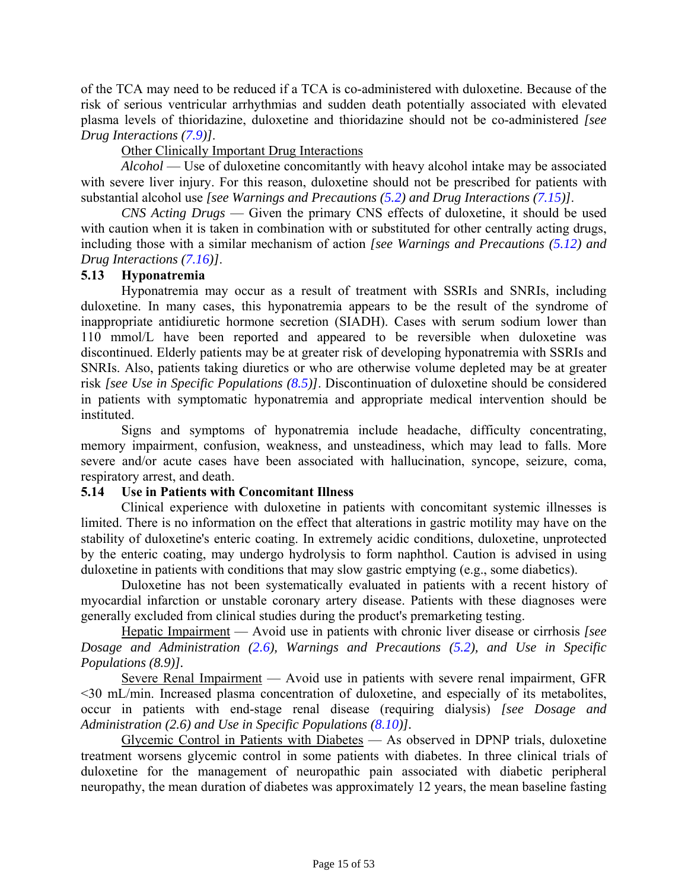of the TCA may need to be reduced if a TCA is co-administered with duloxetine. Because of the risk of serious ventricular arrhythmias and sudden death potentially associated with elevated plasma levels of thioridazine, duloxetine and thioridazine should not be co-administered *[see Drug Interactions (7.9)]*.

Other Clinically Important Drug Interactions

*Alcohol* — Use of duloxetine concomitantly with heavy alcohol intake may be associated with severe liver injury. For this reason, duloxetine should not be prescribed for patients with substantial alcohol use *[see Warnings and Precautions (5.2) and Drug Interactions (7.15)]*.

*CNS Acting Drugs* — Given the primary CNS effects of duloxetine, it should be used with caution when it is taken in combination with or substituted for other centrally acting drugs, including those with a similar mechanism of action *[see Warnings and Precautions (5.12) and Drug Interactions (7.16)]*.

### 5.13 Hyponatremia

Hyponatremia may occur as a result of treatment with SSRIs and SNRIs, including duloxetine. In many cases, this hyponatremia appears to be the result of the syndrome of inappropriate antidiuretic hormone secretion (SIADH). Cases with serum sodium lower than 110 mmol/L have been reported and appeared to be reversible when duloxetine was discontinued. Elderly patients may be at greater risk of developing hyponatremia with SSRIs and SNRIs. Also, patients taking diuretics or who are otherwise volume depleted may be at greater risk *[see Use in Specific Populations (8.5)]*. Discontinuation of duloxetine should be considered in patients with symptomatic hyponatremia and appropriate medical intervention should be instituted.

Signs and symptoms of hyponatremia include headache, difficulty concentrating, memory impairment, confusion, weakness, and unsteadiness, which may lead to falls. More severe and/or acute cases have been associated with hallucination, syncope, seizure, coma, respiratory arrest, and death.

### 5.14 Use in Patients with Concomitant Illness

Clinical experience with duloxetine in patients with concomitant systemic illnesses is limited. There is no information on the effect that alterations in gastric motility may have on the stability of duloxetine's enteric coating. In extremely acidic conditions, duloxetine, unprotected by the enteric coating, may undergo hydrolysis to form naphthol. Caution is advised in using duloxetine in patients with conditions that may slow gastric emptying (e.g., some diabetics).

Duloxetine has not been systematically evaluated in patients with a recent history of myocardial infarction or unstable coronary artery disease. Patients with these diagnoses were generally excluded from clinical studies during the product's premarketing testing.

Hepatic Impairment — Avoid use in patients with chronic liver disease or cirrhosis *[see Dosage and Administration (2.6), Warnings and Precautions (5.2), and Use in Specific Populations (8.9)]*.

Severe Renal Impairment — Avoid use in patients with severe renal impairment, GFR <30 mL/min. Increased plasma concentration of duloxetine, and especially of its metabolites, occur in patients with end-stage renal disease (requiring dialysis) *[see Dosage and Administration (2.6) and Use in Specific Populations (8.10)]*.

Glycemic Control in Patients with Diabetes — As observed in DPNP trials, duloxetine treatment worsens glycemic control in some patients with diabetes. In three clinical trials of duloxetine for the management of neuropathic pain associated with diabetic peripheral neuropathy, the mean duration of diabetes was approximately 12 years, the mean baseline fasting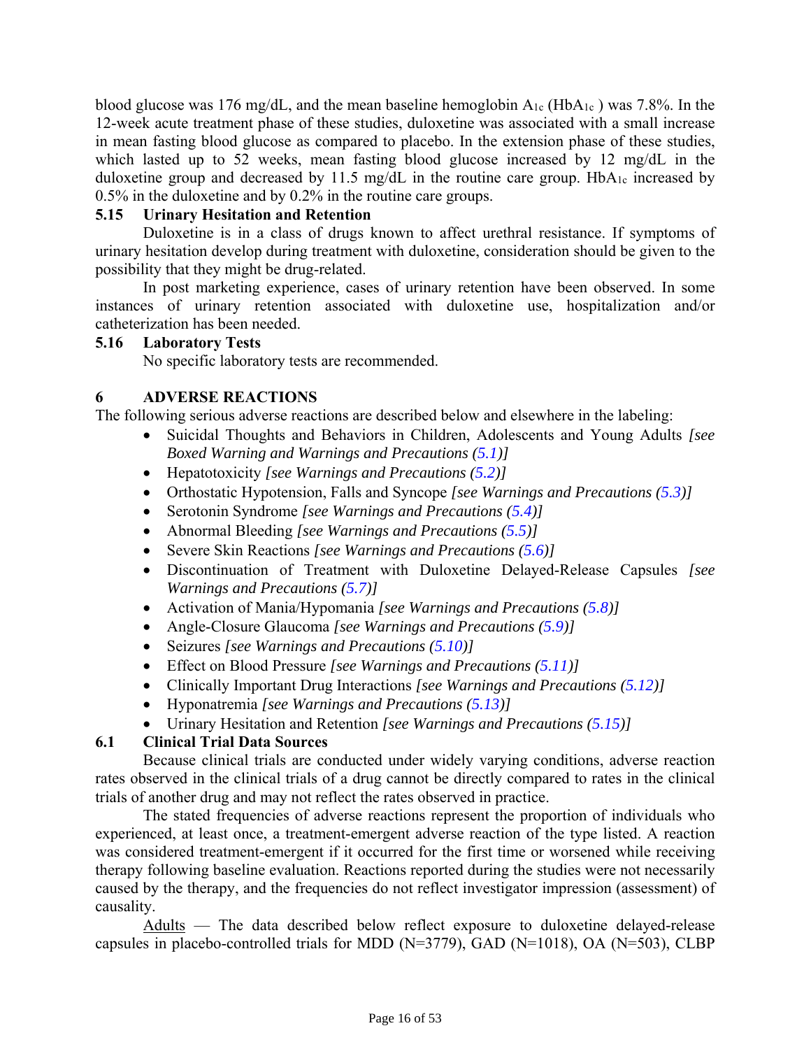blood glucose was 176 mg/dL, and the mean baseline hemoglobin $A_{1c}$ ($HbA_{1c}$ ) was 7.8%. In the 12-week acute treatment phase of these studies, duloxetine was associated with a small increase in mean fasting blood glucose as compared to placebo. In the extension phase of these studies, which lasted up to 52 weeks, mean fasting blood glucose increased by 12 mg/dL in the duloxetine group and decreased by 11.5 mg/dL in the routine care group. $HbA_{1c}$ increased by 0.5% in the duloxetine and by 0.2% in the routine care groups.

### 5.15 Urinary Hesitation and Retention

Duloxetine is in a class of drugs known to affect urethral resistance. If symptoms of urinary hesitation develop during treatment with duloxetine, consideration should be given to the possibility that they might be drug-related.

In post marketing experience, cases of urinary retention have been observed. In some instances of urinary retention associated with duloxetine use, hospitalization and/or catheterization has been needed.

### 5.16 Laboratory Tests

No specific laboratory tests are recommended.

## 6 ADVERSE REACTIONS

The following serious adverse reactions are described below and elsewhere in the labeling:

- Suicidal Thoughts and Behaviors in Children, Adolescents and Young Adults *[see Boxed Warning and Warnings and Precautions (5.1)]*
- Hepatotoxicity *[see Warnings and Precautions (5.2)]*
- Orthostatic Hypotension, Falls and Syncope *[see Warnings and Precautions (5.3)]*
- Serotonin Syndrome *[see Warnings and Precautions (5.4)]*
- Abnormal Bleeding *[see Warnings and Precautions (5.5)]*
- Severe Skin Reactions *[see Warnings and Precautions (5.6)]*
- Discontinuation of Treatment with Duloxetine Delayed-Release Capsules *[see Warnings and Precautions (5.7)]*
- Activation of Mania/Hypomania *[see Warnings and Precautions (5.8)]*
- Angle-Closure Glaucoma *[see Warnings and Precautions (5.9)]*
- Seizures *[see Warnings and Precautions (5.10)]*
- Effect on Blood Pressure *[see Warnings and Precautions (5.11)]*
- Clinically Important Drug Interactions *[see Warnings and Precautions (5.12)]*
- Hyponatremia *[see Warnings and Precautions (5.13)]*
- Urinary Hesitation and Retention *[see Warnings and Precautions (5.15)]*

### 6.1 Clinical Trial Data Sources

Because clinical trials are conducted under widely varying conditions, adverse reaction rates observed in the clinical trials of a drug cannot be directly compared to rates in the clinical trials of another drug and may not reflect the rates observed in practice.

The stated frequencies of adverse reactions represent the proportion of individuals who experienced, at least once, a treatment-emergent adverse reaction of the type listed. A reaction was considered treatment-emergent if it occurred for the first time or worsened while receiving therapy following baseline evaluation. Reactions reported during the studies were not necessarily caused by the therapy, and the frequencies do not reflect investigator impression (assessment) of causality.

Adults — The data described below reflect exposure to duloxetine delayed-release capsules in placebo-controlled trials for MDD (N=3779), GAD (N=1018), OA (N=503), CLBP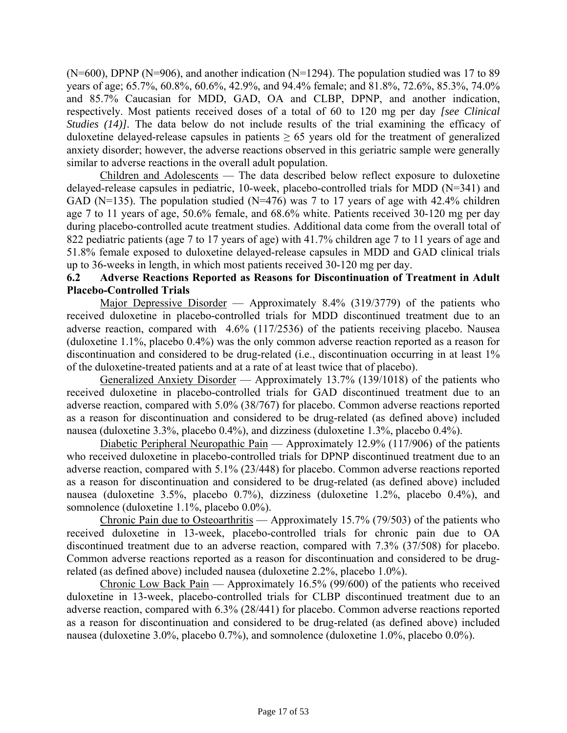(N=600), DPNP (N=906), and another indication (N=1294). The population studied was 17 to 89 years of age; 65.7%, 60.8%, 60.6%, 42.9%, and 94.4% female; and 81.8%, 72.6%, 85.3%, 74.0% and 85.7% Caucasian for MDD, GAD, OA and CLBP, DPNP, and another indication, respectively. Most patients received doses of a total of 60 to 120 mg per day *[see Clinical Studies (14)]*. The data below do not include results of the trial examining the efficacy of duloxetine delayed-release capsules in patients ≥ 65 years old for the treatment of generalized anxiety disorder; however, the adverse reactions observed in this geriatric sample were generally similar to adverse reactions in the overall adult population.

Children and Adolescents — The data described below reflect exposure to duloxetine delayed-release capsules in pediatric, 10-week, placebo-controlled trials for MDD (N=341) and GAD (N=135). The population studied (N=476) was 7 to 17 years of age with 42.4% children age 7 to 11 years of age, 50.6% female, and 68.6% white. Patients received 30-120 mg per day during placebo-controlled acute treatment studies. Additional data come from the overall total of 822 pediatric patients (age 7 to 17 years of age) with 41.7% children age 7 to 11 years of age and 51.8% female exposed to duloxetine delayed-release capsules in MDD and GAD clinical trials up to 36-weeks in length, in which most patients received 30-120 mg per day.

### 6.2 Adverse Reactions Reported as Reasons for Discontinuation of Treatment in Adult Placebo-Controlled Trials

Major Depressive Disorder — Approximately 8.4% (319/3779) of the patients who received duloxetine in placebo-controlled trials for MDD discontinued treatment due to an adverse reaction, compared with 4.6% (117/2536) of the patients receiving placebo. Nausea (duloxetine 1.1%, placebo 0.4%) was the only common adverse reaction reported as a reason for discontinuation and considered to be drug-related (i.e., discontinuation occurring in at least 1% of the duloxetine-treated patients and at a rate of at least twice that of placebo).

Generalized Anxiety Disorder — Approximately 13.7% (139/1018) of the patients who received duloxetine in placebo-controlled trials for GAD discontinued treatment due to an adverse reaction, compared with 5.0% (38/767) for placebo. Common adverse reactions reported as a reason for discontinuation and considered to be drug-related (as defined above) included nausea (duloxetine 3.3%, placebo 0.4%), and dizziness (duloxetine 1.3%, placebo 0.4%).

Diabetic Peripheral Neuropathic Pain — Approximately 12.9% (117/906) of the patients who received duloxetine in placebo-controlled trials for DPNP discontinued treatment due to an adverse reaction, compared with 5.1% (23/448) for placebo. Common adverse reactions reported as a reason for discontinuation and considered to be drug-related (as defined above) included nausea (duloxetine 3.5%, placebo 0.7%), dizziness (duloxetine 1.2%, placebo 0.4%), and somnolence (duloxetine 1.1%, placebo 0.0%).

Chronic Pain due to Osteoarthritis — Approximately 15.7% (79/503) of the patients who received duloxetine in 13-week, placebo-controlled trials for chronic pain due to OA discontinued treatment due to an adverse reaction, compared with 7.3% (37/508) for placebo. Common adverse reactions reported as a reason for discontinuation and considered to be drug-related (as defined above) included nausea (duloxetine 2.2%, placebo 1.0%).

Chronic Low Back Pain — Approximately 16.5% (99/600) of the patients who received duloxetine in 13-week, placebo-controlled trials for CLBP discontinued treatment due to an adverse reaction, compared with 6.3% (28/441) for placebo. Common adverse reactions reported as a reason for discontinuation and considered to be drug-related (as defined above) included nausea (duloxetine 3.0%, placebo 0.7%), and somnolence (duloxetine 1.0%, placebo 0.0%).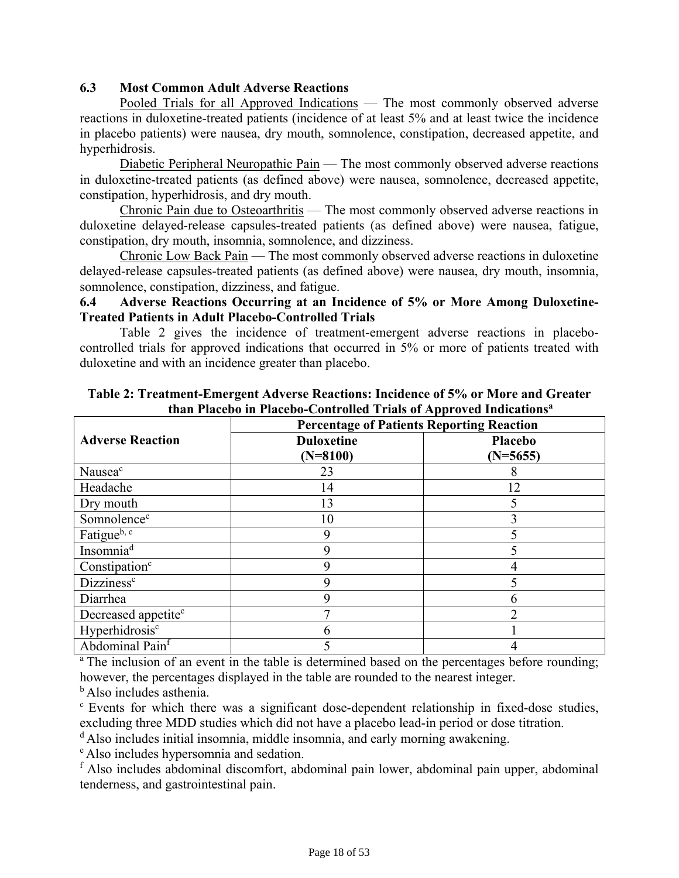### 6.3 Most Common Adult Adverse Reactions

Pooled Trials for all Approved Indications — The most commonly observed adverse reactions in duloxetine-treated patients (incidence of at least 5% and at least twice the incidence in placebo patients) were nausea, dry mouth, somnolence, constipation, decreased appetite, and hyperhidrosis.

Diabetic Peripheral Neuropathic Pain — The most commonly observed adverse reactions in duloxetine-treated patients (as defined above) were nausea, somnolence, decreased appetite, constipation, hyperhidrosis, and dry mouth.

Chronic Pain due to Osteoarthritis — The most commonly observed adverse reactions in duloxetine delayed-release capsules-treated patients (as defined above) were nausea, fatigue, constipation, dry mouth, insomnia, somnolence, and dizziness.

Chronic Low Back Pain — The most commonly observed adverse reactions in duloxetine delayed-release capsules-treated patients (as defined above) were nausea, dry mouth, insomnia, somnolence, constipation, dizziness, and fatigue.

### 6.4 Adverse Reactions Occurring at an Incidence of 5% or More Among Duloxetine-Treated Patients in Adult Placebo-Controlled Trials

Table 2 gives the incidence of treatment-emergent adverse reactions in placebo-controlled trials for approved indications that occurred in 5% or more of patients treated with duloxetine and with an incidence greater than placebo.

**Table 2: Treatment-Emergent Adverse Reactions: Incidence of 5% or More and Greater than Placebo in Placebo-Controlled Trials of Approved Indications[a]**

| Adverse Reaction | Percentage of Patients Reporting Reaction | |
|---|---|---|
| | Duloxetine (N=8100) | Placebo (N=5655) |
| Nausea[c] | 23 | 8 |
| Headache | 14 | 12 |
| Dry mouth | 13 | 5 |
| Somnolence[e] | 10 | 3 |
| Fatigue[b, c] | 9 | 5 |
| Insomnia[d] | 9 | 5 |
| Constipation[c] | 9 | 4 |
| Dizziness[c] | 9 | 5 |
| Diarrhea | 9 | 6 |
| Decreased appetite[c] | 7 | 2 |
| Hyperhidrosis[c] | 6 | 1 |
| Abdominal Pain[f] | 5 | 4 |

[a] The inclusion of an event in the table is determined based on the percentages before rounding; however, the percentages displayed in the table are rounded to the nearest integer.

[b] Also includes asthenia.

[c] Events for which there was a significant dose-dependent relationship in fixed-dose studies, excluding three MDD studies which did not have a placebo lead-in period or dose titration.

[d] Also includes initial insomnia, middle insomnia, and early morning awakening.

[e] Also includes hypersomnia and sedation.

[f] Also includes abdominal discomfort, abdominal pain lower, abdominal pain upper, abdominal tenderness, and gastrointestinal pain.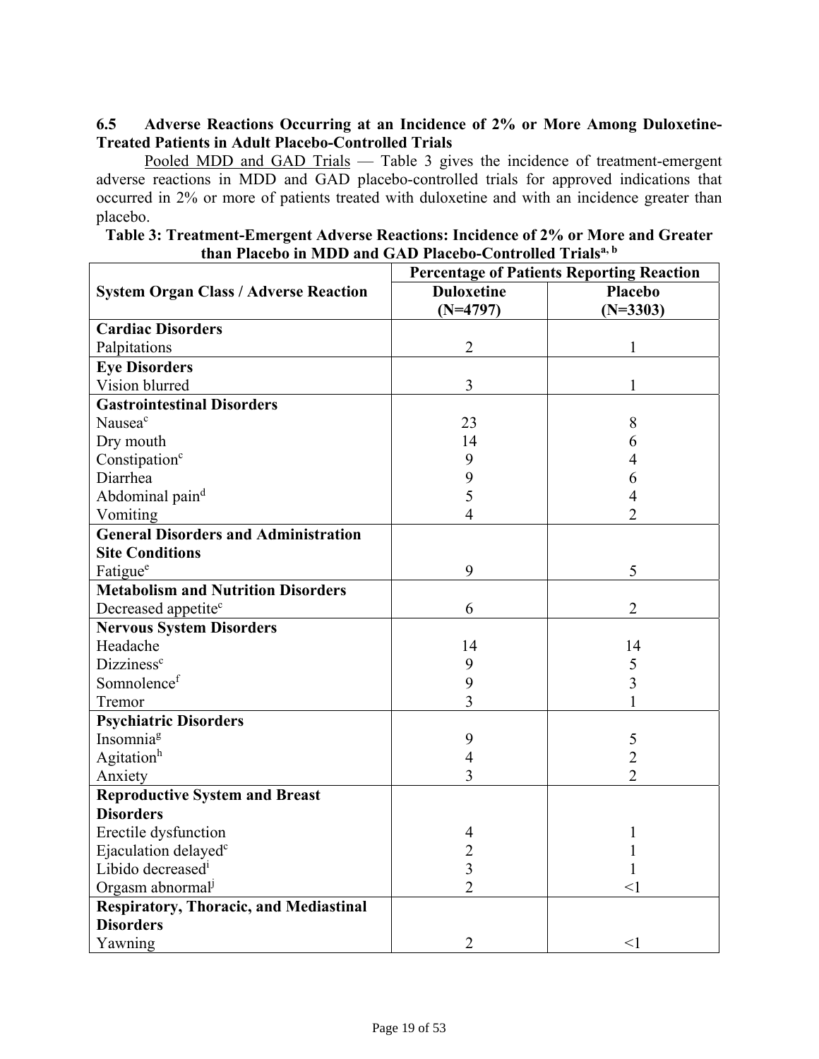### 6.5 Adverse Reactions Occurring at an Incidence of 2% or More Among Duloxetine-Treated Patients in Adult Placebo-Controlled Trials

Pooled MDD and GAD Trials — Table 3 gives the incidence of treatment-emergent adverse reactions in MDD and GAD placebo-controlled trials for approved indications that occurred in 2% or more of patients treated with duloxetine and with an incidence greater than placebo.

**Table 3: Treatment-Emergent Adverse Reactions: Incidence of 2% or More and Greater than Placebo in MDD and GAD Placebo-Controlled Trials[a, b]**

| System Organ Class / Adverse Reaction | Percentage of Patients Reporting Reaction | |
|---|---|---|
| | **Duloxetine (N=4797)** | **Placebo (N=3303)** |
| **Cardiac Disorders** | | |
| Palpitations | 2 | 1 |
| **Eye Disorders** | | |
| Vision blurred | 3 | 1 |
| **Gastrointestinal Disorders** | | |
| Nausea[c] | 23 | 8 |
| Dry mouth | 14 | 6 |
| Constipation[c] | 9 | 4 |
| Diarrhea | 9 | 6 |
| Abdominal pain[d] | 5 | 4 |
| Vomiting | 4 | 2 |
| **General Disorders and Administration Site Conditions** | | |
| Fatigue[e] | 9 | 5 |
| **Metabolism and Nutrition Disorders** | | |
| Decreased appetite[c] | 6 | 2 |
| **Nervous System Disorders** | | |
| Headache | 14 | 14 |
| Dizziness[c] | 9 | 5 |
| Somnolence[f] | 9 | 3 |
| Tremor | 3 | 1 |
| **Psychiatric Disorders** | | |
| Insomnia[g] | 9 | 5 |
| Agitation[h] | 4 | 2 |
| Anxiety | 3 | 2 |
| **Reproductive System and Breast Disorders** | | |
| Erectile dysfunction | 4 | 1 |
| Ejaculation delayed[c] | 2 | 1 |
| Libido decreased[i] | 3 | 1 |
| Orgasm abnormal[j] | 2 | <1 |
| **Respiratory, Thoracic, and Mediastinal Disorders** | | |
| Yawning | 2 | <1 |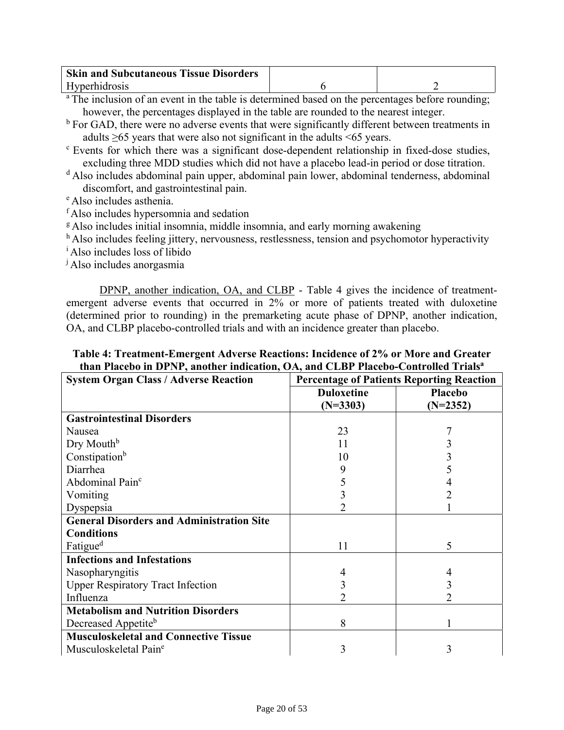| Skin and Subcutaneous Tissue Disorders | | |
|---|---|---|
| Hyperhidrosis | 6 | 2 |

[a] The inclusion of an event in the table is determined based on the percentages before rounding; however, the percentages displayed in the table are rounded to the nearest integer.

[b] For GAD, there were no adverse events that were significantly different between treatments in adults ≥65 years that were also not significant in the adults <65 years.

[c] Events for which there was a significant dose-dependent relationship in fixed-dose studies, excluding three MDD studies which did not have a placebo lead-in period or dose titration.

[d] Also includes abdominal pain upper, abdominal pain lower, abdominal tenderness, abdominal discomfort, and gastrointestinal pain.

[e] Also includes asthenia.

[f] Also includes hypersomnia and sedation

[g] Also includes initial insomnia, middle insomnia, and early morning awakening

[h] Also includes feeling jittery, nervousness, restlessness, tension and psychomotor hyperactivity

[i] Also includes loss of libido

[j] Also includes anorgasmia

DPNP, another indication, OA, and CLBP - Table 4 gives the incidence of treatment-emergent adverse events that occurred in 2% or more of patients treated with duloxetine (determined prior to rounding) in the premarketing acute phase of DPNP, another indication, OA, and CLBP placebo-controlled trials and with an incidence greater than placebo.

**Table 4: Treatment-Emergent Adverse Reactions: Incidence of 2% or More and Greater than Placebo in DPNP, another indication, OA, and CLBP Placebo-Controlled Trials[a]**

| System Organ Class / Adverse Reaction | Percentage of Patients Reporting Reaction | |
|---|---|---|
| | Duloxetine (N=3303) | Placebo (N=2352) |
| **Gastrointestinal Disorders** | | |
| Nausea | 23 | 7 |
| Dry Mouth[b] | 11 | 3 |
| Constipation[b] | 10 | 3 |
| Diarrhea | 9 | 5 |
| Abdominal Pain[c] | 5 | 4 |
| Vomiting | 3 | 2 |
| Dyspepsia | 2 | 1 |
| **General Disorders and Administration Site Conditions** | | |
| Fatigue[d] | 11 | 5 |
| **Infections and Infestations** | | |
| Nasopharyngitis | 4 | 4 |
| Upper Respiratory Tract Infection | 3 | 3 |
| Influenza | 2 | 2 |
| **Metabolism and Nutrition Disorders** | | |
| Decreased Appetite[b] | 8 | 1 |
| **Musculoskeletal and Connective Tissue** | | |
| Musculoskeletal Pain[e] | 3 | 3 |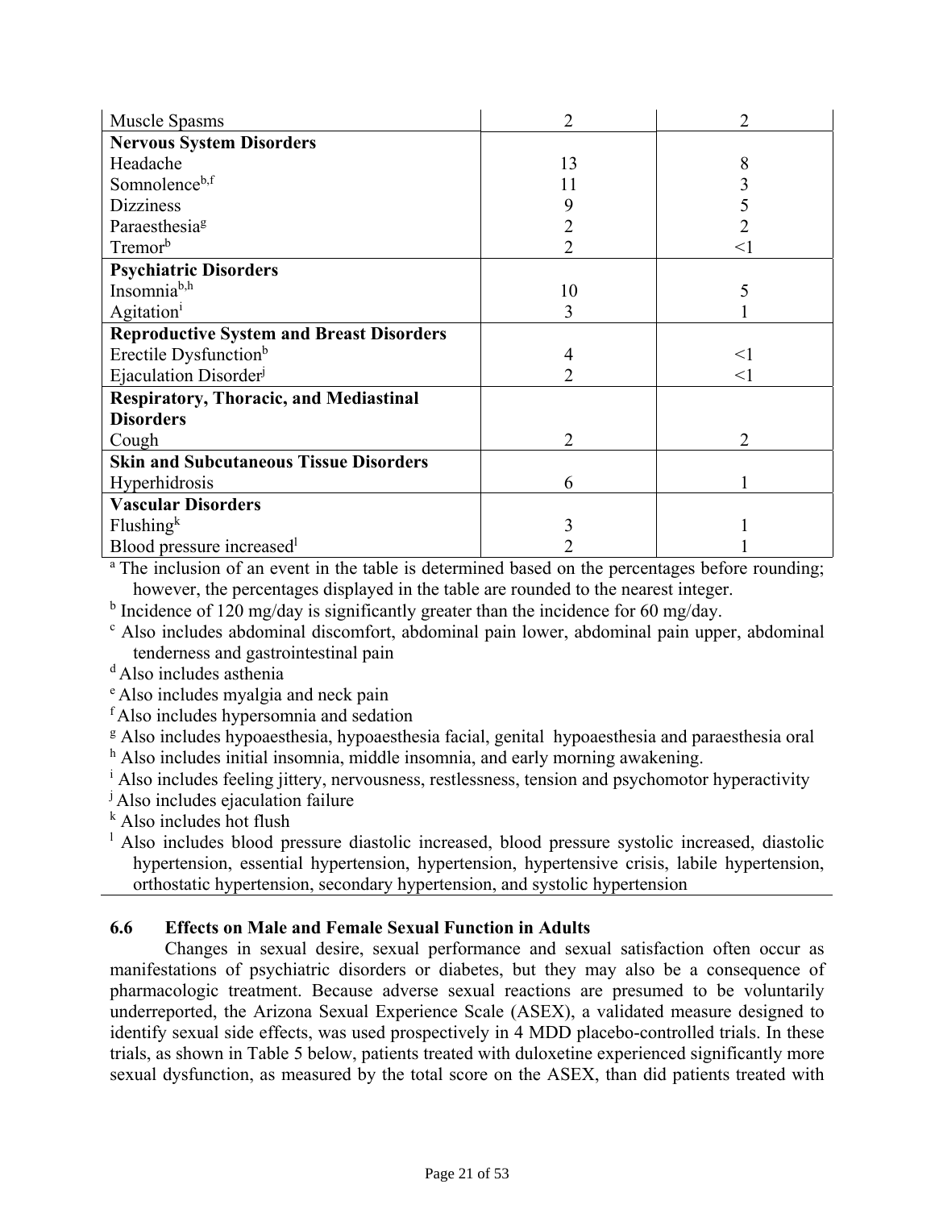| | | |
|---|---|---|
| Muscle Spasms | 2 | 2 |
| **Nervous System Disorders** | | |
| Headache | 13 | 8 |
| Somnolence[b,f] | 11 | 3 |
| Dizziness | 9 | 5 |
| Paraesthesia[g] | 2 | 2 |
| Tremor[b] | 2 | <1 |
| **Psychiatric Disorders** | | |
| Insomnia[b,h] | 10 | 5 |
| Agitation[i] | 3 | 1 |
| **Reproductive System and Breast Disorders** | | |
| Erectile Dysfunction[b] | 4 | <1 |
| Ejaculation Disorder[j] | 2 | <1 |
| **Respiratory, Thoracic, and Mediastinal Disorders** | | |
| Cough | 2 | 2 |
| **Skin and Subcutaneous Tissue Disorders** | | |
| Hyperhidrosis | 6 | 1 |
| **Vascular Disorders** | | |
| Flushing[k] | 3 | 1 |
| Blood pressure increased[l] | 2 | 1 |

[a] The inclusion of an event in the table is determined based on the percentages before rounding; however, the percentages displayed in the table are rounded to the nearest integer.

[b] Incidence of 120 mg/day is significantly greater than the incidence for 60 mg/day.

[c] Also includes abdominal discomfort, abdominal pain lower, abdominal pain upper, abdominal tenderness and gastrointestinal pain

[d] Also includes asthenia

[e] Also includes myalgia and neck pain

[f] Also includes hypersomnia and sedation

[g] Also includes hypoaesthesia, hypoaesthesia facial, genital hypoaesthesia and paraesthesia oral

[h] Also includes initial insomnia, middle insomnia, and early morning awakening.

[i] Also includes feeling jittery, nervousness, restlessness, tension and psychomotor hyperactivity

[j] Also includes ejaculation failure

[k] Also includes hot flush

[l] Also includes blood pressure diastolic increased, blood pressure systolic increased, diastolic hypertension, essential hypertension, hypertension, hypertensive crisis, labile hypertension, orthostatic hypertension, secondary hypertension, and systolic hypertension

### 6.6 Effects on Male and Female Sexual Function in Adults

Changes in sexual desire, sexual performance and sexual satisfaction often occur as manifestations of psychiatric disorders or diabetes, but they may also be a consequence of pharmacologic treatment. Because adverse sexual reactions are presumed to be voluntarily underreported, the Arizona Sexual Experience Scale (ASEX), a validated measure designed to identify sexual side effects, was used prospectively in 4 MDD placebo-controlled trials. In these trials, as shown in Table 5 below, patients treated with duloxetine experienced significantly more sexual dysfunction, as measured by the total score on the ASEX, than did patients treated with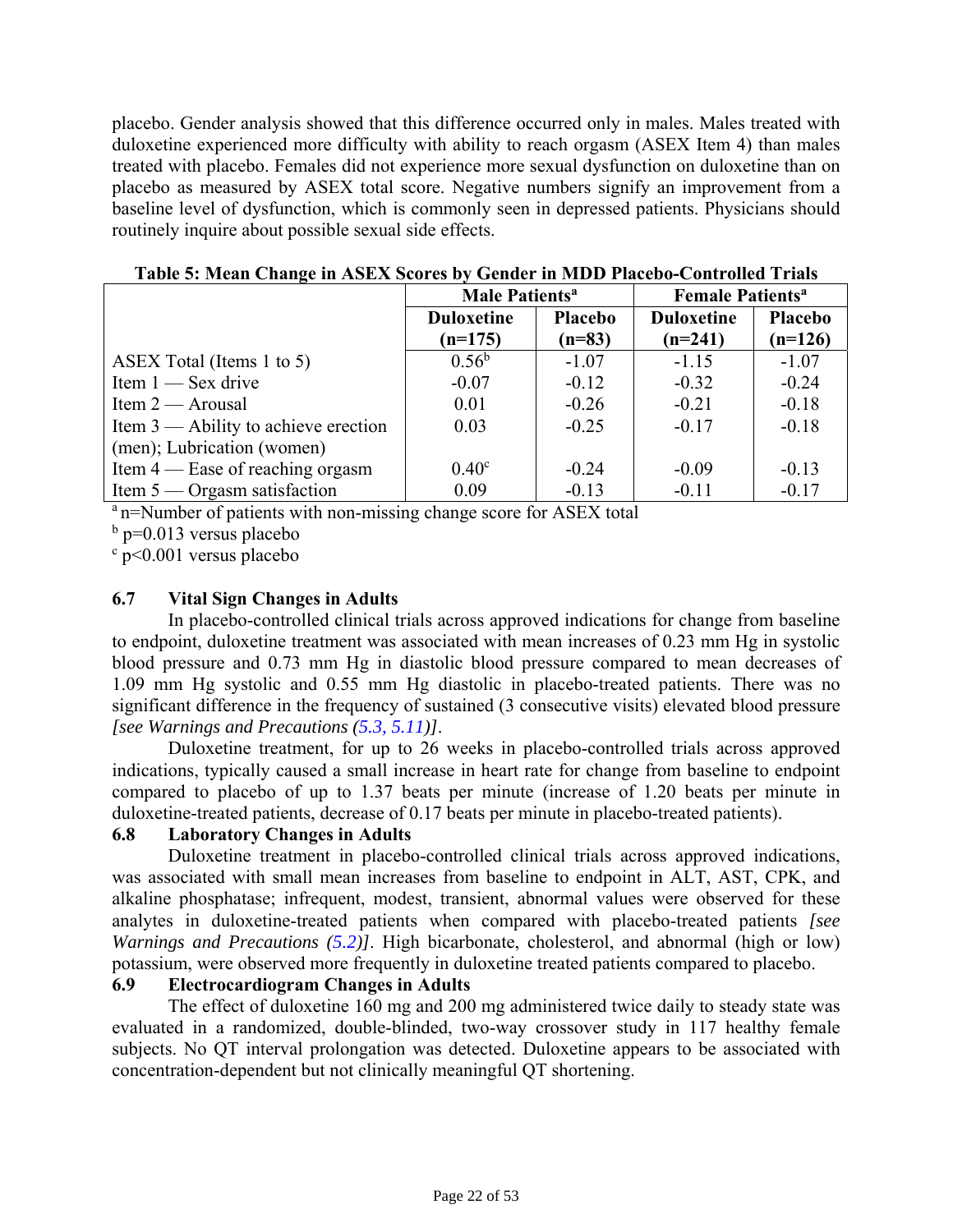placebo. Gender analysis showed that this difference occurred only in males. Males treated with duloxetine experienced more difficulty with ability to reach orgasm (ASEX Item 4) than males treated with placebo. Females did not experience more sexual dysfunction on duloxetine than on placebo as measured by ASEX total score. Negative numbers signify an improvement from a baseline level of dysfunction, which is commonly seen in depressed patients. Physicians should routinely inquire about possible sexual side effects.

**Table 5: Mean Change in ASEX Scores by Gender in MDD Placebo-Controlled Trials**

| | Male Patients[a] | | Female Patients[a] | |
|---|---|---|---|---|
| | **Duloxetine (n=175)** | **Placebo (n=83)** | **Duloxetine (n=241)** | **Placebo (n=126)** |
| ASEX Total (Items 1 to 5) | 0.56[b] | -1.07 | -1.15 | -1.07 |
| Item 1 — Sex drive | -0.07 | -0.12 | -0.32 | -0.24 |
| Item 2 — Arousal | 0.01 | -0.26 | -0.21 | -0.18 |
| Item 3 — Ability to achieve erection (men); Lubrication (women) | 0.03 | -0.25 | -0.17 | -0.18 |
| Item 4 — Ease of reaching orgasm | 0.40[c] | -0.24 | -0.09 | -0.13 |
| Item 5 — Orgasm satisfaction | 0.09 | -0.13 | -0.11 | -0.17 |

[a] n=Number of patients with non-missing change score for ASEX total

[b] p=0.013 versus placebo

[c] p<0.001 versus placebo

### 6.7 Vital Sign Changes in Adults

In placebo-controlled clinical trials across approved indications for change from baseline to endpoint, duloxetine treatment was associated with mean increases of 0.23 mm Hg in systolic blood pressure and 0.73 mm Hg in diastolic blood pressure compared to mean decreases of 1.09 mm Hg systolic and 0.55 mm Hg diastolic in placebo-treated patients. There was no significant difference in the frequency of sustained (3 consecutive visits) elevated blood pressure *[see Warnings and Precautions (5.3, 5.11)]*.

Duloxetine treatment, for up to 26 weeks in placebo-controlled trials across approved indications, typically caused a small increase in heart rate for change from baseline to endpoint compared to placebo of up to 1.37 beats per minute (increase of 1.20 beats per minute in duloxetine-treated patients, decrease of 0.17 beats per minute in placebo-treated patients).

### 6.8 Laboratory Changes in Adults

Duloxetine treatment in placebo-controlled clinical trials across approved indications, was associated with small mean increases from baseline to endpoint in ALT, AST, CPK, and alkaline phosphatase; infrequent, modest, transient, abnormal values were observed for these analytes in duloxetine-treated patients when compared with placebo-treated patients *[see Warnings and Precautions (5.2)]*. High bicarbonate, cholesterol, and abnormal (high or low) potassium, were observed more frequently in duloxetine treated patients compared to placebo.

### 6.9 Electrocardiogram Changes in Adults

The effect of duloxetine 160 mg and 200 mg administered twice daily to steady state was evaluated in a randomized, double-blinded, two-way crossover study in 117 healthy female subjects. No QT interval prolongation was detected. Duloxetine appears to be associated with concentration-dependent but not clinically meaningful QT shortening.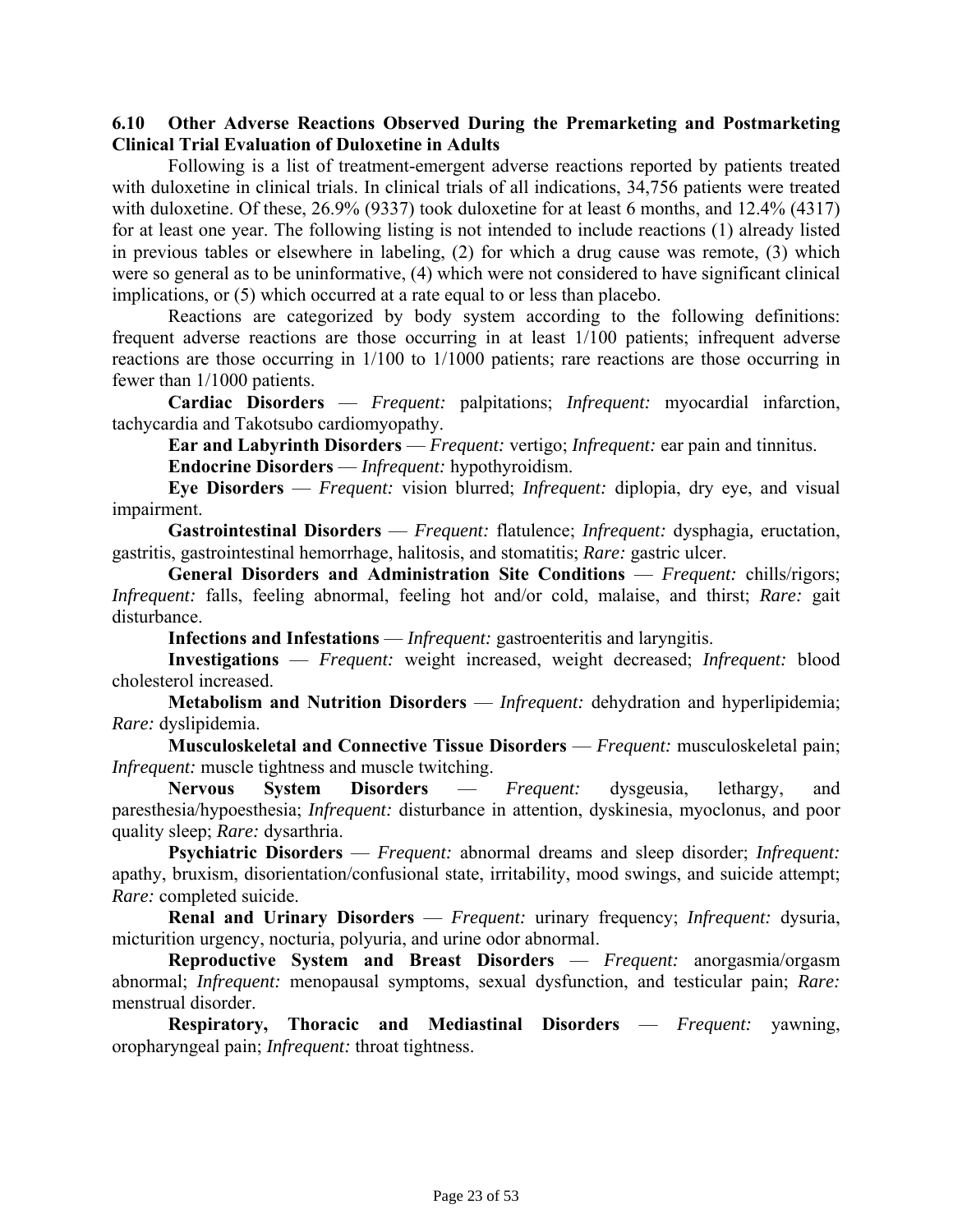### 6.10 Other Adverse Reactions Observed During the Premarketing and Postmarketing Clinical Trial Evaluation of Duloxetine in Adults

Following is a list of treatment-emergent adverse reactions reported by patients treated with duloxetine in clinical trials. In clinical trials of all indications, 34,756 patients were treated with duloxetine. Of these, 26.9% (9337) took duloxetine for at least 6 months, and 12.4% (4317) for at least one year. The following listing is not intended to include reactions (1) already listed in previous tables or elsewhere in labeling, (2) for which a drug cause was remote, (3) which were so general as to be uninformative, (4) which were not considered to have significant clinical implications, or (5) which occurred at a rate equal to or less than placebo.

Reactions are categorized by body system according to the following definitions: frequent adverse reactions are those occurring in at least 1/100 patients; infrequent adverse reactions are those occurring in 1/100 to 1/1000 patients; rare reactions are those occurring in fewer than 1/1000 patients.

**Cardiac Disorders** — *Frequent:* palpitations; *Infrequent:* myocardial infarction, tachycardia and Takotsubo cardiomyopathy.

**Ear and Labyrinth Disorders** — *Frequent:* vertigo; *Infrequent:* ear pain and tinnitus.

**Endocrine Disorders** — *Infrequent:* hypothyroidism.

**Eye Disorders** — *Frequent:* vision blurred; *Infrequent:* diplopia, dry eye, and visual impairment.

**Gastrointestinal Disorders** — *Frequent:* flatulence; *Infrequent:* dysphagia, eructation, gastritis, gastrointestinal hemorrhage, halitosis, and stomatitis; *Rare:* gastric ulcer.

**General Disorders and Administration Site Conditions** — *Frequent:* chills/rigors; *Infrequent:* falls, feeling abnormal, feeling hot and/or cold, malaise, and thirst; *Rare:* gait disturbance.

**Infections and Infestations** — *Infrequent:* gastroenteritis and laryngitis.

**Investigations** — *Frequent:* weight increased, weight decreased; *Infrequent:* blood cholesterol increased.

**Metabolism and Nutrition Disorders** — *Infrequent:* dehydration and hyperlipidemia; *Rare:* dyslipidemia.

**Musculoskeletal and Connective Tissue Disorders** — *Frequent:* musculoskeletal pain; *Infrequent:* muscle tightness and muscle twitching.

**Nervous System Disorders** — *Frequent:* dysgeusia, lethargy, and paresthesia/hypoesthesia; *Infrequent:* disturbance in attention, dyskinesia, myoclonus, and poor quality sleep; *Rare:* dysarthria.

**Psychiatric Disorders** — *Frequent:* abnormal dreams and sleep disorder; *Infrequent:* apathy, bruxism, disorientation/confusional state, irritability, mood swings, and suicide attempt; *Rare:* completed suicide.

**Renal and Urinary Disorders** — *Frequent:* urinary frequency; *Infrequent:* dysuria, micturition urgency, nocturia, polyuria, and urine odor abnormal.

**Reproductive System and Breast Disorders** — *Frequent:* anorgasmia/orgasm abnormal; *Infrequent:* menopausal symptoms, sexual dysfunction, and testicular pain; *Rare:* menstrual disorder.

**Respiratory, Thoracic and Mediastinal Disorders** — *Frequent:* yawning, oropharyngeal pain; *Infrequent:* throat tightness.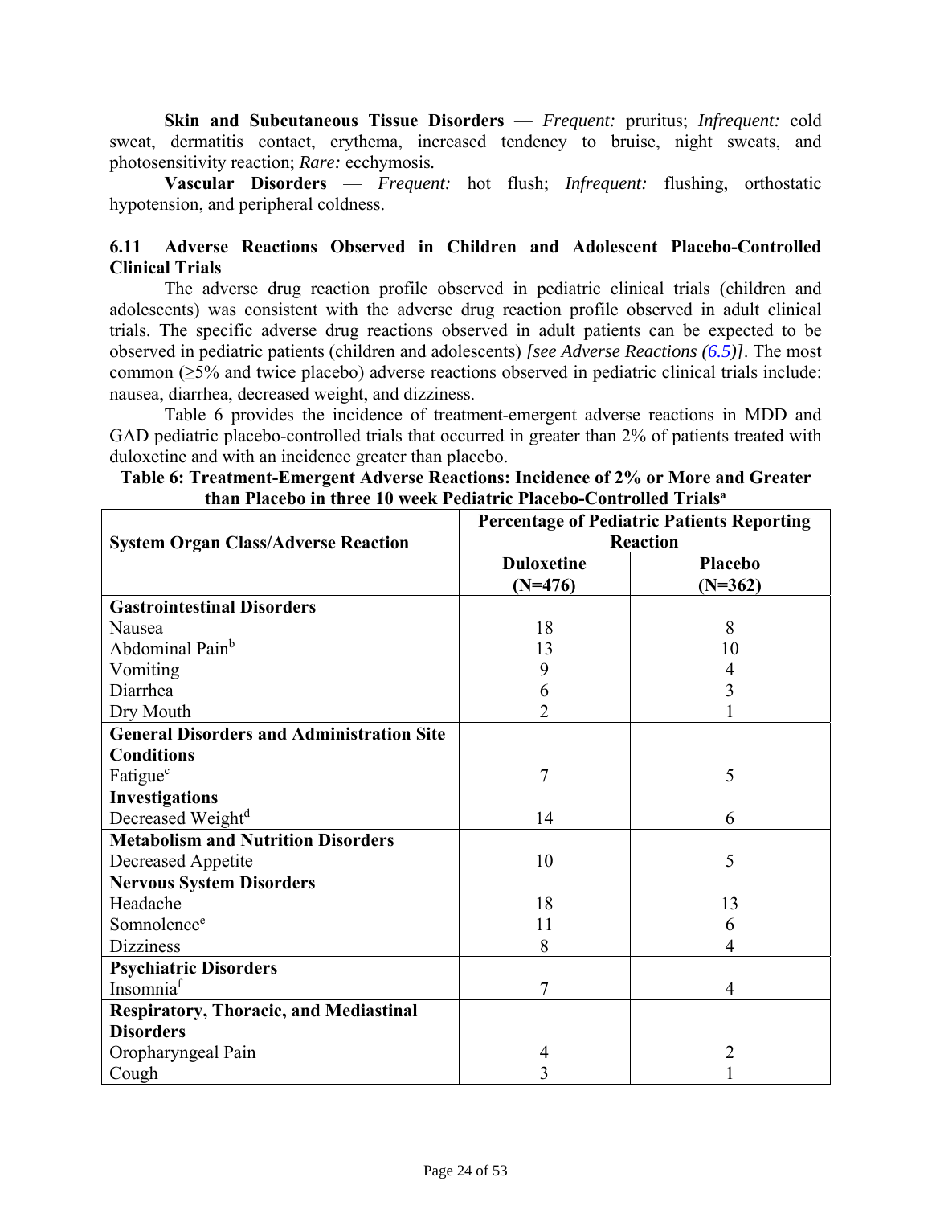**Skin and Subcutaneous Tissue Disorders** — *Frequent:* pruritus; *Infrequent:* cold sweat, dermatitis contact, erythema, increased tendency to bruise, night sweats, and photosensitivity reaction; *Rare:* ecchymosis.

**Vascular Disorders** — *Frequent:* hot flush; *Infrequent:* flushing, orthostatic hypotension, and peripheral coldness.

## 6.11 Adverse Reactions Observed in Children and Adolescent Placebo-Controlled Clinical Trials

The adverse drug reaction profile observed in pediatric clinical trials (children and adolescents) was consistent with the adverse drug reaction profile observed in adult clinical trials. The specific adverse drug reactions observed in adult patients can be expected to be observed in pediatric patients (children and adolescents) *[see Adverse Reactions (6.5)]*. The most common (≥5% and twice placebo) adverse reactions observed in pediatric clinical trials include: nausea, diarrhea, decreased weight, and dizziness.

Table 6 provides the incidence of treatment-emergent adverse reactions in MDD and GAD pediatric placebo-controlled trials that occurred in greater than 2% of patients treated with duloxetine and with an incidence greater than placebo.

**Table 6: Treatment-Emergent Adverse Reactions: Incidence of 2% or More and Greater than Placebo in three 10 week Pediatric Placebo-Controlled Trials[a]**

| System Organ Class/Adverse Reaction | Percentage of Pediatric Patients Reporting Reaction | |
|---|---|---|
| | **Duloxetine (N=476)** | **Placebo (N=362)** |
| **Gastrointestinal Disorders** | | |
| Nausea | 18 | 8 |
| Abdominal Pain[b] | 13 | 10 |
| Vomiting | 9 | 4 |
| Diarrhea | 6 | 3 |
| Dry Mouth | 2 | 1 |
| **General Disorders and Administration Site Conditions** | | |
| Fatigue[c] | 7 | 5 |
| **Investigations** | | |
| Decreased Weight[d] | 14 | 6 |
| **Metabolism and Nutrition Disorders** | | |
| Decreased Appetite | 10 | 5 |
| **Nervous System Disorders** | | |
| Headache | 18 | 13 |
| Somnolence[e] | 11 | 6 |
| Dizziness | 8 | 4 |
| **Psychiatric Disorders** | | |
| Insomnia[f] | 7 | 4 |
| **Respiratory, Thoracic, and Mediastinal Disorders** | | |
| Oropharyngeal Pain | 4 | 2 |
| Cough | 3 | 1 |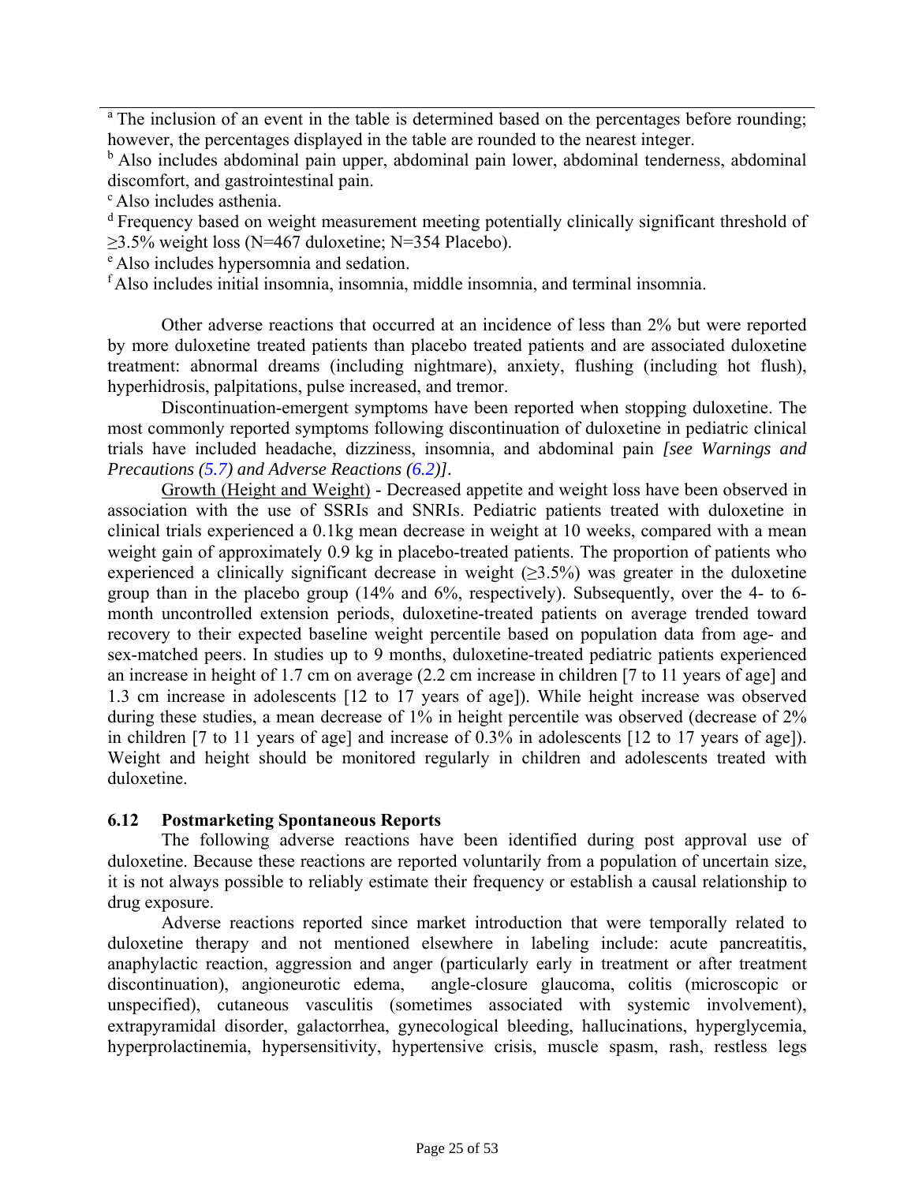[a] The inclusion of an event in the table is determined based on the percentages before rounding; however, the percentages displayed in the table are rounded to the nearest integer.

[b] Also includes abdominal pain upper, abdominal pain lower, abdominal tenderness, abdominal discomfort, and gastrointestinal pain.

[c] Also includes asthenia.

[d] Frequency based on weight measurement meeting potentially clinically significant threshold of ≥3.5% weight loss (N=467 duloxetine; N=354 Placebo).

[e] Also includes hypersomnia and sedation.

[f] Also includes initial insomnia, insomnia, middle insomnia, and terminal insomnia.

Other adverse reactions that occurred at an incidence of less than 2% but were reported by more duloxetine treated patients than placebo treated patients and are associated duloxetine treatment: abnormal dreams (including nightmare), anxiety, flushing (including hot flush), hyperhidrosis, palpitations, pulse increased, and tremor.

Discontinuation-emergent symptoms have been reported when stopping duloxetine. The most commonly reported symptoms following discontinuation of duloxetine in pediatric clinical trials have included headache, dizziness, insomnia, and abdominal pain *[see Warnings and Precautions (5.7) and Adverse Reactions (6.2)]*.

Growth (Height and Weight) - Decreased appetite and weight loss have been observed in association with the use of SSRIs and SNRIs. Pediatric patients treated with duloxetine in clinical trials experienced a 0.1kg mean decrease in weight at 10 weeks, compared with a mean weight gain of approximately 0.9 kg in placebo-treated patients. The proportion of patients who experienced a clinically significant decrease in weight (≥3.5%) was greater in the duloxetine group than in the placebo group (14% and 6%, respectively). Subsequently, over the 4- to 6-month uncontrolled extension periods, duloxetine-treated patients on average trended toward recovery to their expected baseline weight percentile based on population data from age- and sex-matched peers. In studies up to 9 months, duloxetine-treated pediatric patients experienced an increase in height of 1.7 cm on average (2.2 cm increase in children [7 to 11 years of age] and 1.3 cm increase in adolescents [12 to 17 years of age]). While height increase was observed during these studies, a mean decrease of 1% in height percentile was observed (decrease of 2% in children [7 to 11 years of age] and increase of 0.3% in adolescents [12 to 17 years of age]). Weight and height should be monitored regularly in children and adolescents treated with duloxetine.

### 6.12 Postmarketing Spontaneous Reports

The following adverse reactions have been identified during post approval use of duloxetine. Because these reactions are reported voluntarily from a population of uncertain size, it is not always possible to reliably estimate their frequency or establish a causal relationship to drug exposure.

Adverse reactions reported since market introduction that were temporally related to duloxetine therapy and not mentioned elsewhere in labeling include: acute pancreatitis, anaphylactic reaction, aggression and anger (particularly early in treatment or after treatment discontinuation), angioneurotic edema, angle-closure glaucoma, colitis (microscopic or unspecified), cutaneous vasculitis (sometimes associated with systemic involvement), extrapyramidal disorder, galactorrhea, gynecological bleeding, hallucinations, hyperglycemia, hyperprolactinemia, hypersensitivity, hypertensive crisis, muscle spasm, rash, restless legs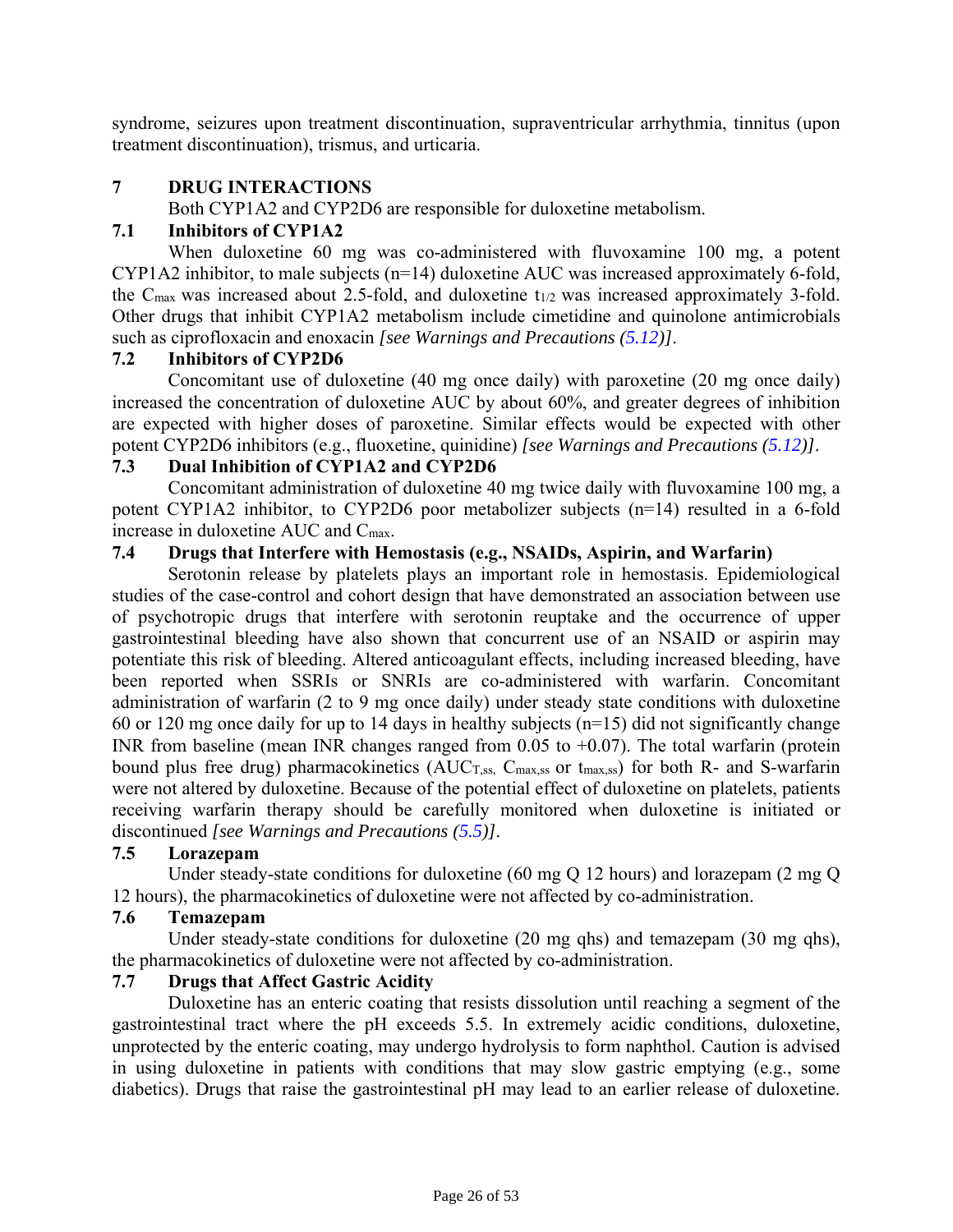syndrome, seizures upon treatment discontinuation, supraventricular arrhythmia, tinnitus (upon treatment discontinuation), trismus, and urticaria.

## 7 DRUG INTERACTIONS

Both CYP1A2 and CYP2D6 are responsible for duloxetine metabolism.

### 7.1 Inhibitors of CYP1A2

When duloxetine 60 mg was co-administered with fluvoxamine 100 mg, a potent CYP1A2 inhibitor, to male subjects (n=14) duloxetine AUC was increased approximately 6-fold, the $C_{max}$ was increased about 2.5-fold, and duloxetine $t_{1/2}$ was increased approximately 3-fold. Other drugs that inhibit CYP1A2 metabolism include cimetidine and quinolone antimicrobials such as ciprofloxacin and enoxacin *[see Warnings and Precautions (5.12)]*.

### 7.2 Inhibitors of CYP2D6

Concomitant use of duloxetine (40 mg once daily) with paroxetine (20 mg once daily) increased the concentration of duloxetine AUC by about 60%, and greater degrees of inhibition are expected with higher doses of paroxetine. Similar effects would be expected with other potent CYP2D6 inhibitors (e.g., fluoxetine, quinidine) *[see Warnings and Precautions (5.12)]*.

### 7.3 Dual Inhibition of CYP1A2 and CYP2D6

Concomitant administration of duloxetine 40 mg twice daily with fluvoxamine 100 mg, a potent CYP1A2 inhibitor, to CYP2D6 poor metabolizer subjects (n=14) resulted in a 6-fold increase in duloxetine AUC and $C_{max}$.

### 7.4 Drugs that Interfere with Hemostasis (e.g., NSAIDs, Aspirin, and Warfarin)

Serotonin release by platelets plays an important role in hemostasis. Epidemiological studies of the case-control and cohort design that have demonstrated an association between use of psychotropic drugs that interfere with serotonin reuptake and the occurrence of upper gastrointestinal bleeding have also shown that concurrent use of an NSAID or aspirin may potentiate this risk of bleeding. Altered anticoagulant effects, including increased bleeding, have been reported when SSRIs or SNRIs are co-administered with warfarin. Concomitant administration of warfarin (2 to 9 mg once daily) under steady state conditions with duloxetine 60 or 120 mg once daily for up to 14 days in healthy subjects (n=15) did not significantly change INR from baseline (mean INR changes ranged from 0.05 to +0.07). The total warfarin (protein bound plus free drug) pharmacokinetics ($AUC_{T,ss}$, $C_{max,ss}$ or $t_{max,ss}$) for both R- and S-warfarin were not altered by duloxetine. Because of the potential effect of duloxetine on platelets, patients receiving warfarin therapy should be carefully monitored when duloxetine is initiated or discontinued *[see Warnings and Precautions (5.5)]*.

### 7.5 Lorazepam

Under steady-state conditions for duloxetine (60 mg Q 12 hours) and lorazepam (2 mg Q 12 hours), the pharmacokinetics of duloxetine were not affected by co-administration.

### 7.6 Temazepam

Under steady-state conditions for duloxetine (20 mg qhs) and temazepam (30 mg qhs), the pharmacokinetics of duloxetine were not affected by co-administration.

### 7.7 Drugs that Affect Gastric Acidity

Duloxetine has an enteric coating that resists dissolution until reaching a segment of the gastrointestinal tract where the pH exceeds 5.5. In extremely acidic conditions, duloxetine, unprotected by the enteric coating, may undergo hydrolysis to form naphthol. Caution is advised in using duloxetine in patients with conditions that may slow gastric emptying (e.g., some diabetics). Drugs that raise the gastrointestinal pH may lead to an earlier release of duloxetine.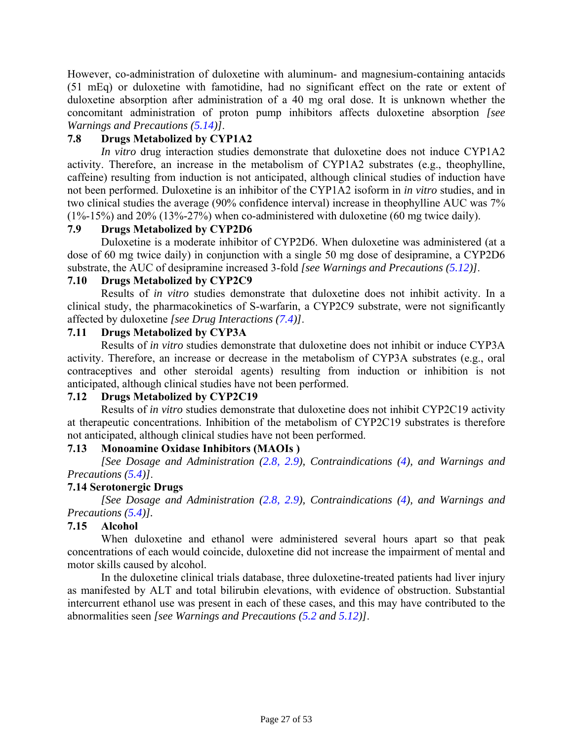However, co-administration of duloxetine with aluminum- and magnesium-containing antacids (51 mEq) or duloxetine with famotidine, had no significant effect on the rate or extent of duloxetine absorption after administration of a 40 mg oral dose. It is unknown whether the concomitant administration of proton pump inhibitors affects duloxetine absorption *[see Warnings and Precautions (5.14)]*.

### 7.8 Drugs Metabolized by CYP1A2

*In vitro* drug interaction studies demonstrate that duloxetine does not induce CYP1A2 activity. Therefore, an increase in the metabolism of CYP1A2 substrates (e.g., theophylline, caffeine) resulting from induction is not anticipated, although clinical studies of induction have not been performed. Duloxetine is an inhibitor of the CYP1A2 isoform in *in vitro* studies, and in two clinical studies the average (90% confidence interval) increase in theophylline AUC was 7% (1%-15%) and 20% (13%-27%) when co-administered with duloxetine (60 mg twice daily).

### 7.9 Drugs Metabolized by CYP2D6

Duloxetine is a moderate inhibitor of CYP2D6. When duloxetine was administered (at a dose of 60 mg twice daily) in conjunction with a single 50 mg dose of desipramine, a CYP2D6 substrate, the AUC of desipramine increased 3-fold *[see Warnings and Precautions (5.12)]*.

### 7.10 Drugs Metabolized by CYP2C9

Results of *in vitro* studies demonstrate that duloxetine does not inhibit activity. In a clinical study, the pharmacokinetics of S-warfarin, a CYP2C9 substrate, were not significantly affected by duloxetine *[see Drug Interactions (7.4)]*.

### 7.11 Drugs Metabolized by CYP3A

Results of *in vitro* studies demonstrate that duloxetine does not inhibit or induce CYP3A activity. Therefore, an increase or decrease in the metabolism of CYP3A substrates (e.g., oral contraceptives and other steroidal agents) resulting from induction or inhibition is not anticipated, although clinical studies have not been performed.

### 7.12 Drugs Metabolized by CYP2C19

Results of *in vitro* studies demonstrate that duloxetine does not inhibit CYP2C19 activity at therapeutic concentrations. Inhibition of the metabolism of CYP2C19 substrates is therefore not anticipated, although clinical studies have not been performed.

### 7.13 Monoamine Oxidase Inhibitors (MAOIs )

*[See Dosage and Administration (2.8, 2.9), Contraindications (4), and Warnings and Precautions (5.4)]*.

### 7.14 Serotonergic Drugs

*[See Dosage and Administration (2.8, 2.9), Contraindications (4), and Warnings and Precautions (5.4)]*.

### 7.15 Alcohol

When duloxetine and ethanol were administered several hours apart so that peak concentrations of each would coincide, duloxetine did not increase the impairment of mental and motor skills caused by alcohol.

In the duloxetine clinical trials database, three duloxetine-treated patients had liver injury as manifested by ALT and total bilirubin elevations, with evidence of obstruction. Substantial intercurrent ethanol use was present in each of these cases, and this may have contributed to the abnormalities seen *[see Warnings and Precautions (5.2 and 5.12)]*.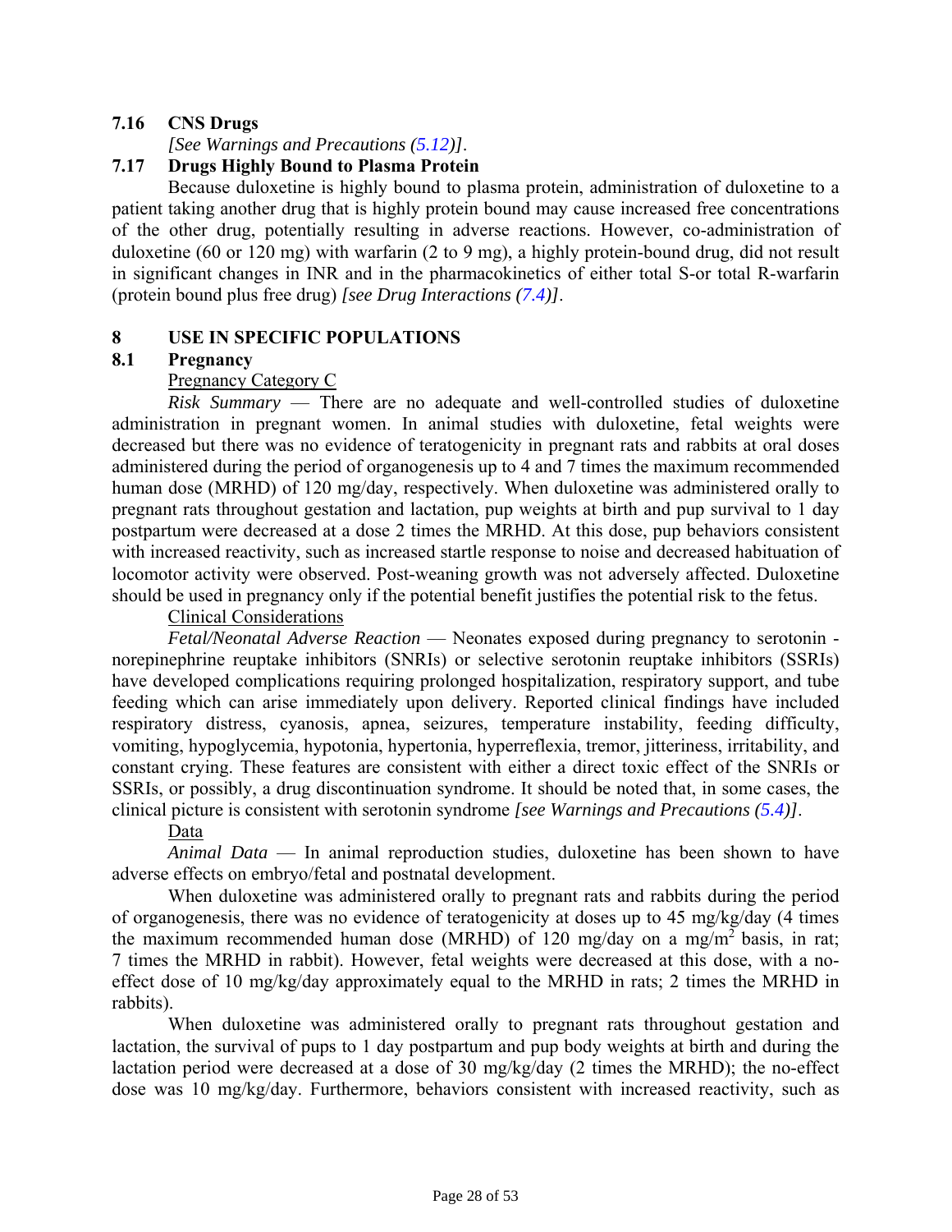### 7.16 CNS Drugs

*[See Warnings and Precautions (5.12)]*.

### 7.17 Drugs Highly Bound to Plasma Protein

Because duloxetine is highly bound to plasma protein, administration of duloxetine to a patient taking another drug that is highly protein bound may cause increased free concentrations of the other drug, potentially resulting in adverse reactions. However, co-administration of duloxetine (60 or 120 mg) with warfarin (2 to 9 mg), a highly protein-bound drug, did not result in significant changes in INR and in the pharmacokinetics of either total S-or total R-warfarin (protein bound plus free drug) *[see Drug Interactions (7.4)]*.

## 8 USE IN SPECIFIC POPULATIONS

### 8.1 Pregnancy

Pregnancy Category C

*Risk Summary* — There are no adequate and well-controlled studies of duloxetine administration in pregnant women. In animal studies with duloxetine, fetal weights were decreased but there was no evidence of teratogenicity in pregnant rats and rabbits at oral doses administered during the period of organogenesis up to 4 and 7 times the maximum recommended human dose (MRHD) of 120 mg/day, respectively. When duloxetine was administered orally to pregnant rats throughout gestation and lactation, pup weights at birth and pup survival to 1 day postpartum were decreased at a dose 2 times the MRHD. At this dose, pup behaviors consistent with increased reactivity, such as increased startle response to noise and decreased habituation of locomotor activity were observed. Post-weaning growth was not adversely affected. Duloxetine should be used in pregnancy only if the potential benefit justifies the potential risk to the fetus.

Clinical Considerations

*Fetal/Neonatal Adverse Reaction* — Neonates exposed during pregnancy to serotonin - norepinephrine reuptake inhibitors (SNRIs) or selective serotonin reuptake inhibitors (SSRIs) have developed complications requiring prolonged hospitalization, respiratory support, and tube feeding which can arise immediately upon delivery. Reported clinical findings have included respiratory distress, cyanosis, apnea, seizures, temperature instability, feeding difficulty, vomiting, hypoglycemia, hypotonia, hypertonia, hyperreflexia, tremor, jitteriness, irritability, and constant crying. These features are consistent with either a direct toxic effect of the SNRIs or SSRIs, or possibly, a drug discontinuation syndrome. It should be noted that, in some cases, the clinical picture is consistent with serotonin syndrome *[see Warnings and Precautions (5.4)]*.

Data

*Animal Data* — In animal reproduction studies, duloxetine has been shown to have adverse effects on embryo/fetal and postnatal development.

When duloxetine was administered orally to pregnant rats and rabbits during the period of organogenesis, there was no evidence of teratogenicity at doses up to 45 mg/kg/day (4 times the maximum recommended human dose (MRHD) of 120 mg/day on a mg/m$^2$ basis, in rat; 7 times the MRHD in rabbit). However, fetal weights were decreased at this dose, with a no-effect dose of 10 mg/kg/day approximately equal to the MRHD in rats; 2 times the MRHD in rabbits).

When duloxetine was administered orally to pregnant rats throughout gestation and lactation, the survival of pups to 1 day postpartum and pup body weights at birth and during the lactation period were decreased at a dose of 30 mg/kg/day (2 times the MRHD); the no-effect dose was 10 mg/kg/day. Furthermore, behaviors consistent with increased reactivity, such as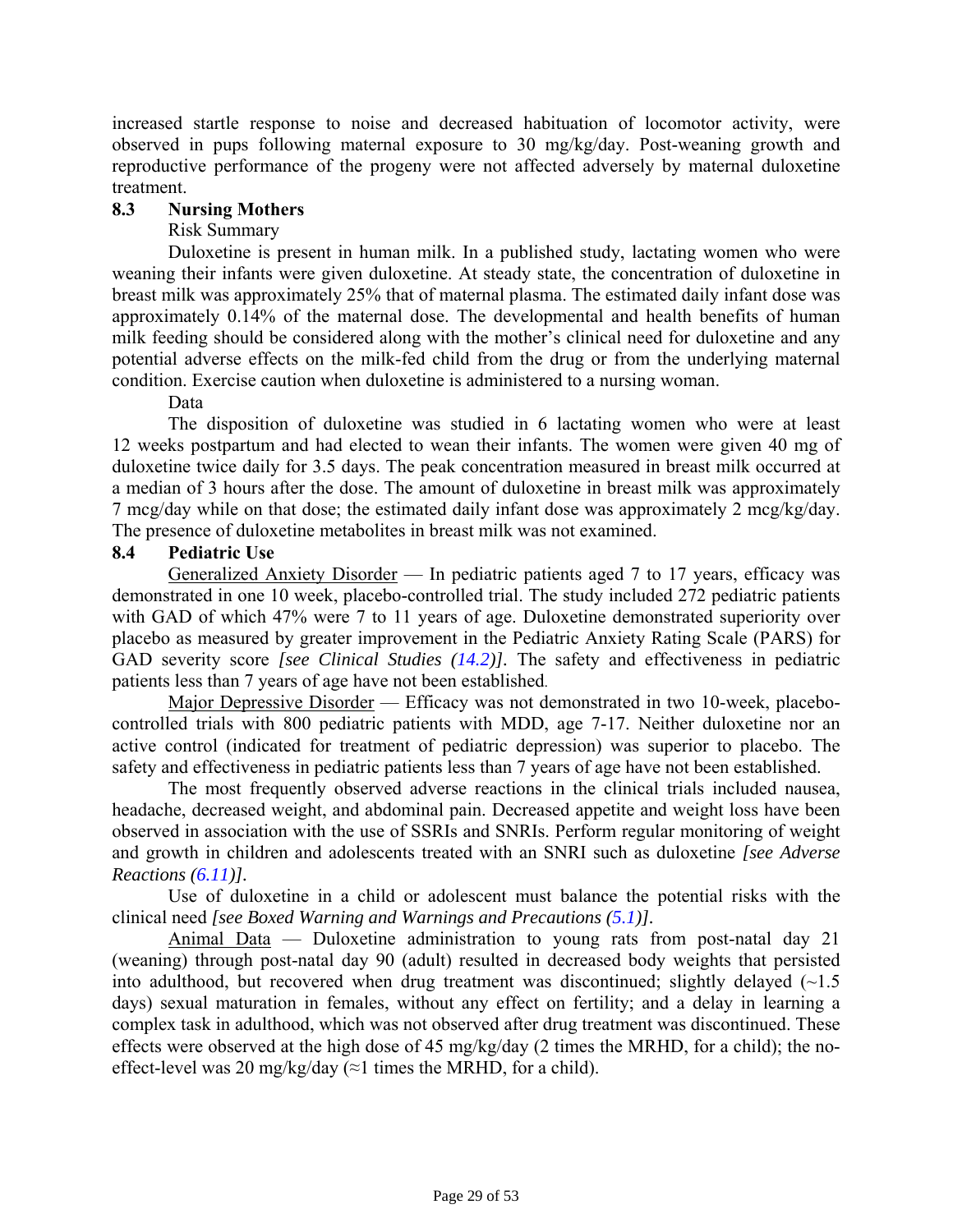increased startle response to noise and decreased habituation of locomotor activity, were observed in pups following maternal exposure to 30 mg/kg/day. Post-weaning growth and reproductive performance of the progeny were not affected adversely by maternal duloxetine treatment.

### 8.3 Nursing Mothers

Risk Summary

Duloxetine is present in human milk. In a published study, lactating women who were weaning their infants were given duloxetine. At steady state, the concentration of duloxetine in breast milk was approximately 25% that of maternal plasma. The estimated daily infant dose was approximately 0.14% of the maternal dose. The developmental and health benefits of human milk feeding should be considered along with the mother's clinical need for duloxetine and any potential adverse effects on the milk-fed child from the drug or from the underlying maternal condition. Exercise caution when duloxetine is administered to a nursing woman.

Data

The disposition of duloxetine was studied in 6 lactating women who were at least 12 weeks postpartum and had elected to wean their infants. The women were given 40 mg of duloxetine twice daily for 3.5 days. The peak concentration measured in breast milk occurred at a median of 3 hours after the dose. The amount of duloxetine in breast milk was approximately 7 mcg/day while on that dose; the estimated daily infant dose was approximately 2 mcg/kg/day. The presence of duloxetine metabolites in breast milk was not examined.

### 8.4 Pediatric Use

Generalized Anxiety Disorder — In pediatric patients aged 7 to 17 years, efficacy was demonstrated in one 10 week, placebo-controlled trial. The study included 272 pediatric patients with GAD of which 47% were 7 to 11 years of age. Duloxetine demonstrated superiority over placebo as measured by greater improvement in the Pediatric Anxiety Rating Scale (PARS) for GAD severity score *[see Clinical Studies (14.2)]*. The safety and effectiveness in pediatric patients less than 7 years of age have not been established.

Major Depressive Disorder — Efficacy was not demonstrated in two 10-week, placebo-controlled trials with 800 pediatric patients with MDD, age 7-17. Neither duloxetine nor an active control (indicated for treatment of pediatric depression) was superior to placebo. The safety and effectiveness in pediatric patients less than 7 years of age have not been established.

The most frequently observed adverse reactions in the clinical trials included nausea, headache, decreased weight, and abdominal pain. Decreased appetite and weight loss have been observed in association with the use of SSRIs and SNRIs. Perform regular monitoring of weight and growth in children and adolescents treated with an SNRI such as duloxetine *[see Adverse Reactions (6.11)]*.

Use of duloxetine in a child or adolescent must balance the potential risks with the clinical need *[see Boxed Warning and Warnings and Precautions (5.1)]*.

Animal Data — Duloxetine administration to young rats from post-natal day 21 (weaning) through post-natal day 90 (adult) resulted in decreased body weights that persisted into adulthood, but recovered when drug treatment was discontinued; slightly delayed (~1.5 days) sexual maturation in females, without any effect on fertility; and a delay in learning a complex task in adulthood, which was not observed after drug treatment was discontinued. These effects were observed at the high dose of 45 mg/kg/day (2 times the MRHD, for a child); the no-effect-level was 20 mg/kg/day (≈1 times the MRHD, for a child).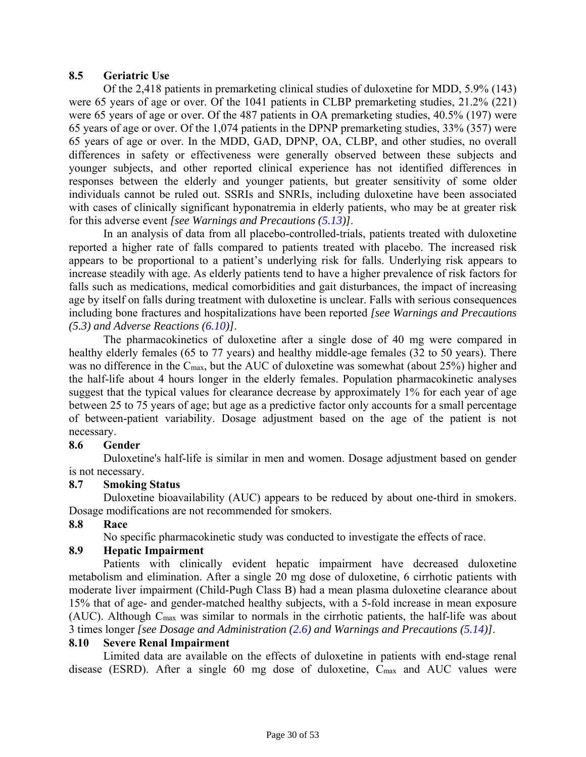### 8.5 Geriatric Use

Of the 2,418 patients in premarketing clinical studies of duloxetine for MDD, 5.9% (143) were 65 years of age or over. Of the 1041 patients in CLBP premarketing studies, 21.2% (221) were 65 years of age or over. Of the 487 patients in OA premarketing studies, 40.5% (197) were 65 years of age or over. Of the 1,074 patients in the DPNP premarketing studies, 33% (357) were 65 years of age or over. In the MDD, GAD, DPNP, OA, CLBP, and other studies, no overall differences in safety or effectiveness were generally observed between these subjects and younger subjects, and other reported clinical experience has not identified differences in responses between the elderly and younger patients, but greater sensitivity of some older individuals cannot be ruled out. SSRIs and SNRIs, including duloxetine have been associated with cases of clinically significant hyponatremia in elderly patients, who may be at greater risk for this adverse event *[see Warnings and Precautions (5.13)]*.

In an analysis of data from all placebo-controlled-trials, patients treated with duloxetine reported a higher rate of falls compared to patients treated with placebo. The increased risk appears to be proportional to a patient's underlying risk for falls. Underlying risk appears to increase steadily with age. As elderly patients tend to have a higher prevalence of risk factors for falls such as medications, medical comorbidities and gait disturbances, the impact of increasing age by itself on falls during treatment with duloxetine is unclear. Falls with serious consequences including bone fractures and hospitalizations have been reported *[see Warnings and Precautions (5.3) and Adverse Reactions (6.10)]*.

The pharmacokinetics of duloxetine after a single dose of 40 mg were compared in healthy elderly females (65 to 77 years) and healthy middle-age females (32 to 50 years). There was no difference in the $C_{max}$, but the AUC of duloxetine was somewhat (about 25%) higher and the half-life about 4 hours longer in the elderly females. Population pharmacokinetic analyses suggest that the typical values for clearance decrease by approximately 1% for each year of age between 25 to 75 years of age; but age as a predictive factor only accounts for a small percentage of between-patient variability. Dosage adjustment based on the age of the patient is not necessary.

### 8.6 Gender

Duloxetine's half-life is similar in men and women. Dosage adjustment based on gender is not necessary.

### 8.7 Smoking Status

Duloxetine bioavailability (AUC) appears to be reduced by about one-third in smokers. Dosage modifications are not recommended for smokers.

### 8.8 Race

No specific pharmacokinetic study was conducted to investigate the effects of race.

### 8.9 Hepatic Impairment

Patients with clinically evident hepatic impairment have decreased duloxetine metabolism and elimination. After a single 20 mg dose of duloxetine, 6 cirrhotic patients with moderate liver impairment (Child-Pugh Class B) had a mean plasma duloxetine clearance about 15% that of age- and gender-matched healthy subjects, with a 5-fold increase in mean exposure (AUC). Although $C_{max}$ was similar to normals in the cirrhotic patients, the half-life was about 3 times longer *[see Dosage and Administration (2.6) and Warnings and Precautions (5.14)]*.

### 8.10 Severe Renal Impairment

Limited data are available on the effects of duloxetine in patients with end-stage renal disease (ESRD). After a single 60 mg dose of duloxetine, $C_{max}$ and AUC values were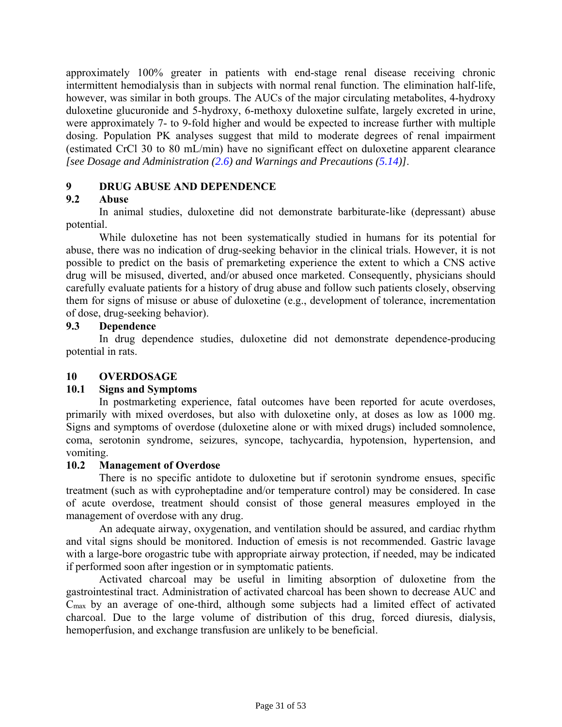approximately 100% greater in patients with end-stage renal disease receiving chronic intermittent hemodialysis than in subjects with normal renal function. The elimination half-life, however, was similar in both groups. The AUCs of the major circulating metabolites, 4-hydroxy duloxetine glucuronide and 5-hydroxy, 6-methoxy duloxetine sulfate, largely excreted in urine, were approximately 7- to 9-fold higher and would be expected to increase further with multiple dosing. Population PK analyses suggest that mild to moderate degrees of renal impairment (estimated CrCl 30 to 80 mL/min) have no significant effect on duloxetine apparent clearance *[see Dosage and Administration (2.6) and Warnings and Precautions (5.14)]*.

# 9 DRUG ABUSE AND DEPENDENCE

## 9.2 Abuse

In animal studies, duloxetine did not demonstrate barbiturate-like (depressant) abuse potential.

While duloxetine has not been systematically studied in humans for its potential for abuse, there was no indication of drug-seeking behavior in the clinical trials. However, it is not possible to predict on the basis of premarketing experience the extent to which a CNS active drug will be misused, diverted, and/or abused once marketed. Consequently, physicians should carefully evaluate patients for a history of drug abuse and follow such patients closely, observing them for signs of misuse or abuse of duloxetine (e.g., development of tolerance, incrementation of dose, drug-seeking behavior).

## 9.3 Dependence

In drug dependence studies, duloxetine did not demonstrate dependence-producing potential in rats.

# 10 OVERDOSAGE

## 10.1 Signs and Symptoms

In postmarketing experience, fatal outcomes have been reported for acute overdoses, primarily with mixed overdoses, but also with duloxetine only, at doses as low as 1000 mg. Signs and symptoms of overdose (duloxetine alone or with mixed drugs) included somnolence, coma, serotonin syndrome, seizures, syncope, tachycardia, hypotension, hypertension, and vomiting.

## 10.2 Management of Overdose

There is no specific antidote to duloxetine but if serotonin syndrome ensues, specific treatment (such as with cyproheptadine and/or temperature control) may be considered. In case of acute overdose, treatment should consist of those general measures employed in the management of overdose with any drug.

An adequate airway, oxygenation, and ventilation should be assured, and cardiac rhythm and vital signs should be monitored. Induction of emesis is not recommended. Gastric lavage with a large-bore orogastric tube with appropriate airway protection, if needed, may be indicated if performed soon after ingestion or in symptomatic patients.

Activated charcoal may be useful in limiting absorption of duloxetine from the gastrointestinal tract. Administration of activated charcoal has been shown to decrease AUC and $C_{max}$ by an average of one-third, although some subjects had a limited effect of activated charcoal. Due to the large volume of distribution of this drug, forced diuresis, dialysis, hemoperfusion, and exchange transfusion are unlikely to be beneficial.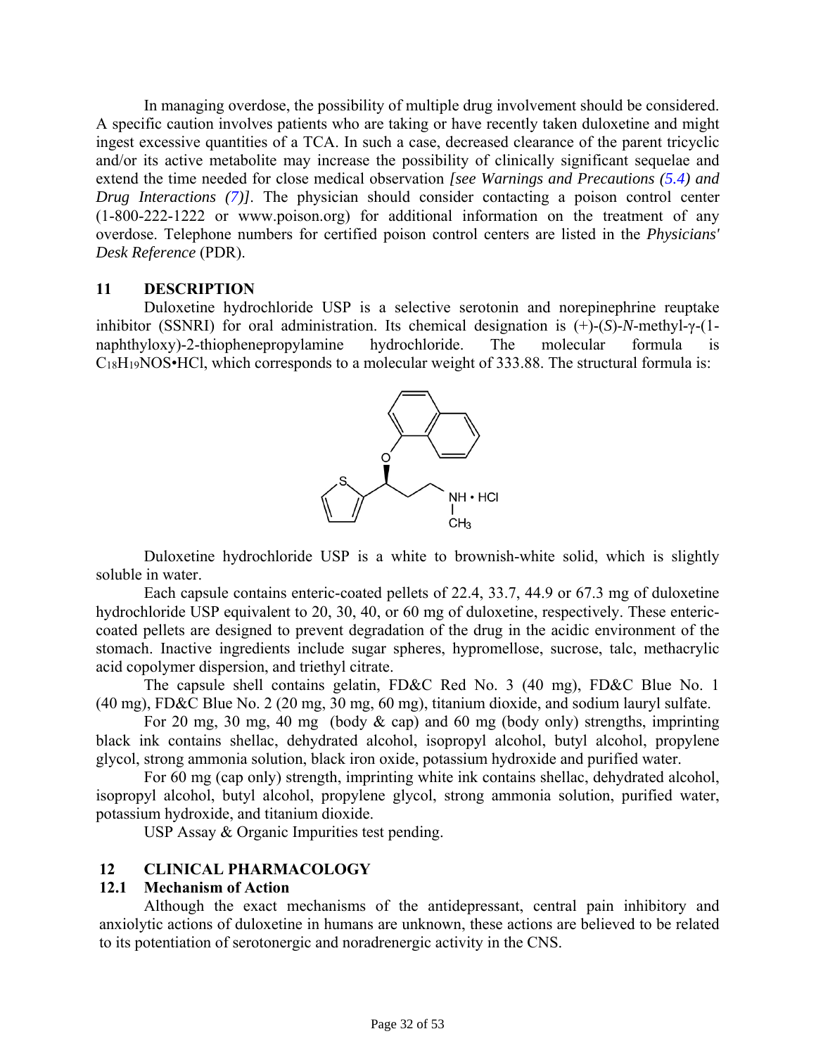In managing overdose, the possibility of multiple drug involvement should be considered. A specific caution involves patients who are taking or have recently taken duloxetine and might ingest excessive quantities of a TCA. In such a case, decreased clearance of the parent tricyclic and/or its active metabolite may increase the possibility of clinically significant sequelae and extend the time needed for close medical observation *[see Warnings and Precautions (5.4) and Drug Interactions (7)]*. The physician should consider contacting a poison control center (1-800-222-1222 or www.poison.org) for additional information on the treatment of any overdose. Telephone numbers for certified poison control centers are listed in the *Physicians' Desk Reference* (PDR).

## 11 DESCRIPTION

Duloxetine hydrochloride USP is a selective serotonin and norepinephrine reuptake inhibitor (SSNRI) for oral administration. Its chemical designation is (+)-(*S*)-*N*-methyl-γ-(1-naphthyloxy)-2-thiophenepropylamine hydrochloride. The molecular formula is $C_{18}H_{19}NOS{\bullet}HCl$, which corresponds to a molecular weight of 333.88. The structural formula is:

Duloxetine hydrochloride USP is a white to brownish-white solid, which is slightly soluble in water.

Each capsule contains enteric-coated pellets of 22.4, 33.7, 44.9 or 67.3 mg of duloxetine hydrochloride USP equivalent to 20, 30, 40, or 60 mg of duloxetine, respectively. These enteric-coated pellets are designed to prevent degradation of the drug in the acidic environment of the stomach. Inactive ingredients include sugar spheres, hypromellose, sucrose, talc, methacrylic acid copolymer dispersion, and triethyl citrate.

The capsule shell contains gelatin, FD&C Red No. 3 (40 mg), FD&C Blue No. 1 (40 mg), FD&C Blue No. 2 (20 mg, 30 mg, 60 mg), titanium dioxide, and sodium lauryl sulfate.

For 20 mg, 30 mg, 40 mg (body & cap) and 60 mg (body only) strengths, imprinting black ink contains shellac, dehydrated alcohol, isopropyl alcohol, butyl alcohol, propylene glycol, strong ammonia solution, black iron oxide, potassium hydroxide and purified water.

For 60 mg (cap only) strength, imprinting white ink contains shellac, dehydrated alcohol, isopropyl alcohol, butyl alcohol, propylene glycol, strong ammonia solution, purified water, potassium hydroxide, and titanium dioxide.

USP Assay & Organic Impurities test pending.

## 12 CLINICAL PHARMACOLOGY

### 12.1 Mechanism of Action

Although the exact mechanisms of the antidepressant, central pain inhibitory and anxiolytic actions of duloxetine in humans are unknown, these actions are believed to be related to its potentiation of serotonergic and noradrenergic activity in the CNS.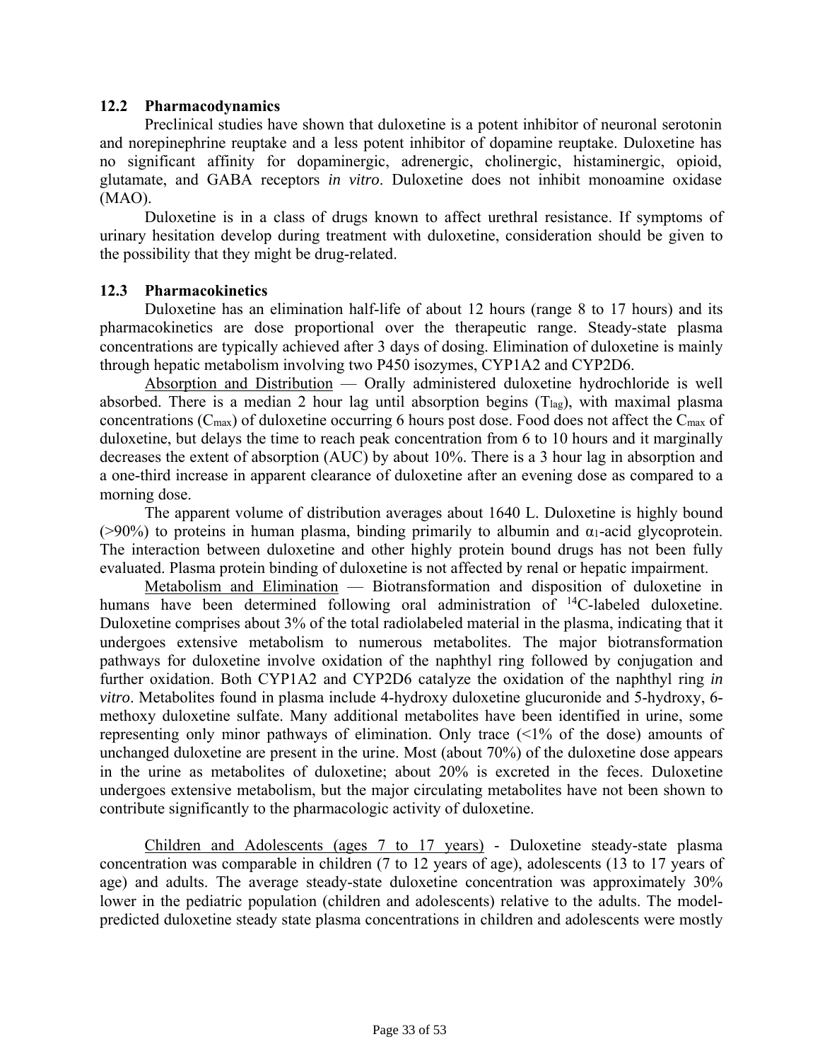### 12.2 Pharmacodynamics

Preclinical studies have shown that duloxetine is a potent inhibitor of neuronal serotonin and norepinephrine reuptake and a less potent inhibitor of dopamine reuptake. Duloxetine has no significant affinity for dopaminergic, adrenergic, cholinergic, histaminergic, opioid, glutamate, and GABA receptors *in vitro*. Duloxetine does not inhibit monoamine oxidase (MAO).

Duloxetine is in a class of drugs known to affect urethral resistance. If symptoms of urinary hesitation develop during treatment with duloxetine, consideration should be given to the possibility that they might be drug-related.

### 12.3 Pharmacokinetics

Duloxetine has an elimination half-life of about 12 hours (range 8 to 17 hours) and its pharmacokinetics are dose proportional over the therapeutic range. Steady-state plasma concentrations are typically achieved after 3 days of dosing. Elimination of duloxetine is mainly through hepatic metabolism involving two P450 isozymes, CYP1A2 and CYP2D6.

Absorption and Distribution — Orally administered duloxetine hydrochloride is well absorbed. There is a median 2 hour lag until absorption begins ($T_{lag}$), with maximal plasma concentrations ($C_{max}$) of duloxetine occurring 6 hours post dose. Food does not affect the $C_{max}$ of duloxetine, but delays the time to reach peak concentration from 6 to 10 hours and it marginally decreases the extent of absorption (AUC) by about 10%. There is a 3 hour lag in absorption and a one-third increase in apparent clearance of duloxetine after an evening dose as compared to a morning dose.

The apparent volume of distribution averages about 1640 L. Duloxetine is highly bound (>90%) to proteins in human plasma, binding primarily to albumin and $\alpha_1$-acid glycoprotein. The interaction between duloxetine and other highly protein bound drugs has not been fully evaluated. Plasma protein binding of duloxetine is not affected by renal or hepatic impairment.

Metabolism and Elimination — Biotransformation and disposition of duloxetine in humans have been determined following oral administration of $^{14}$C-labeled duloxetine. Duloxetine comprises about 3% of the total radiolabeled material in the plasma, indicating that it undergoes extensive metabolism to numerous metabolites. The major biotransformation pathways for duloxetine involve oxidation of the naphthyl ring followed by conjugation and further oxidation. Both CYP1A2 and CYP2D6 catalyze the oxidation of the naphthyl ring *in vitro*. Metabolites found in plasma include 4-hydroxy duloxetine glucuronide and 5-hydroxy, 6-methoxy duloxetine sulfate. Many additional metabolites have been identified in urine, some representing only minor pathways of elimination. Only trace (<1% of the dose) amounts of unchanged duloxetine are present in the urine. Most (about 70%) of the duloxetine dose appears in the urine as metabolites of duloxetine; about 20% is excreted in the feces. Duloxetine undergoes extensive metabolism, but the major circulating metabolites have not been shown to contribute significantly to the pharmacologic activity of duloxetine.

Children and Adolescents (ages 7 to 17 years) - Duloxetine steady-state plasma concentration was comparable in children (7 to 12 years of age), adolescents (13 to 17 years of age) and adults. The average steady-state duloxetine concentration was approximately 30% lower in the pediatric population (children and adolescents) relative to the adults. The model-predicted duloxetine steady state plasma concentrations in children and adolescents were mostly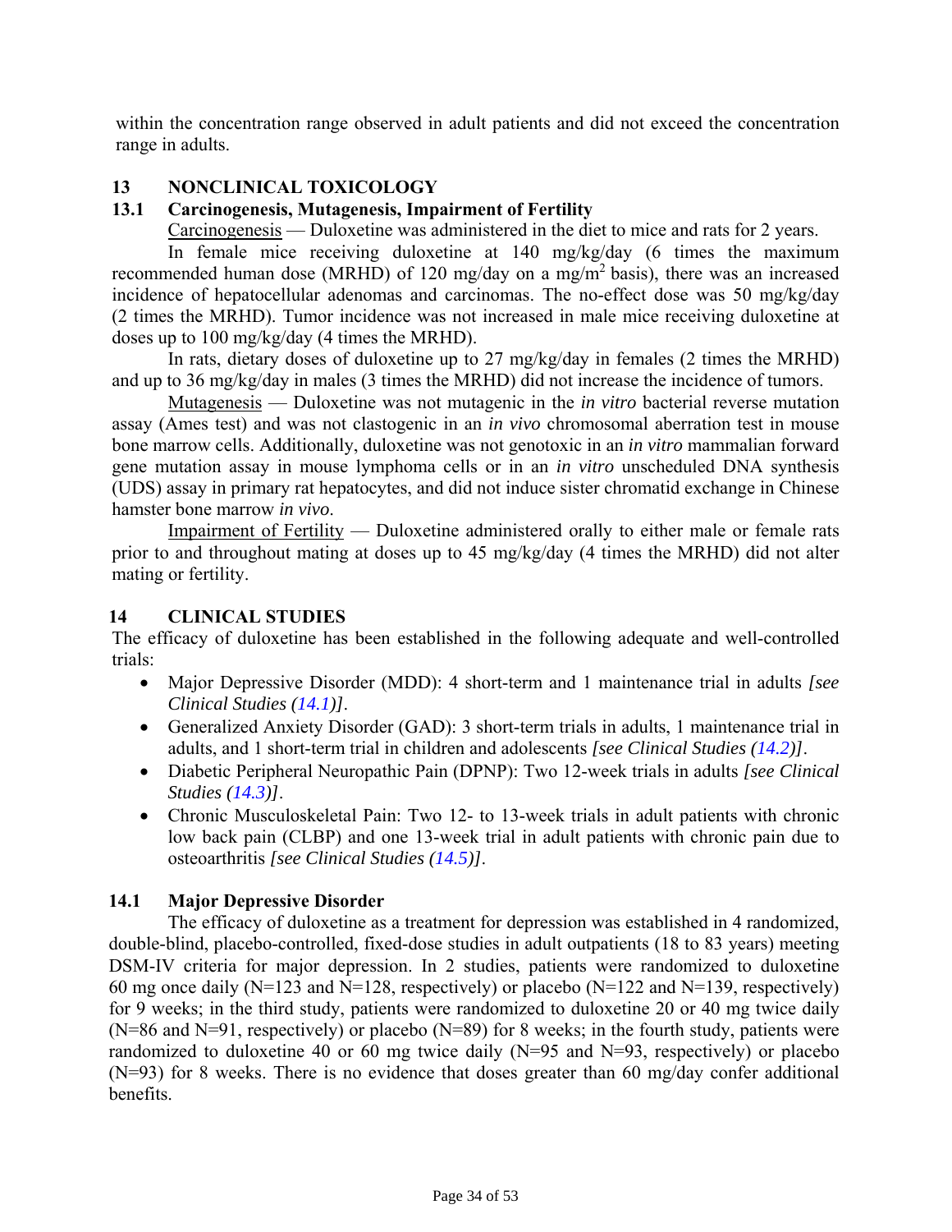within the concentration range observed in adult patients and did not exceed the concentration range in adults.

## 13 NONCLINICAL TOXICOLOGY

### 13.1 Carcinogenesis, Mutagenesis, Impairment of Fertility

Carcinogenesis — Duloxetine was administered in the diet to mice and rats for 2 years.

In female mice receiving duloxetine at 140 mg/kg/day (6 times the maximum recommended human dose (MRHD) of 120 mg/day on a mg/$m^2$ basis), there was an increased incidence of hepatocellular adenomas and carcinomas. The no-effect dose was 50 mg/kg/day (2 times the MRHD). Tumor incidence was not increased in male mice receiving duloxetine at doses up to 100 mg/kg/day (4 times the MRHD).

In rats, dietary doses of duloxetine up to 27 mg/kg/day in females (2 times the MRHD) and up to 36 mg/kg/day in males (3 times the MRHD) did not increase the incidence of tumors.

Mutagenesis — Duloxetine was not mutagenic in the *in vitro* bacterial reverse mutation assay (Ames test) and was not clastogenic in an *in vivo* chromosomal aberration test in mouse bone marrow cells. Additionally, duloxetine was not genotoxic in an *in vitro* mammalian forward gene mutation assay in mouse lymphoma cells or in an *in vitro* unscheduled DNA synthesis (UDS) assay in primary rat hepatocytes, and did not induce sister chromatid exchange in Chinese hamster bone marrow *in vivo*.

Impairment of Fertility — Duloxetine administered orally to either male or female rats prior to and throughout mating at doses up to 45 mg/kg/day (4 times the MRHD) did not alter mating or fertility.

## 14 CLINICAL STUDIES

The efficacy of duloxetine has been established in the following adequate and well-controlled trials:

- Major Depressive Disorder (MDD): 4 short-term and 1 maintenance trial in adults *[see Clinical Studies (14.1)]*.
- Generalized Anxiety Disorder (GAD): 3 short-term trials in adults, 1 maintenance trial in adults, and 1 short-term trial in children and adolescents *[see Clinical Studies (14.2)]*.
- Diabetic Peripheral Neuropathic Pain (DPNP): Two 12-week trials in adults *[see Clinical Studies (14.3)]*.
- Chronic Musculoskeletal Pain: Two 12- to 13-week trials in adult patients with chronic low back pain (CLBP) and one 13-week trial in adult patients with chronic pain due to osteoarthritis *[see Clinical Studies (14.5)]*.

### 14.1 Major Depressive Disorder

The efficacy of duloxetine as a treatment for depression was established in 4 randomized, double-blind, placebo-controlled, fixed-dose studies in adult outpatients (18 to 83 years) meeting DSM-IV criteria for major depression. In 2 studies, patients were randomized to duloxetine 60 mg once daily (N=123 and N=128, respectively) or placebo (N=122 and N=139, respectively) for 9 weeks; in the third study, patients were randomized to duloxetine 20 or 40 mg twice daily (N=86 and N=91, respectively) or placebo (N=89) for 8 weeks; in the fourth study, patients were randomized to duloxetine 40 or 60 mg twice daily (N=95 and N=93, respectively) or placebo (N=93) for 8 weeks. There is no evidence that doses greater than 60 mg/day confer additional benefits.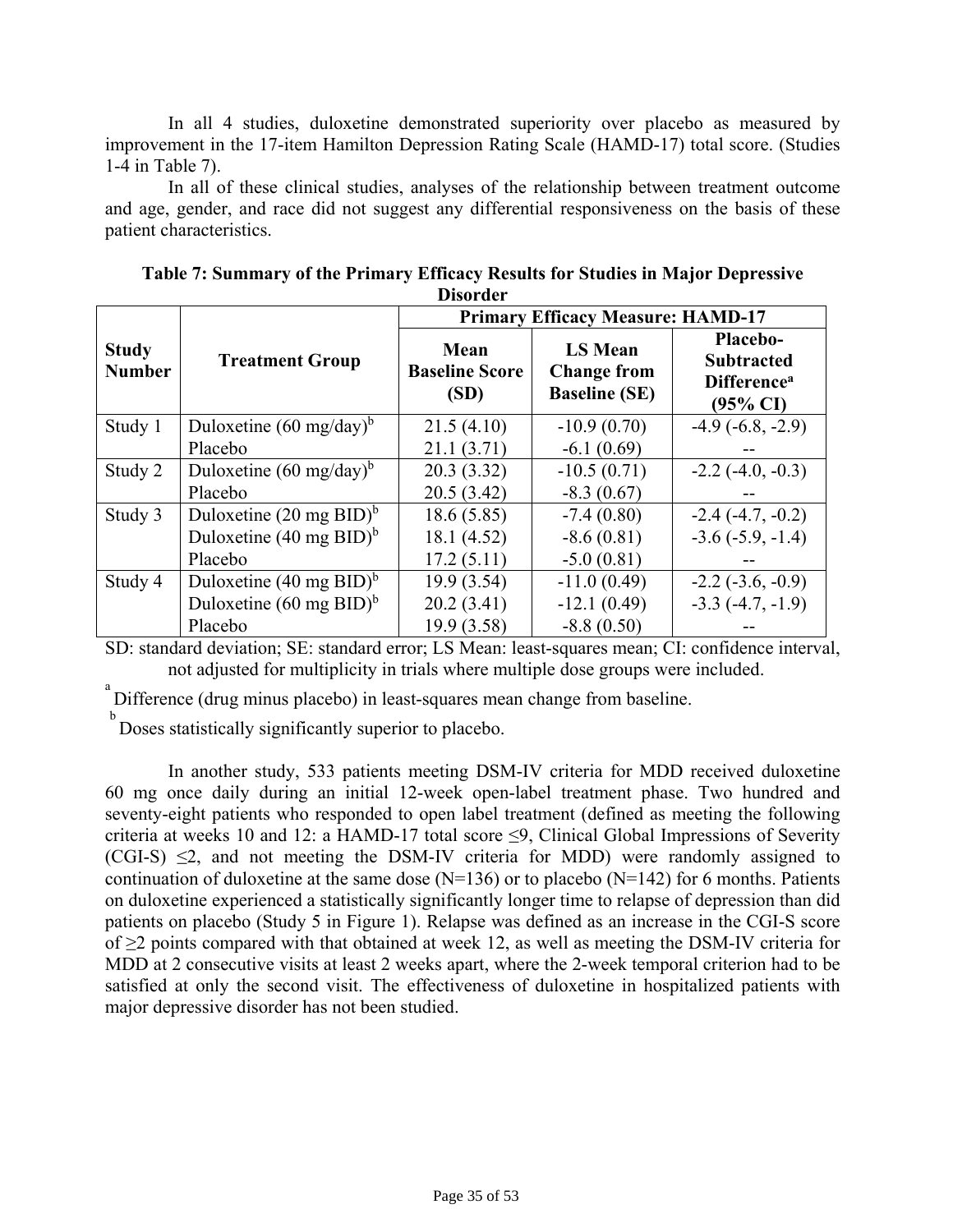In all 4 studies, duloxetine demonstrated superiority over placebo as measured by improvement in the 17-item Hamilton Depression Rating Scale (HAMD-17) total score. (Studies 1-4 in Table 7).

In all of these clinical studies, analyses of the relationship between treatment outcome and age, gender, and race did not suggest any differential responsiveness on the basis of these patient characteristics.

**Table 7: Summary of the Primary Efficacy Results for Studies in Major Depressive Disorder**

| Study Number | Treatment Group | Primary Efficacy Measure: HAMD-17 | | |
|---|---|---|---|---|
| | | **Mean Baseline Score (SD)** | **LS Mean Change from Baseline (SE)** | **Placebo-Subtracted Difference[a] (95% CI)** |
| Study 1 | Duloxetine (60 mg/day)[b] | 21.5 (4.10) | -10.9 (0.70) | -4.9 (-6.8, -2.9) |
| | Placebo | 21.1 (3.71) | -6.1 (0.69) | -- |
| Study 2 | Duloxetine (60 mg/day)[b] | 20.3 (3.32) | -10.5 (0.71) | -2.2 (-4.0, -0.3) |
| | Placebo | 20.5 (3.42) | -8.3 (0.67) | -- |
| Study 3 | Duloxetine (20 mg BID)[b] | 18.6 (5.85) | -7.4 (0.80) | -2.4 (-4.7, -0.2) |
| | Duloxetine (40 mg BID)[b] | 18.1 (4.52) | -8.6 (0.81) | -3.6 (-5.9, -1.4) |
| | Placebo | 17.2 (5.11) | -5.0 (0.81) | -- |
| Study 4 | Duloxetine (40 mg BID)[b] | 19.9 (3.54) | -11.0 (0.49) | -2.2 (-3.6, -0.9) |
| | Duloxetine (60 mg BID)[b] | 20.2 (3.41) | -12.1 (0.49) | -3.3 (-4.7, -1.9) |
| | Placebo | 19.9 (3.58) | -8.8 (0.50) | -- |

SD: standard deviation; SE: standard error; LS Mean: least-squares mean; CI: confidence interval, not adjusted for multiplicity in trials where multiple dose groups were included.

[a] Difference (drug minus placebo) in least-squares mean change from baseline.

[b] Doses statistically significantly superior to placebo.

In another study, 533 patients meeting DSM-IV criteria for MDD received duloxetine 60 mg once daily during an initial 12-week open-label treatment phase. Two hundred and seventy-eight patients who responded to open label treatment (defined as meeting the following criteria at weeks 10 and 12: a HAMD-17 total score ≤9, Clinical Global Impressions of Severity (CGI-S) ≤2, and not meeting the DSM-IV criteria for MDD) were randomly assigned to continuation of duloxetine at the same dose (N=136) or to placebo (N=142) for 6 months. Patients on duloxetine experienced a statistically significantly longer time to relapse of depression than did patients on placebo (Study 5 in Figure 1). Relapse was defined as an increase in the CGI-S score of ≥2 points compared with that obtained at week 12, as well as meeting the DSM-IV criteria for MDD at 2 consecutive visits at least 2 weeks apart, where the 2-week temporal criterion had to be satisfied at only the second visit. The effectiveness of duloxetine in hospitalized patients with major depressive disorder has not been studied.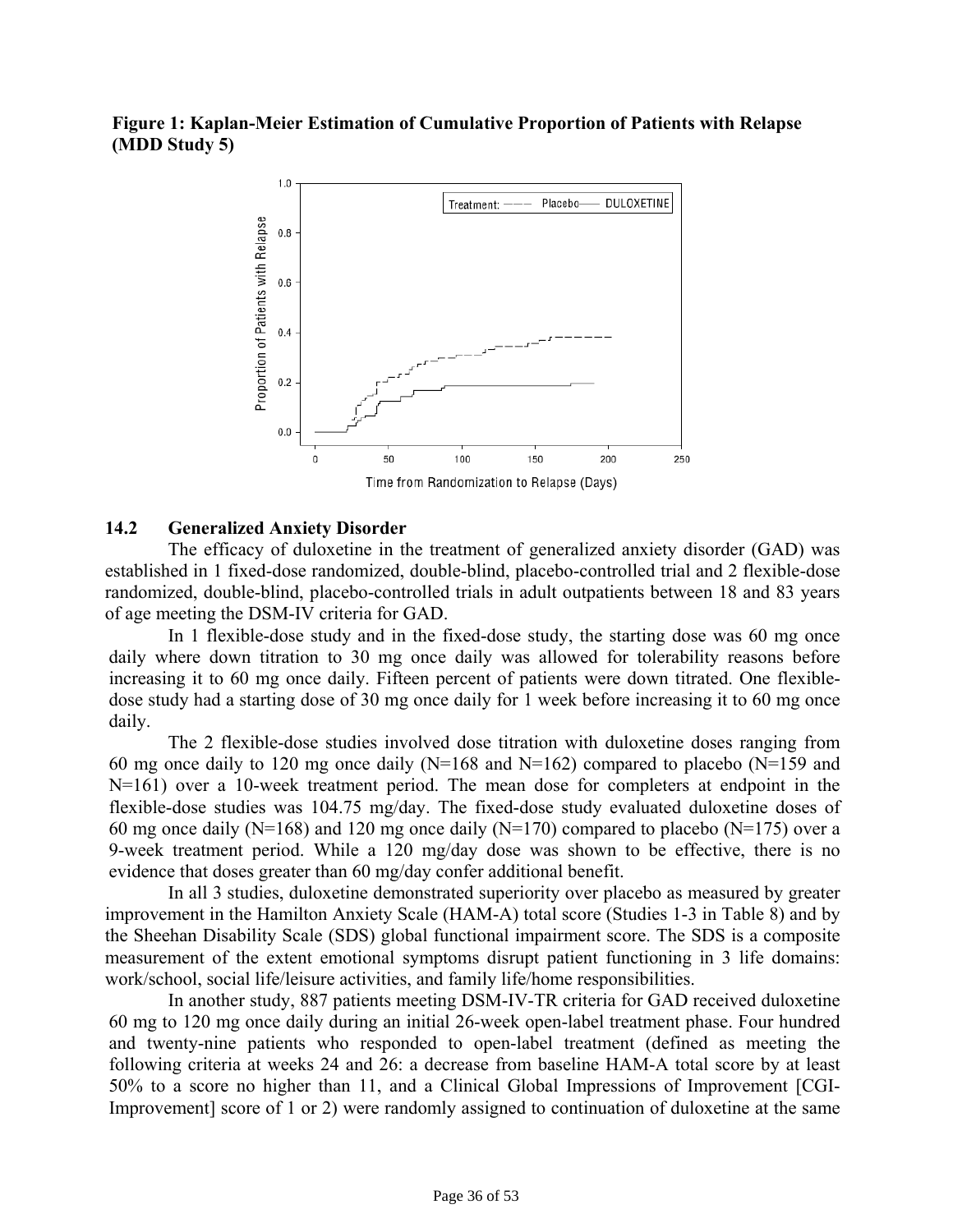**Figure 1: Kaplan-Meier Estimation of Cumulative Proportion of Patients with Relapse (MDD Study 5)**

### 14.2 Generalized Anxiety Disorder

The efficacy of duloxetine in the treatment of generalized anxiety disorder (GAD) was established in 1 fixed-dose randomized, double-blind, placebo-controlled trial and 2 flexible-dose randomized, double-blind, placebo-controlled trials in adult outpatients between 18 and 83 years of age meeting the DSM-IV criteria for GAD.

In 1 flexible-dose study and in the fixed-dose study, the starting dose was 60 mg once daily where down titration to 30 mg once daily was allowed for tolerability reasons before increasing it to 60 mg once daily. Fifteen percent of patients were down titrated. One flexible-dose study had a starting dose of 30 mg once daily for 1 week before increasing it to 60 mg once daily.

The 2 flexible-dose studies involved dose titration with duloxetine doses ranging from 60 mg once daily to 120 mg once daily (N=168 and N=162) compared to placebo (N=159 and N=161) over a 10-week treatment period. The mean dose for completers at endpoint in the flexible-dose studies was 104.75 mg/day. The fixed-dose study evaluated duloxetine doses of 60 mg once daily (N=168) and 120 mg once daily (N=170) compared to placebo (N=175) over a 9-week treatment period. While a 120 mg/day dose was shown to be effective, there is no evidence that doses greater than 60 mg/day confer additional benefit.

In all 3 studies, duloxetine demonstrated superiority over placebo as measured by greater improvement in the Hamilton Anxiety Scale (HAM-A) total score (Studies 1-3 in Table 8) and by the Sheehan Disability Scale (SDS) global functional impairment score. The SDS is a composite measurement of the extent emotional symptoms disrupt patient functioning in 3 life domains: work/school, social life/leisure activities, and family life/home responsibilities.

In another study, 887 patients meeting DSM-IV-TR criteria for GAD received duloxetine 60 mg to 120 mg once daily during an initial 26-week open-label treatment phase. Four hundred and twenty-nine patients who responded to open-label treatment (defined as meeting the following criteria at weeks 24 and 26: a decrease from baseline HAM-A total score by at least 50% to a score no higher than 11, and a Clinical Global Impressions of Improvement [CGI-Improvement] score of 1 or 2) were randomly assigned to continuation of duloxetine at the same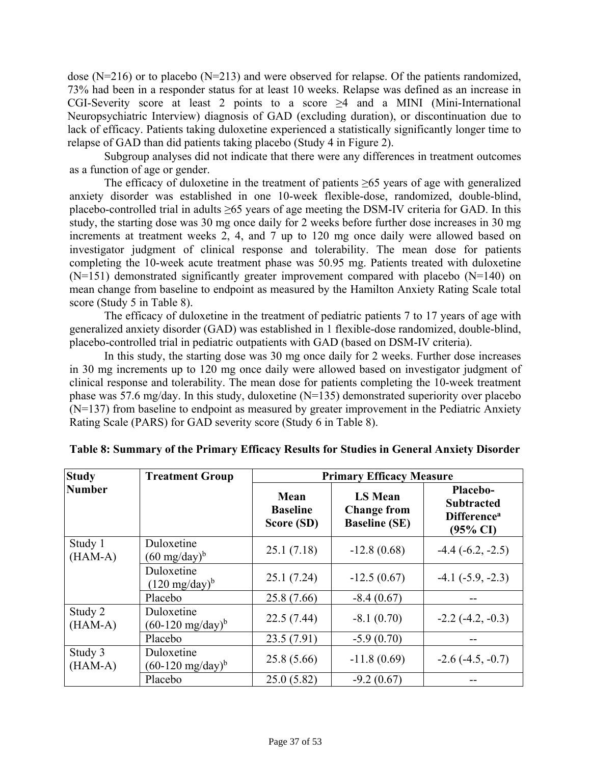dose (N=216) or to placebo (N=213) and were observed for relapse. Of the patients randomized, 73% had been in a responder status for at least 10 weeks. Relapse was defined as an increase in CGI-Severity score at least 2 points to a score ≥4 and a MINI (Mini-International Neuropsychiatric Interview) diagnosis of GAD (excluding duration), or discontinuation due to lack of efficacy. Patients taking duloxetine experienced a statistically significantly longer time to relapse of GAD than did patients taking placebo (Study 4 in Figure 2).

Subgroup analyses did not indicate that there were any differences in treatment outcomes as a function of age or gender.

The efficacy of duloxetine in the treatment of patients ≥65 years of age with generalized anxiety disorder was established in one 10-week flexible-dose, randomized, double-blind, placebo-controlled trial in adults ≥65 years of age meeting the DSM-IV criteria for GAD. In this study, the starting dose was 30 mg once daily for 2 weeks before further dose increases in 30 mg increments at treatment weeks 2, 4, and 7 up to 120 mg once daily were allowed based on investigator judgment of clinical response and tolerability. The mean dose for patients completing the 10-week acute treatment phase was 50.95 mg. Patients treated with duloxetine (N=151) demonstrated significantly greater improvement compared with placebo (N=140) on mean change from baseline to endpoint as measured by the Hamilton Anxiety Rating Scale total score (Study 5 in Table 8).

The efficacy of duloxetine in the treatment of pediatric patients 7 to 17 years of age with generalized anxiety disorder (GAD) was established in 1 flexible-dose randomized, double-blind, placebo-controlled trial in pediatric outpatients with GAD (based on DSM-IV criteria).

In this study, the starting dose was 30 mg once daily for 2 weeks. Further dose increases in 30 mg increments up to 120 mg once daily were allowed based on investigator judgment of clinical response and tolerability. The mean dose for patients completing the 10-week treatment phase was 57.6 mg/day. In this study, duloxetine (N=135) demonstrated superiority over placebo (N=137) from baseline to endpoint as measured by greater improvement in the Pediatric Anxiety Rating Scale (PARS) for GAD severity score (Study 6 in Table 8).

**Table 8: Summary of the Primary Efficacy Results for Studies in General Anxiety Disorder**

| Study Number | Treatment Group | Primary Efficacy Measure | | |
|---|---|---|---|---|
| | | **Mean Baseline Score (SD)** | **LS Mean Change from Baseline (SE)** | **Placebo-Subtracted Difference[a] (95% CI)** |
| Study 1 (HAM-A) | Duloxetine (60 mg/day)[b] | 25.1 (7.18) | -12.8 (0.68) | -4.4 (-6.2, -2.5) |
| | Duloxetine (120 mg/day)[b] | 25.1 (7.24) | -12.5 (0.67) | -4.1 (-5.9, -2.3) |
| | Placebo | 25.8 (7.66) | -8.4 (0.67) | -- |
| Study 2 (HAM-A) | Duloxetine (60-120 mg/day)[b] | 22.5 (7.44) | -8.1 (0.70) | -2.2 (-4.2, -0.3) |
| | Placebo | 23.5 (7.91) | -5.9 (0.70) | -- |
| Study 3 (HAM-A) | Duloxetine (60-120 mg/day)[b] | 25.8 (5.66) | -11.8 (0.69) | -2.6 (-4.5, -0.7) |
| | Placebo | 25.0 (5.82) | -9.2 (0.67) | -- |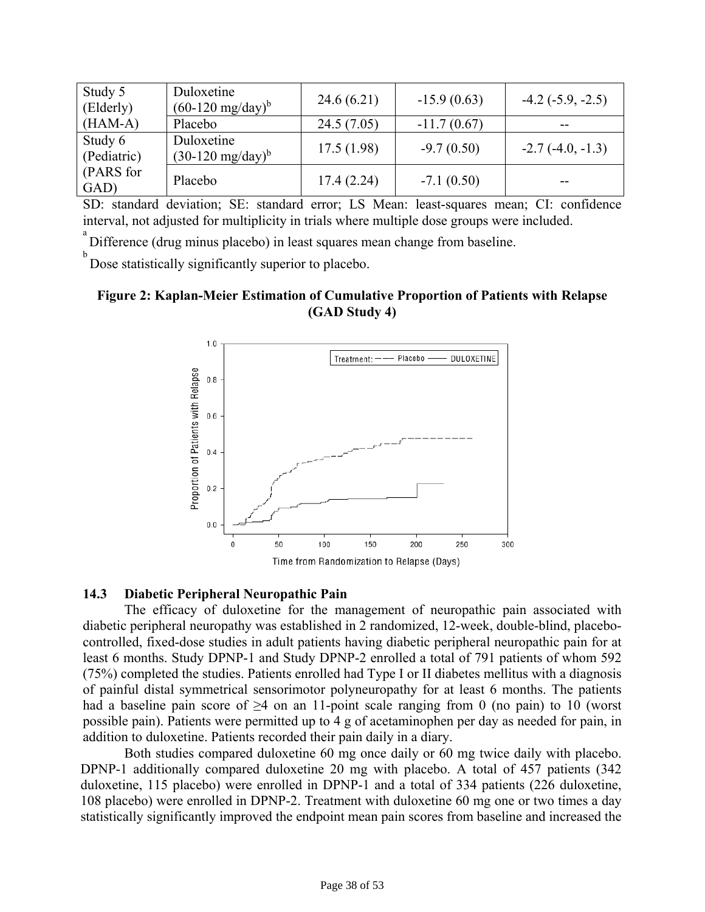| Study 5 (Elderly) (HAM-A) | Duloxetine (60-120 mg/day)[b] | 24.6 (6.21) | -15.9 (0.63) | -4.2 (-5.9, -2.5) |
|---|---|---|---|---|
| | Placebo | 24.5 (7.05) | -11.7 (0.67) | -- |
| Study 6 (Pediatric) (PARS for GAD) | Duloxetine (30-120 mg/day)[b] | 17.5 (1.98) | -9.7 (0.50) | -2.7 (-4.0, -1.3) |
| | Placebo | 17.4 (2.24) | -7.1 (0.50) | -- |

SD: standard deviation; SE: standard error; LS Mean: least-squares mean; CI: confidence interval, not adjusted for multiplicity in trials where multiple dose groups were included.

[a] Difference (drug minus placebo) in least squares mean change from baseline.

[b] Dose statistically significantly superior to placebo.

**Figure 2: Kaplan-Meier Estimation of Cumulative Proportion of Patients with Relapse (GAD Study 4)**

### 14.3 Diabetic Peripheral Neuropathic Pain

The efficacy of duloxetine for the management of neuropathic pain associated with diabetic peripheral neuropathy was established in 2 randomized, 12-week, double-blind, placebo-controlled, fixed-dose studies in adult patients having diabetic peripheral neuropathic pain for at least 6 months. Study DPNP-1 and Study DPNP-2 enrolled a total of 791 patients of whom 592 (75%) completed the studies. Patients enrolled had Type I or II diabetes mellitus with a diagnosis of painful distal symmetrical sensorimotor polyneuropathy for at least 6 months. The patients had a baseline pain score of ≥4 on an 11-point scale ranging from 0 (no pain) to 10 (worst possible pain). Patients were permitted up to 4 g of acetaminophen per day as needed for pain, in addition to duloxetine. Patients recorded their pain daily in a diary.

Both studies compared duloxetine 60 mg once daily or 60 mg twice daily with placebo. DPNP-1 additionally compared duloxetine 20 mg with placebo. A total of 457 patients (342 duloxetine, 115 placebo) were enrolled in DPNP-1 and a total of 334 patients (226 duloxetine, 108 placebo) were enrolled in DPNP-2. Treatment with duloxetine 60 mg one or two times a day statistically significantly improved the endpoint mean pain scores from baseline and increased the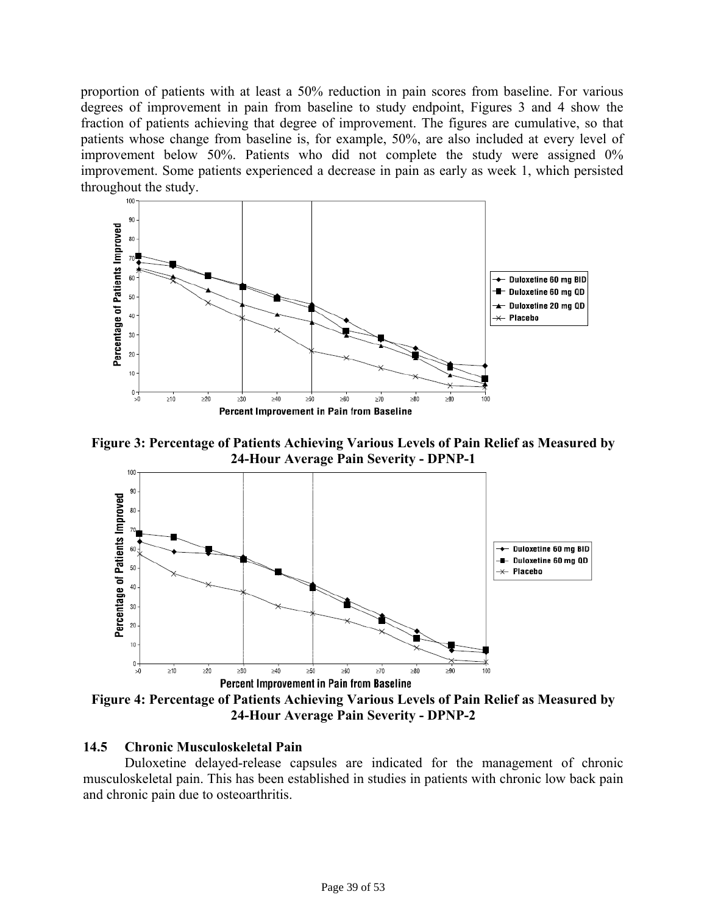proportion of patients with at least a 50% reduction in pain scores from baseline. For various degrees of improvement in pain from baseline to study endpoint, Figures 3 and 4 show the fraction of patients achieving that degree of improvement. The figures are cumulative, so that patients whose change from baseline is, for example, 50%, are also included at every level of improvement below 50%. Patients who did not complete the study were assigned 0% improvement. Some patients experienced a decrease in pain as early as week 1, which persisted throughout the study.

**Figure 3: Percentage of Patients Achieving Various Levels of Pain Relief as Measured by 24-Hour Average Pain Severity - DPNP-1**

**Figure 4: Percentage of Patients Achieving Various Levels of Pain Relief as Measured by 24-Hour Average Pain Severity - DPNP-2**

### 14.5 Chronic Musculoskeletal Pain

Duloxetine delayed-release capsules are indicated for the management of chronic musculoskeletal pain. This has been established in studies in patients with chronic low back pain and chronic pain due to osteoarthritis.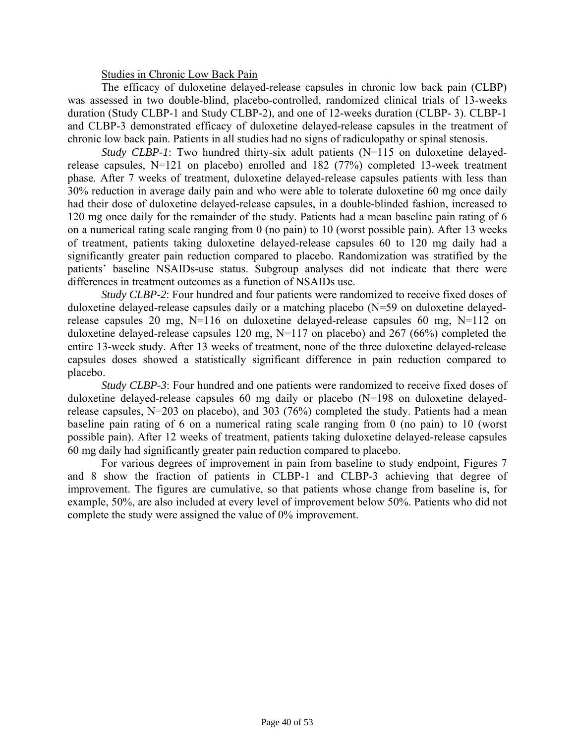Studies in Chronic Low Back Pain

The efficacy of duloxetine delayed-release capsules in chronic low back pain (CLBP) was assessed in two double-blind, placebo-controlled, randomized clinical trials of 13-weeks duration (Study CLBP-1 and Study CLBP-2), and one of 12-weeks duration (CLBP- 3). CLBP-1 and CLBP-3 demonstrated efficacy of duloxetine delayed-release capsules in the treatment of chronic low back pain. Patients in all studies had no signs of radiculopathy or spinal stenosis.

*Study CLBP-1*: Two hundred thirty-six adult patients (N=115 on duloxetine delayed-release capsules, N=121 on placebo) enrolled and 182 (77%) completed 13-week treatment phase. After 7 weeks of treatment, duloxetine delayed-release capsules patients with less than 30% reduction in average daily pain and who were able to tolerate duloxetine 60 mg once daily had their dose of duloxetine delayed-release capsules, in a double-blinded fashion, increased to 120 mg once daily for the remainder of the study. Patients had a mean baseline pain rating of 6 on a numerical rating scale ranging from 0 (no pain) to 10 (worst possible pain). After 13 weeks of treatment, patients taking duloxetine delayed-release capsules 60 to 120 mg daily had a significantly greater pain reduction compared to placebo. Randomization was stratified by the patients' baseline NSAIDs-use status. Subgroup analyses did not indicate that there were differences in treatment outcomes as a function of NSAIDs use.

*Study CLBP-2*: Four hundred and four patients were randomized to receive fixed doses of duloxetine delayed-release capsules daily or a matching placebo (N=59 on duloxetine delayed-release capsules 20 mg, N=116 on duloxetine delayed-release capsules 60 mg, N=112 on duloxetine delayed-release capsules 120 mg, N=117 on placebo) and 267 (66%) completed the entire 13-week study. After 13 weeks of treatment, none of the three duloxetine delayed-release capsules doses showed a statistically significant difference in pain reduction compared to placebo.

*Study CLBP-3*: Four hundred and one patients were randomized to receive fixed doses of duloxetine delayed-release capsules 60 mg daily or placebo (N=198 on duloxetine delayed-release capsules, N=203 on placebo), and 303 (76%) completed the study. Patients had a mean baseline pain rating of 6 on a numerical rating scale ranging from 0 (no pain) to 10 (worst possible pain). After 12 weeks of treatment, patients taking duloxetine delayed-release capsules 60 mg daily had significantly greater pain reduction compared to placebo.

For various degrees of improvement in pain from baseline to study endpoint, Figures 7 and 8 show the fraction of patients in CLBP-1 and CLBP-3 achieving that degree of improvement. The figures are cumulative, so that patients whose change from baseline is, for example, 50%, are also included at every level of improvement below 50%. Patients who did not complete the study were assigned the value of 0% improvement.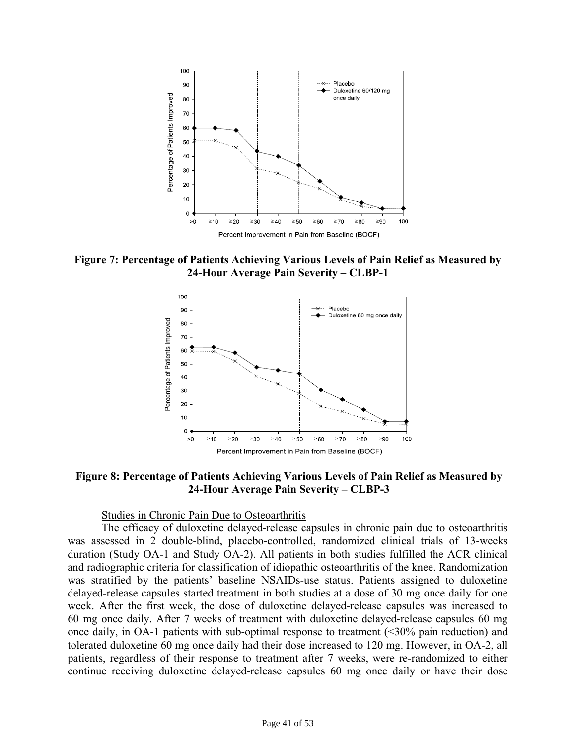**Figure 7: Percentage of Patients Achieving Various Levels of Pain Relief as Measured by 24-Hour Average Pain Severity – CLBP-1**

**Figure 8: Percentage of Patients Achieving Various Levels of Pain Relief as Measured by 24-Hour Average Pain Severity – CLBP-3**

Studies in Chronic Pain Due to Osteoarthritis

The efficacy of duloxetine delayed-release capsules in chronic pain due to osteoarthritis was assessed in 2 double-blind, placebo-controlled, randomized clinical trials of 13-weeks duration (Study OA-1 and Study OA-2). All patients in both studies fulfilled the ACR clinical and radiographic criteria for classification of idiopathic osteoarthritis of the knee. Randomization was stratified by the patients' baseline NSAIDs-use status. Patients assigned to duloxetine delayed-release capsules started treatment in both studies at a dose of 30 mg once daily for one week. After the first week, the dose of duloxetine delayed-release capsules was increased to 60 mg once daily. After 7 weeks of treatment with duloxetine delayed-release capsules 60 mg once daily, in OA-1 patients with sub-optimal response to treatment (<30% pain reduction) and tolerated duloxetine 60 mg once daily had their dose increased to 120 mg. However, in OA-2, all patients, regardless of their response to treatment after 7 weeks, were re-randomized to either continue receiving duloxetine delayed-release capsules 60 mg once daily or have their dose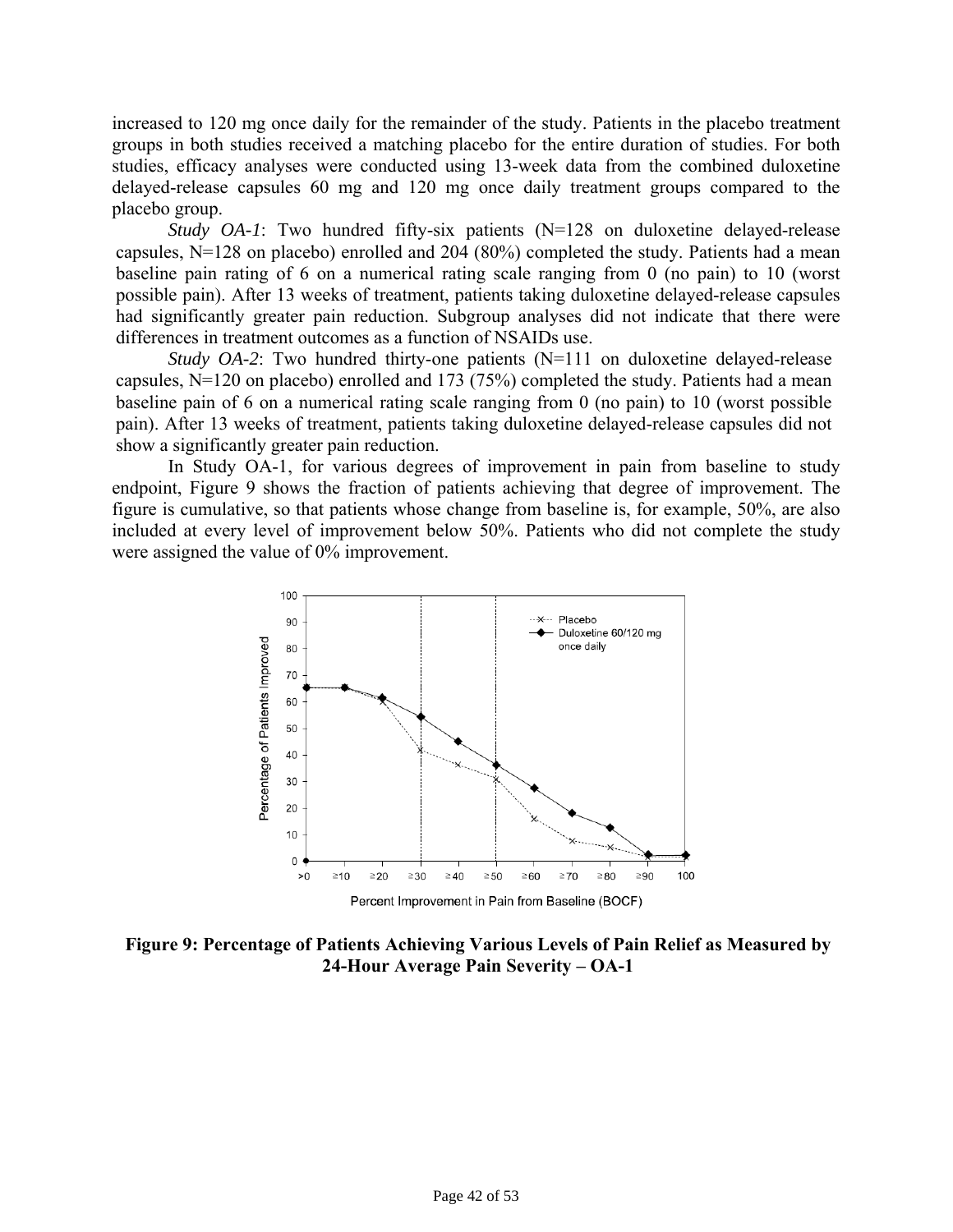increased to 120 mg once daily for the remainder of the study. Patients in the placebo treatment groups in both studies received a matching placebo for the entire duration of studies. For both studies, efficacy analyses were conducted using 13-week data from the combined duloxetine delayed-release capsules 60 mg and 120 mg once daily treatment groups compared to the placebo group.

*Study OA-1*: Two hundred fifty-six patients (N=128 on duloxetine delayed-release capsules, N=128 on placebo) enrolled and 204 (80%) completed the study. Patients had a mean baseline pain rating of 6 on a numerical rating scale ranging from 0 (no pain) to 10 (worst possible pain). After 13 weeks of treatment, patients taking duloxetine delayed-release capsules had significantly greater pain reduction. Subgroup analyses did not indicate that there were differences in treatment outcomes as a function of NSAIDs use.

*Study OA-2*: Two hundred thirty-one patients (N=111 on duloxetine delayed-release capsules, N=120 on placebo) enrolled and 173 (75%) completed the study. Patients had a mean baseline pain of 6 on a numerical rating scale ranging from 0 (no pain) to 10 (worst possible pain). After 13 weeks of treatment, patients taking duloxetine delayed-release capsules did not show a significantly greater pain reduction.

In Study OA-1, for various degrees of improvement in pain from baseline to study endpoint, Figure 9 shows the fraction of patients achieving that degree of improvement. The figure is cumulative, so that patients whose change from baseline is, for example, 50%, are also included at every level of improvement below 50%. Patients who did not complete the study were assigned the value of 0% improvement.

**Figure 9: Percentage of Patients Achieving Various Levels of Pain Relief as Measured by 24-Hour Average Pain Severity – OA-1**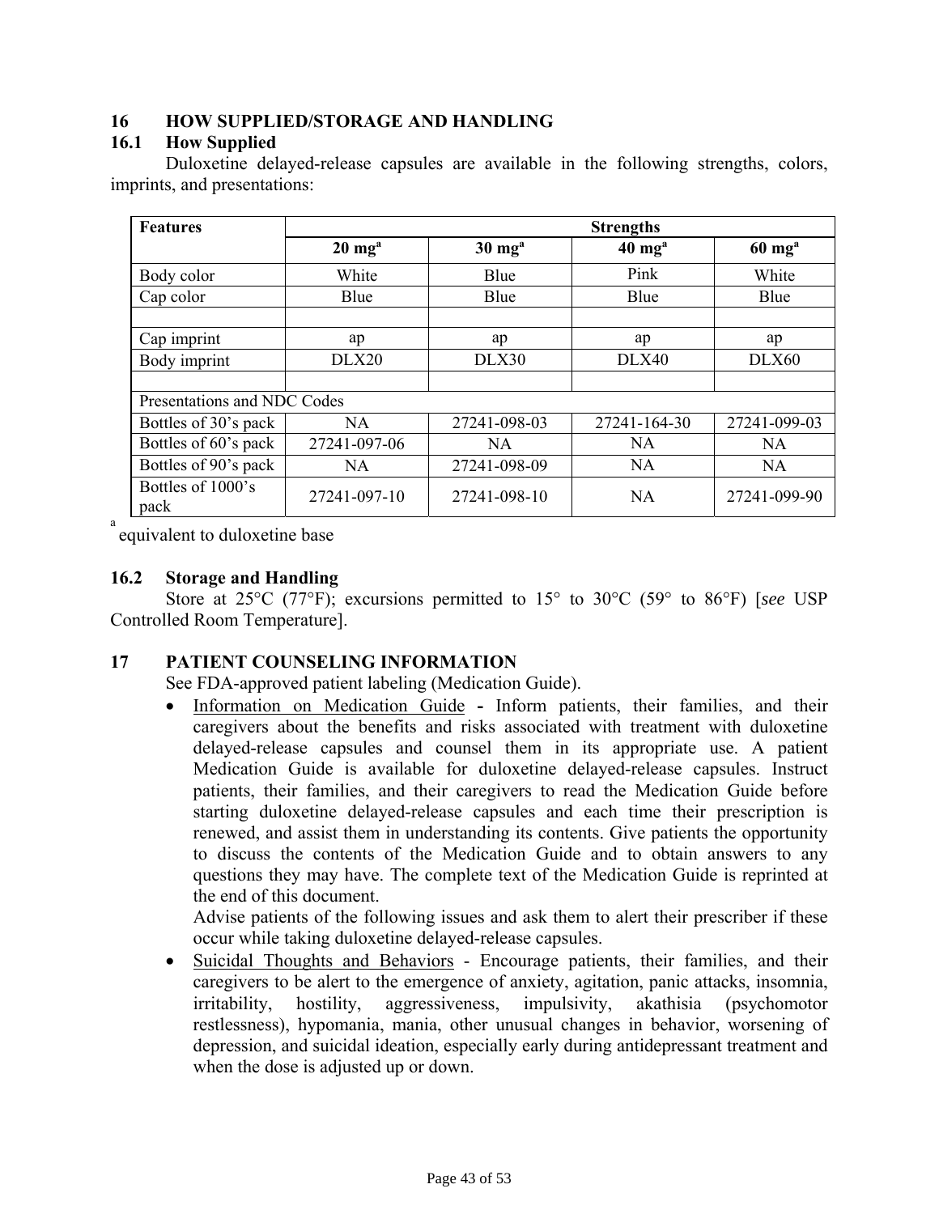## 16 HOW SUPPLIED/STORAGE AND HANDLING

### 16.1 How Supplied

Duloxetine delayed-release capsules are available in the following strengths, colors, imprints, and presentations:

| Features | Strengths | | | |
|---|---|---|---|---|
| | 20 mg[a] | 30 mg[a] | 40 mg[a] | 60 mg[a] |
| Body color | White | Blue | Pink | White |
| Cap color | Blue | Blue | Blue | Blue |
| | | | | |
| Cap imprint | ap | ap | ap | ap |
| Body imprint | DLX20 | DLX30 | DLX40 | DLX60 |
| | | | | |
| Presentations and NDC Codes | | | | |
| Bottles of 30's pack | NA | 27241-098-03 | 27241-164-30 | 27241-099-03 |
| Bottles of 60's pack | 27241-097-06 | NA | NA | NA |
| Bottles of 90's pack | NA | 27241-098-09 | NA | NA |
| Bottles of 1000's pack | 27241-097-10 | 27241-098-10 | NA | 27241-099-90 |

[a] equivalent to duloxetine base

### 16.2 Storage and Handling

Store at 25°C (77°F); excursions permitted to 15° to 30°C (59° to 86°F) [*see* USP Controlled Room Temperature].

## 17 PATIENT COUNSELING INFORMATION

See FDA-approved patient labeling (Medication Guide).

- Information on Medication Guide **-** Inform patients, their families, and their caregivers about the benefits and risks associated with treatment with duloxetine delayed-release capsules and counsel them in its appropriate use. A patient Medication Guide is available for duloxetine delayed-release capsules. Instruct patients, their families, and their caregivers to read the Medication Guide before starting duloxetine delayed-release capsules and each time their prescription is renewed, and assist them in understanding its contents. Give patients the opportunity to discuss the contents of the Medication Guide and to obtain answers to any questions they may have. The complete text of the Medication Guide is reprinted at the end of this document.

  Advise patients of the following issues and ask them to alert their prescriber if these occur while taking duloxetine delayed-release capsules.

- Suicidal Thoughts and Behaviors - Encourage patients, their families, and their caregivers to be alert to the emergence of anxiety, agitation, panic attacks, insomnia, irritability, hostility, aggressiveness, impulsivity, akathisia (psychomotor restlessness), hypomania, mania, other unusual changes in behavior, worsening of depression, and suicidal ideation, especially early during antidepressant treatment and when the dose is adjusted up or down.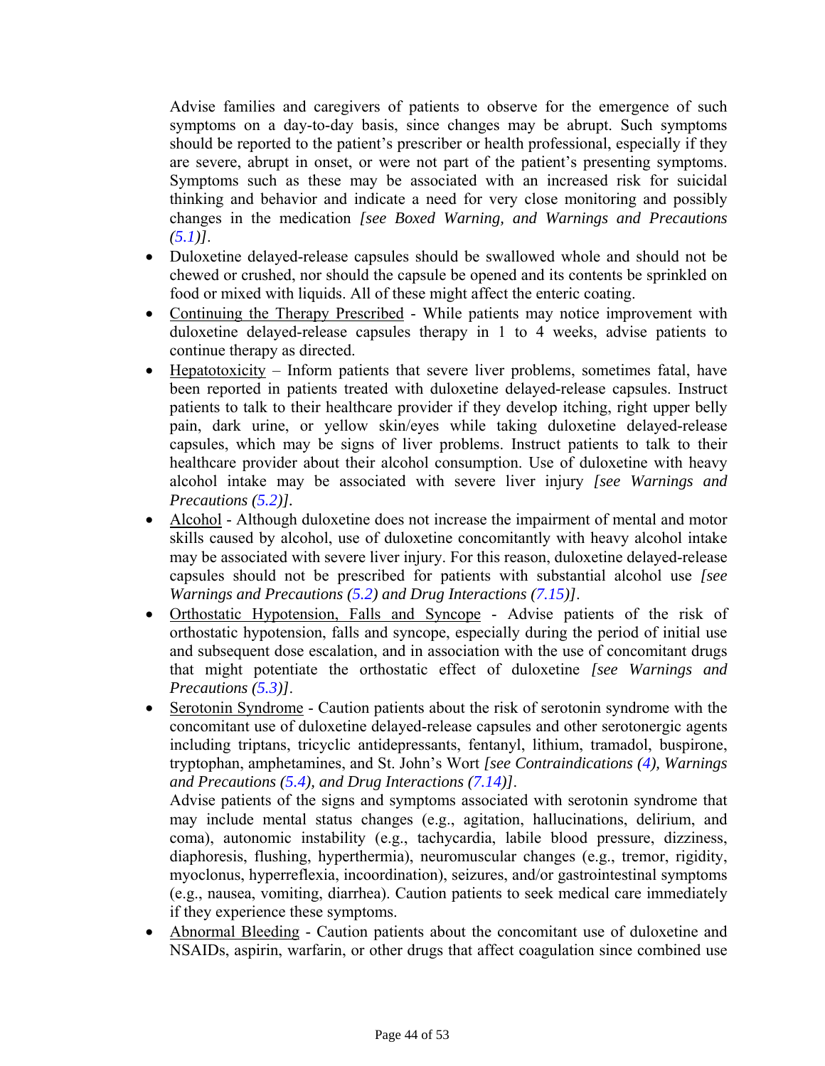Advise families and caregivers of patients to observe for the emergence of such symptoms on a day-to-day basis, since changes may be abrupt. Such symptoms should be reported to the patient's prescriber or health professional, especially if they are severe, abrupt in onset, or were not part of the patient's presenting symptoms. Symptoms such as these may be associated with an increased risk for suicidal thinking and behavior and indicate a need for very close monitoring and possibly changes in the medication *[see Boxed Warning, and Warnings and Precautions (5.1)]*.

- Duloxetine delayed-release capsules should be swallowed whole and should not be chewed or crushed, nor should the capsule be opened and its contents be sprinkled on food or mixed with liquids. All of these might affect the enteric coating.
- <u>Continuing the Therapy Prescribed</u> - While patients may notice improvement with duloxetine delayed-release capsules therapy in 1 to 4 weeks, advise patients to continue therapy as directed.
- <u>Hepatotoxicity</u> – Inform patients that severe liver problems, sometimes fatal, have been reported in patients treated with duloxetine delayed-release capsules. Instruct patients to talk to their healthcare provider if they develop itching, right upper belly pain, dark urine, or yellow skin/eyes while taking duloxetine delayed-release capsules, which may be signs of liver problems. Instruct patients to talk to their healthcare provider about their alcohol consumption. Use of duloxetine with heavy alcohol intake may be associated with severe liver injury *[see Warnings and Precautions (5.2)]*.
- <u>Alcohol</u> - Although duloxetine does not increase the impairment of mental and motor skills caused by alcohol, use of duloxetine concomitantly with heavy alcohol intake may be associated with severe liver injury. For this reason, duloxetine delayed-release capsules should not be prescribed for patients with substantial alcohol use *[see Warnings and Precautions (5.2) and Drug Interactions (7.15)]*.
- <u>Orthostatic Hypotension, Falls and Syncope</u> - Advise patients of the risk of orthostatic hypotension, falls and syncope, especially during the period of initial use and subsequent dose escalation, and in association with the use of concomitant drugs that might potentiate the orthostatic effect of duloxetine *[see Warnings and Precautions (5.3)]*.
- <u>Serotonin Syndrome</u> - Caution patients about the risk of serotonin syndrome with the concomitant use of duloxetine delayed-release capsules and other serotonergic agents including triptans, tricyclic antidepressants, fentanyl, lithium, tramadol, buspirone, tryptophan, amphetamines, and St. John's Wort *[see Contraindications (4), Warnings and Precautions (5.4), and Drug Interactions (7.14)]*.

  Advise patients of the signs and symptoms associated with serotonin syndrome that may include mental status changes (e.g., agitation, hallucinations, delirium, and coma), autonomic instability (e.g., tachycardia, labile blood pressure, dizziness, diaphoresis, flushing, hyperthermia), neuromuscular changes (e.g., tremor, rigidity, myoclonus, hyperreflexia, incoordination), seizures, and/or gastrointestinal symptoms (e.g., nausea, vomiting, diarrhea). Caution patients to seek medical care immediately if they experience these symptoms.
- <u>Abnormal Bleeding</u> - Caution patients about the concomitant use of duloxetine and NSAIDs, aspirin, warfarin, or other drugs that affect coagulation since combined use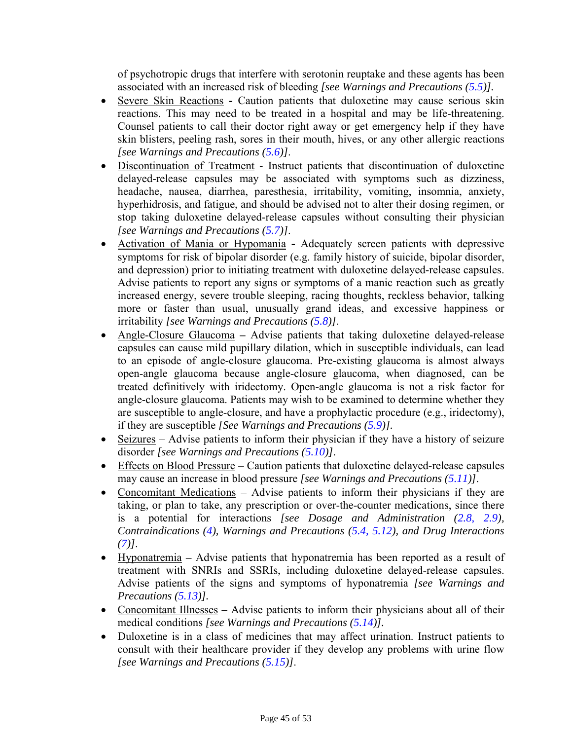of psychotropic drugs that interfere with serotonin reuptake and these agents has been associated with an increased risk of bleeding *[see Warnings and Precautions (5.5)]*.

- <u>Severe Skin Reactions</u> **-** Caution patients that duloxetine may cause serious skin reactions. This may need to be treated in a hospital and may be life-threatening. Counsel patients to call their doctor right away or get emergency help if they have skin blisters, peeling rash, sores in their mouth, hives, or any other allergic reactions *[see Warnings and Precautions (5.6)]*.
- <u>Discontinuation of Treatment</u> - Instruct patients that discontinuation of duloxetine delayed-release capsules may be associated with symptoms such as dizziness, headache, nausea, diarrhea, paresthesia, irritability, vomiting, insomnia, anxiety, hyperhidrosis, and fatigue, and should be advised not to alter their dosing regimen, or stop taking duloxetine delayed-release capsules without consulting their physician *[see Warnings and Precautions (5.7)]*.
- <u>Activation of Mania or Hypomania</u> **-** Adequately screen patients with depressive symptoms for risk of bipolar disorder (e.g. family history of suicide, bipolar disorder, and depression) prior to initiating treatment with duloxetine delayed-release capsules. Advise patients to report any signs or symptoms of a manic reaction such as greatly increased energy, severe trouble sleeping, racing thoughts, reckless behavior, talking more or faster than usual, unusually grand ideas, and excessive happiness or irritability *[see Warnings and Precautions (5.8)]*.
- <u>Angle-Closure Glaucoma</u> **–** Advise patients that taking duloxetine delayed-release capsules can cause mild pupillary dilation, which in susceptible individuals, can lead to an episode of angle-closure glaucoma. Pre-existing glaucoma is almost always open-angle glaucoma because angle-closure glaucoma, when diagnosed, can be treated definitively with iridectomy. Open-angle glaucoma is not a risk factor for angle-closure glaucoma. Patients may wish to be examined to determine whether they are susceptible to angle-closure, and have a prophylactic procedure (e.g., iridectomy), if they are susceptible *[See Warnings and Precautions (5.9)]*.
- <u>Seizures</u> – Advise patients to inform their physician if they have a history of seizure disorder *[see Warnings and Precautions (5.10)]*.
- <u>Effects on Blood Pressure</u> – Caution patients that duloxetine delayed-release capsules may cause an increase in blood pressure *[see Warnings and Precautions (5.11)]*.
- <u>Concomitant Medications</u> – Advise patients to inform their physicians if they are taking, or plan to take, any prescription or over-the-counter medications, since there is a potential for interactions *[see Dosage and Administration (2.8, 2.9), Contraindications (4), Warnings and Precautions (5.4, 5.12), and Drug Interactions (7)]*.
- <u>Hyponatremia</u> **–** Advise patients that hyponatremia has been reported as a result of treatment with SNRIs and SSRIs, including duloxetine delayed-release capsules. Advise patients of the signs and symptoms of hyponatremia *[see Warnings and Precautions (5.13)]*.
- <u>Concomitant Illnesses</u> **–** Advise patients to inform their physicians about all of their medical conditions *[see Warnings and Precautions (5.14)]*.
- Duloxetine is in a class of medicines that may affect urination. Instruct patients to consult with their healthcare provider if they develop any problems with urine flow *[see Warnings and Precautions (5.15)]*.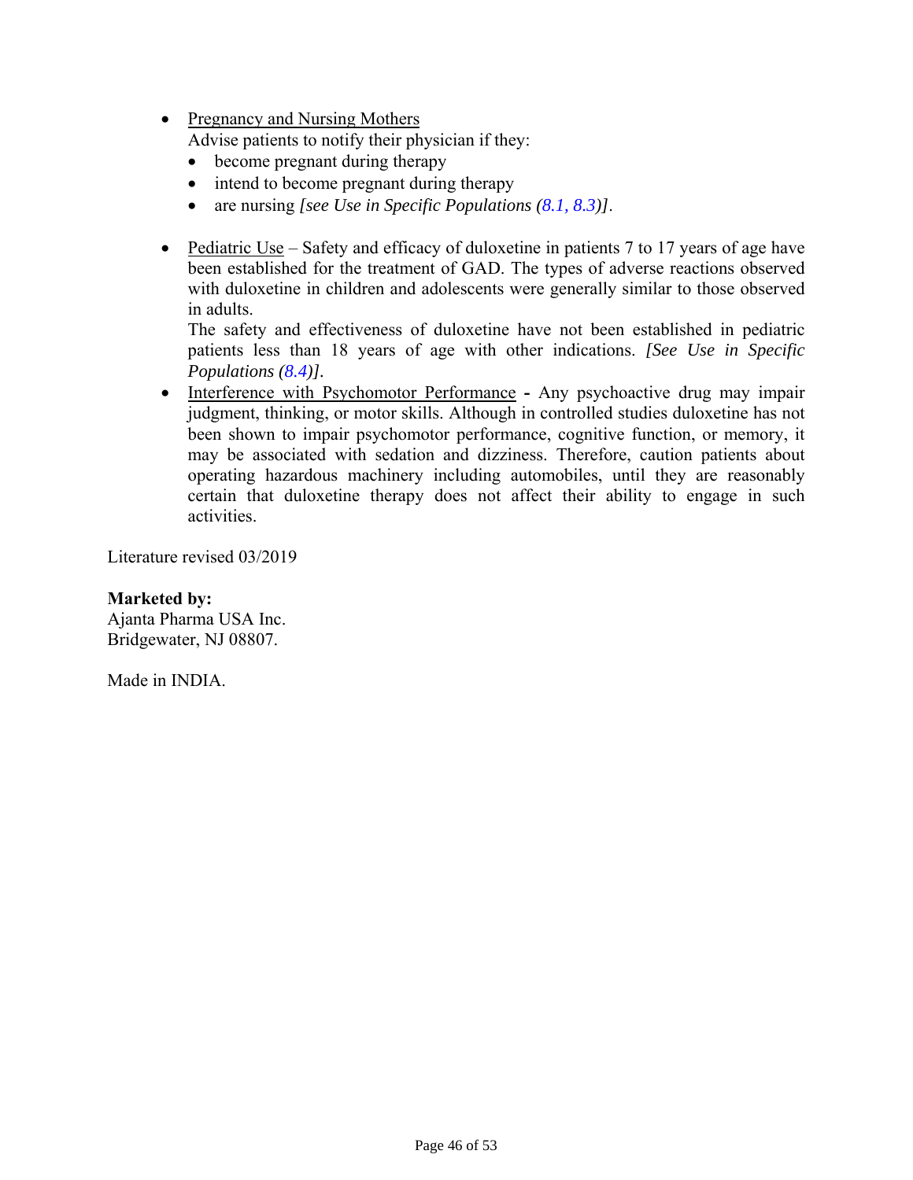- Pregnancy and Nursing Mothers
  Advise patients to notify their physician if they:
  - become pregnant during therapy
  - intend to become pregnant during therapy
  - are nursing *[see Use in Specific Populations (8.1, 8.3)]*.

- Pediatric Use – Safety and efficacy of duloxetine in patients 7 to 17 years of age have been established for the treatment of GAD. The types of adverse reactions observed with duloxetine in children and adolescents were generally similar to those observed in adults.
  The safety and effectiveness of duloxetine have not been established in pediatric patients less than 18 years of age with other indications. *[See Use in Specific Populations (8.4)]*.
- Interference with Psychomotor Performance **-** Any psychoactive drug may impair judgment, thinking, or motor skills. Although in controlled studies duloxetine has not been shown to impair psychomotor performance, cognitive function, or memory, it may be associated with sedation and dizziness. Therefore, caution patients about operating hazardous machinery including automobiles, until they are reasonably certain that duloxetine therapy does not affect their ability to engage in such activities.

Literature revised 03/2019

**Marketed by:**
Ajanta Pharma USA Inc.
Bridgewater, NJ 08807.

Made in INDIA.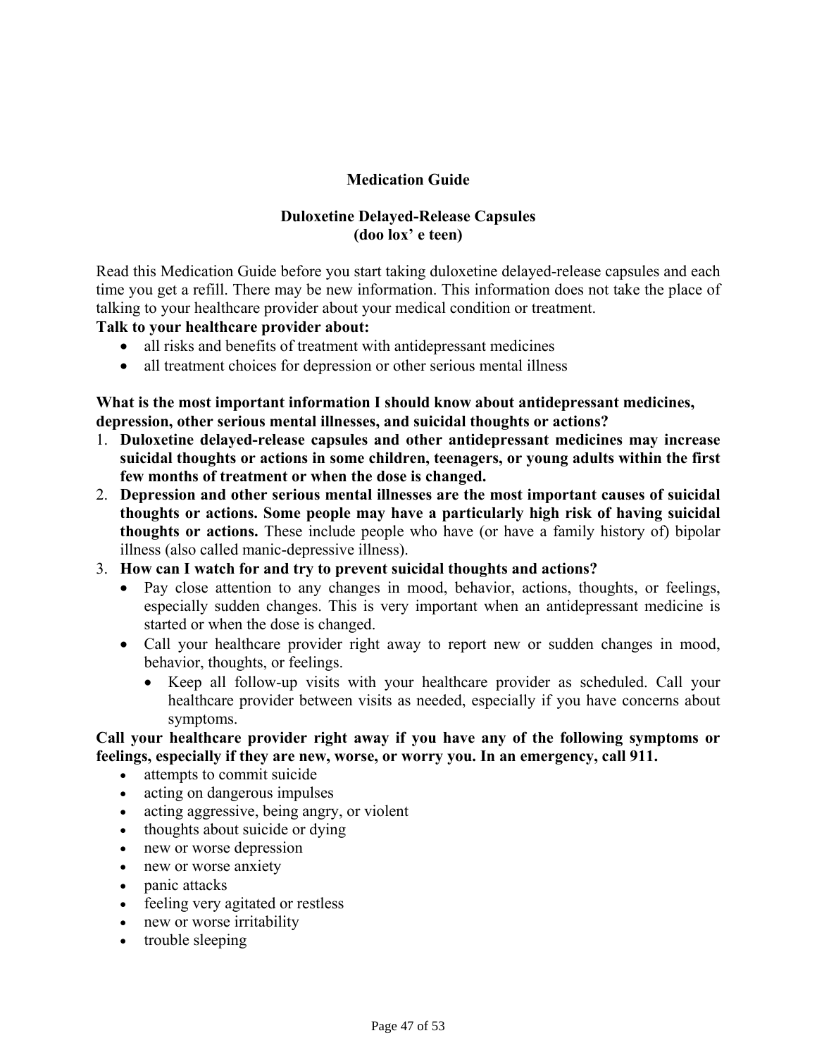# Medication Guide

## Duloxetine Delayed-Release Capsules
**(doo lox' e teen)**

Read this Medication Guide before you start taking duloxetine delayed-release capsules and each time you get a refill. There may be new information. This information does not take the place of talking to your healthcare provider about your medical condition or treatment.

**Talk to your healthcare provider about:**

- all risks and benefits of treatment with antidepressant medicines
- all treatment choices for depression or other serious mental illness

**What is the most important information I should know about antidepressant medicines, depression, other serious mental illnesses, and suicidal thoughts or actions?**

1. **Duloxetine delayed-release capsules and other antidepressant medicines may increase suicidal thoughts or actions in some children, teenagers, or young adults within the first few months of treatment or when the dose is changed.**
2. **Depression and other serious mental illnesses are the most important causes of suicidal thoughts or actions. Some people may have a particularly high risk of having suicidal thoughts or actions.** These include people who have (or have a family history of) bipolar illness (also called manic-depressive illness).
3. **How can I watch for and try to prevent suicidal thoughts and actions?**
   - Pay close attention to any changes in mood, behavior, actions, thoughts, or feelings, especially sudden changes. This is very important when an antidepressant medicine is started or when the dose is changed.
   - Call your healthcare provider right away to report new or sudden changes in mood, behavior, thoughts, or feelings.
     - Keep all follow-up visits with your healthcare provider as scheduled. Call your healthcare provider between visits as needed, especially if you have concerns about symptoms.

**Call your healthcare provider right away if you have any of the following symptoms or feelings, especially if they are new, worse, or worry you. In an emergency, call 911.**

- attempts to commit suicide
- acting on dangerous impulses
- acting aggressive, being angry, or violent
- thoughts about suicide or dying
- new or worse depression
- new or worse anxiety
- panic attacks
- feeling very agitated or restless
- new or worse irritability
- trouble sleeping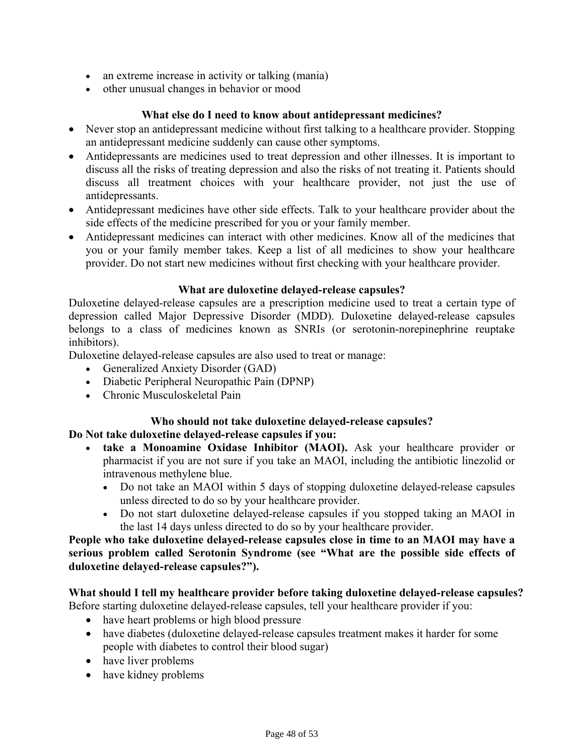- an extreme increase in activity or talking (mania)
- other unusual changes in behavior or mood

**What else do I need to know about antidepressant medicines?**

- Never stop an antidepressant medicine without first talking to a healthcare provider. Stopping an antidepressant medicine suddenly can cause other symptoms.
- Antidepressants are medicines used to treat depression and other illnesses. It is important to discuss all the risks of treating depression and also the risks of not treating it. Patients should discuss all treatment choices with your healthcare provider, not just the use of antidepressants.
- Antidepressant medicines have other side effects. Talk to your healthcare provider about the side effects of the medicine prescribed for you or your family member.
- Antidepressant medicines can interact with other medicines. Know all of the medicines that you or your family member takes. Keep a list of all medicines to show your healthcare provider. Do not start new medicines without first checking with your healthcare provider.

**What are duloxetine delayed-release capsules?**

Duloxetine delayed-release capsules are a prescription medicine used to treat a certain type of depression called Major Depressive Disorder (MDD). Duloxetine delayed-release capsules belongs to a class of medicines known as SNRIs (or serotonin-norepinephrine reuptake inhibitors).

Duloxetine delayed-release capsules are also used to treat or manage:

- Generalized Anxiety Disorder (GAD)
- Diabetic Peripheral Neuropathic Pain (DPNP)
- Chronic Musculoskeletal Pain

**Who should not take duloxetine delayed-release capsules?**

**Do Not take duloxetine delayed-release capsules if you:**

- **take a Monoamine Oxidase Inhibitor (MAOI).** Ask your healthcare provider or pharmacist if you are not sure if you take an MAOI, including the antibiotic linezolid or intravenous methylene blue.
  - Do not take an MAOI within 5 days of stopping duloxetine delayed-release capsules unless directed to do so by your healthcare provider.
  - Do not start duloxetine delayed-release capsules if you stopped taking an MAOI in the last 14 days unless directed to do so by your healthcare provider.

**People who take duloxetine delayed-release capsules close in time to an MAOI may have a serious problem called Serotonin Syndrome (see "What are the possible side effects of duloxetine delayed-release capsules?").**

**What should I tell my healthcare provider before taking duloxetine delayed-release capsules?**

Before starting duloxetine delayed-release capsules, tell your healthcare provider if you:

- have heart problems or high blood pressure
- have diabetes (duloxetine delayed-release capsules treatment makes it harder for some people with diabetes to control their blood sugar)
- have liver problems
- have kidney problems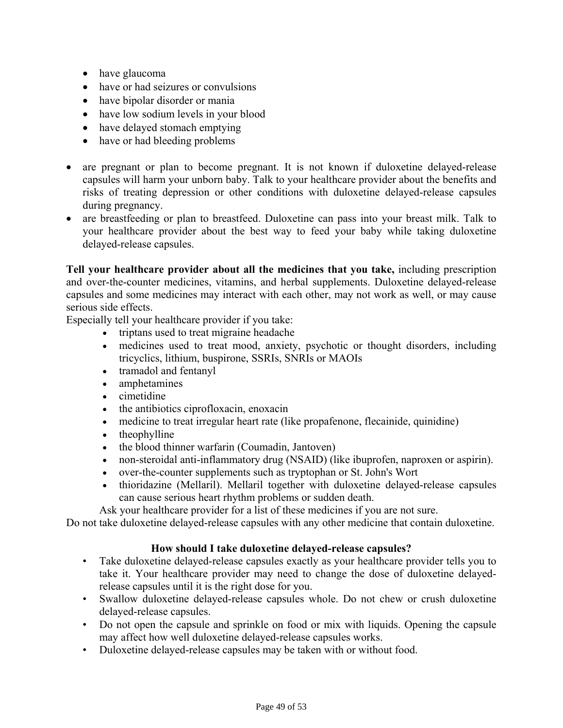- have glaucoma
- have or had seizures or convulsions
- have bipolar disorder or mania
- have low sodium levels in your blood
- have delayed stomach emptying
- have or had bleeding problems

- are pregnant or plan to become pregnant. It is not known if duloxetine delayed-release capsules will harm your unborn baby. Talk to your healthcare provider about the benefits and risks of treating depression or other conditions with duloxetine delayed-release capsules during pregnancy.
- are breastfeeding or plan to breastfeed. Duloxetine can pass into your breast milk. Talk to your healthcare provider about the best way to feed your baby while taking duloxetine delayed-release capsules.

**Tell your healthcare provider about all the medicines that you take,** including prescription and over-the-counter medicines, vitamins, and herbal supplements. Duloxetine delayed-release capsules and some medicines may interact with each other, may not work as well, or may cause serious side effects.

Especially tell your healthcare provider if you take:

- triptans used to treat migraine headache
- medicines used to treat mood, anxiety, psychotic or thought disorders, including tricyclics, lithium, buspirone, SSRIs, SNRIs or MAOIs
- tramadol and fentanyl
- amphetamines
- cimetidine
- the antibiotics ciprofloxacin, enoxacin
- medicine to treat irregular heart rate (like propafenone, flecainide, quinidine)
- theophylline
- the blood thinner warfarin (Coumadin, Jantoven)
- non-steroidal anti-inflammatory drug (NSAID) (like ibuprofen, naproxen or aspirin).
- over-the-counter supplements such as tryptophan or St. John's Wort
- thioridazine (Mellaril). Mellaril together with duloxetine delayed-release capsules can cause serious heart rhythm problems or sudden death.

Ask your healthcare provider for a list of these medicines if you are not sure.

Do not take duloxetine delayed-release capsules with any other medicine that contain duloxetine.

### How should I take duloxetine delayed-release capsules?

- Take duloxetine delayed-release capsules exactly as your healthcare provider tells you to take it. Your healthcare provider may need to change the dose of duloxetine delayed-release capsules until it is the right dose for you.
- Swallow duloxetine delayed-release capsules whole. Do not chew or crush duloxetine delayed-release capsules.
- Do not open the capsule and sprinkle on food or mix with liquids. Opening the capsule may affect how well duloxetine delayed-release capsules works.
- Duloxetine delayed-release capsules may be taken with or without food.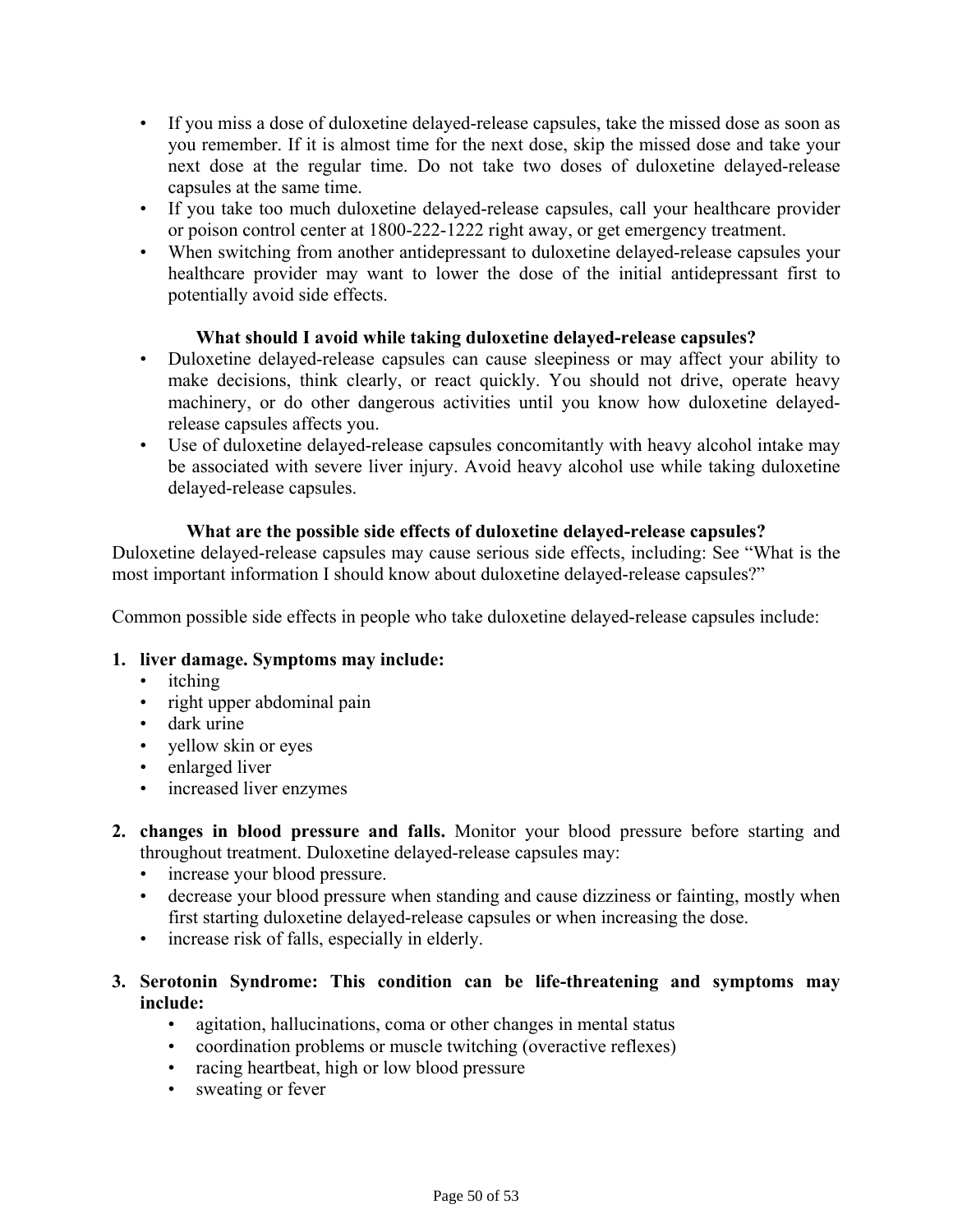- If you miss a dose of duloxetine delayed-release capsules, take the missed dose as soon as you remember. If it is almost time for the next dose, skip the missed dose and take your next dose at the regular time. Do not take two doses of duloxetine delayed-release capsules at the same time.
- If you take too much duloxetine delayed-release capsules, call your healthcare provider or poison control center at 1800-222-1222 right away, or get emergency treatment.
- When switching from another antidepressant to duloxetine delayed-release capsules your healthcare provider may want to lower the dose of the initial antidepressant first to potentially avoid side effects.

**What should I avoid while taking duloxetine delayed-release capsules?**

- Duloxetine delayed-release capsules can cause sleepiness or may affect your ability to make decisions, think clearly, or react quickly. You should not drive, operate heavy machinery, or do other dangerous activities until you know how duloxetine delayed-release capsules affects you.
- Use of duloxetine delayed-release capsules concomitantly with heavy alcohol intake may be associated with severe liver injury. Avoid heavy alcohol use while taking duloxetine delayed-release capsules.

**What are the possible side effects of duloxetine delayed-release capsules?**

Duloxetine delayed-release capsules may cause serious side effects, including: See "What is the most important information I should know about duloxetine delayed-release capsules?"

Common possible side effects in people who take duloxetine delayed-release capsules include:

1. **liver damage. Symptoms may include:**
   - itching
   - right upper abdominal pain
   - dark urine
   - yellow skin or eyes
   - enlarged liver
   - increased liver enzymes

2. **changes in blood pressure and falls.** Monitor your blood pressure before starting and throughout treatment. Duloxetine delayed-release capsules may:
   - increase your blood pressure.
   - decrease your blood pressure when standing and cause dizziness or fainting, mostly when first starting duloxetine delayed-release capsules or when increasing the dose.
   - increase risk of falls, especially in elderly.

3. **Serotonin Syndrome: This condition can be life-threatening and symptoms may include:**
   - agitation, hallucinations, coma or other changes in mental status
   - coordination problems or muscle twitching (overactive reflexes)
   - racing heartbeat, high or low blood pressure
   - sweating or fever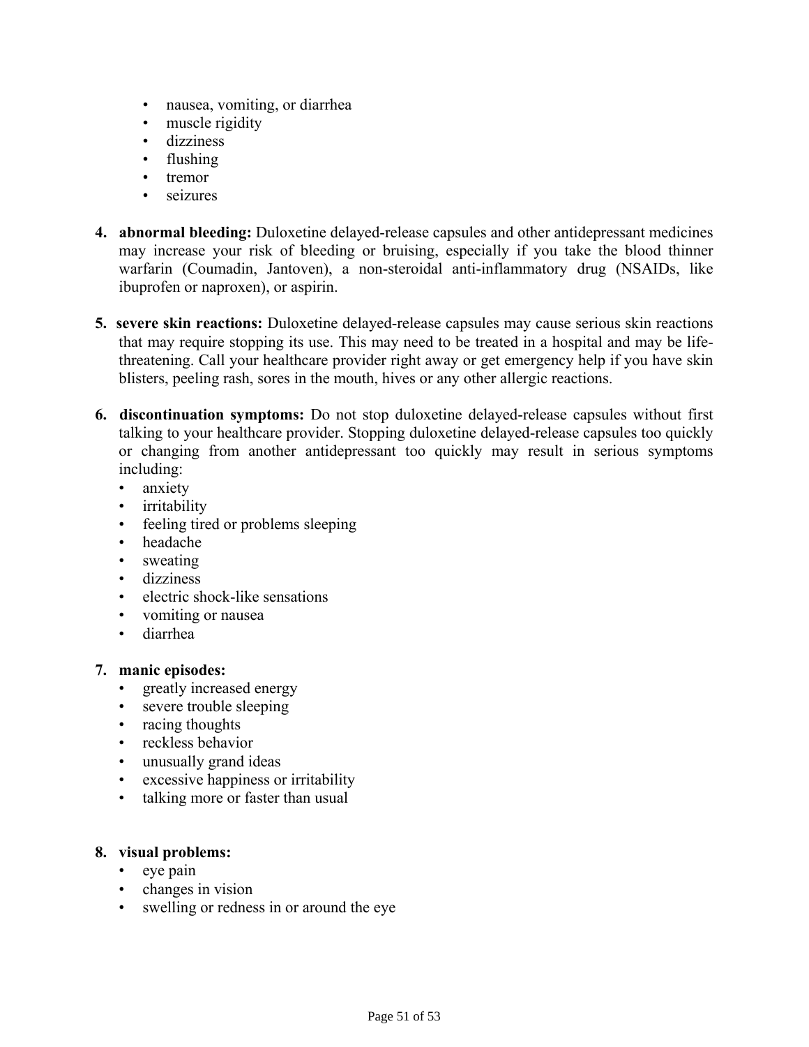- nausea, vomiting, or diarrhea
- muscle rigidity
- dizziness
- flushing
- tremor
- seizures

4. **abnormal bleeding:** Duloxetine delayed-release capsules and other antidepressant medicines may increase your risk of bleeding or bruising, especially if you take the blood thinner warfarin (Coumadin, Jantoven), a non-steroidal anti-inflammatory drug (NSAIDs, like ibuprofen or naproxen), or aspirin.

5. **severe skin reactions:** Duloxetine delayed-release capsules may cause serious skin reactions that may require stopping its use. This may need to be treated in a hospital and may be life-threatening. Call your healthcare provider right away or get emergency help if you have skin blisters, peeling rash, sores in the mouth, hives or any other allergic reactions.

6. **discontinuation symptoms:** Do not stop duloxetine delayed-release capsules without first talking to your healthcare provider. Stopping duloxetine delayed-release capsules too quickly or changing from another antidepressant too quickly may result in serious symptoms including:
   - anxiety
   - irritability
   - feeling tired or problems sleeping
   - headache
   - sweating
   - dizziness
   - electric shock-like sensations
   - vomiting or nausea
   - diarrhea

7. **manic episodes:**
   - greatly increased energy
   - severe trouble sleeping
   - racing thoughts
   - reckless behavior
   - unusually grand ideas
   - excessive happiness or irritability
   - talking more or faster than usual

8. **visual problems:**
   - eye pain
   - changes in vision
   - swelling or redness in or around the eye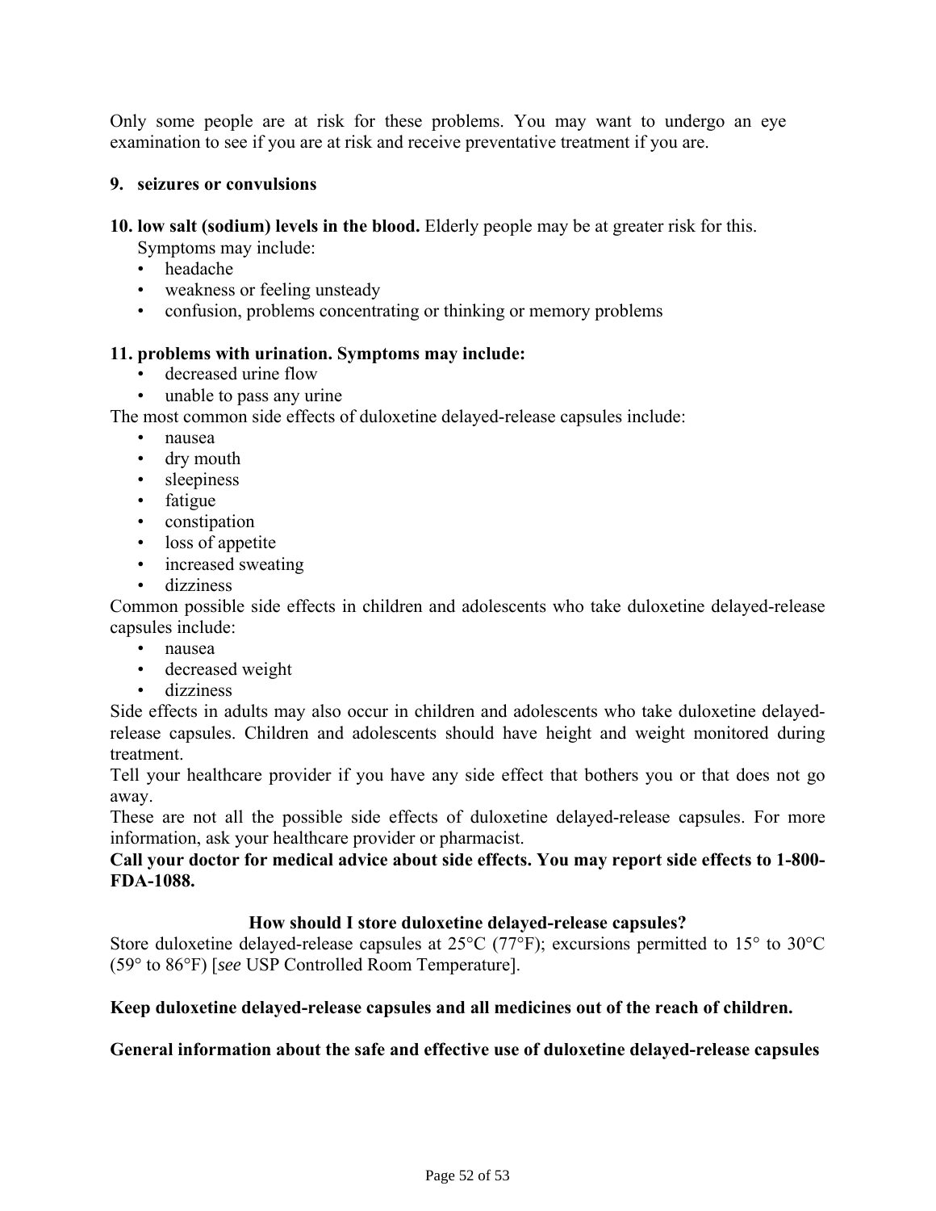Only some people are at risk for these problems. You may want to undergo an eye examination to see if you are at risk and receive preventative treatment if you are.

**9. seizures or convulsions**

**10. low salt (sodium) levels in the blood.** Elderly people may be at greater risk for this. Symptoms may include:

- headache
- weakness or feeling unsteady
- confusion, problems concentrating or thinking or memory problems

**11. problems with urination. Symptoms may include:**

- decreased urine flow
- unable to pass any urine

The most common side effects of duloxetine delayed-release capsules include:

- nausea
- dry mouth
- sleepiness
- fatigue
- constipation
- loss of appetite
- increased sweating
- dizziness

Common possible side effects in children and adolescents who take duloxetine delayed-release capsules include:

- nausea
- decreased weight
- dizziness

Side effects in adults may also occur in children and adolescents who take duloxetine delayed-release capsules. Children and adolescents should have height and weight monitored during treatment.

Tell your healthcare provider if you have any side effect that bothers you or that does not go away.

These are not all the possible side effects of duloxetine delayed-release capsules. For more information, ask your healthcare provider or pharmacist.

**Call your doctor for medical advice about side effects. You may report side effects to 1-800-FDA-1088.**

## How should I store duloxetine delayed-release capsules?

Store duloxetine delayed-release capsules at 25°C (77°F); excursions permitted to 15° to 30°C (59° to 86°F) [*see* USP Controlled Room Temperature].

**Keep duloxetine delayed-release capsules and all medicines out of the reach of children.**

**General information about the safe and effective use of duloxetine delayed-release capsules**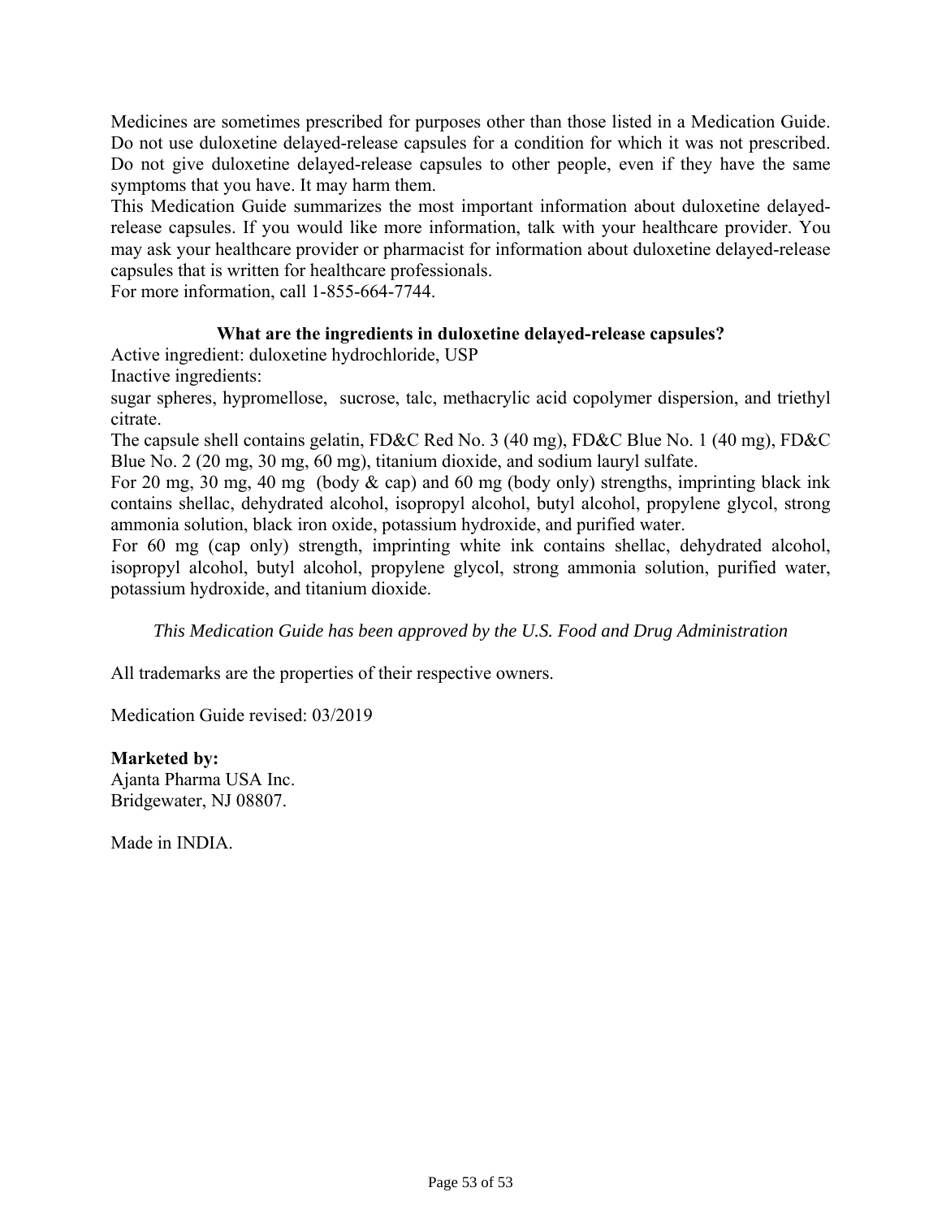Medicines are sometimes prescribed for purposes other than those listed in a Medication Guide. Do not use duloxetine delayed-release capsules for a condition for which it was not prescribed. Do not give duloxetine delayed-release capsules to other people, even if they have the same symptoms that you have. It may harm them.

This Medication Guide summarizes the most important information about duloxetine delayed-release capsules. If you would like more information, talk with your healthcare provider. You may ask your healthcare provider or pharmacist for information about duloxetine delayed-release capsules that is written for healthcare professionals.

For more information, call 1-855-664-7744.

**What are the ingredients in duloxetine delayed-release capsules?**

Active ingredient: duloxetine hydrochloride, USP

Inactive ingredients:

sugar spheres, hypromellose, sucrose, talc, methacrylic acid copolymer dispersion, and triethyl citrate.

The capsule shell contains gelatin, FD&C Red No. 3 (40 mg), FD&C Blue No. 1 (40 mg), FD&C Blue No. 2 (20 mg, 30 mg, 60 mg), titanium dioxide, and sodium lauryl sulfate.

For 20 mg, 30 mg, 40 mg (body & cap) and 60 mg (body only) strengths, imprinting black ink contains shellac, dehydrated alcohol, isopropyl alcohol, butyl alcohol, propylene glycol, strong ammonia solution, black iron oxide, potassium hydroxide, and purified water.

For 60 mg (cap only) strength, imprinting white ink contains shellac, dehydrated alcohol, isopropyl alcohol, butyl alcohol, propylene glycol, strong ammonia solution, purified water, potassium hydroxide, and titanium dioxide.

*This Medication Guide has been approved by the U.S. Food and Drug Administration*

All trademarks are the properties of their respective owners.

Medication Guide revised: 03/2019

**Marketed by:**
Ajanta Pharma USA Inc.
Bridgewater, NJ 08807.

Made in INDIA.